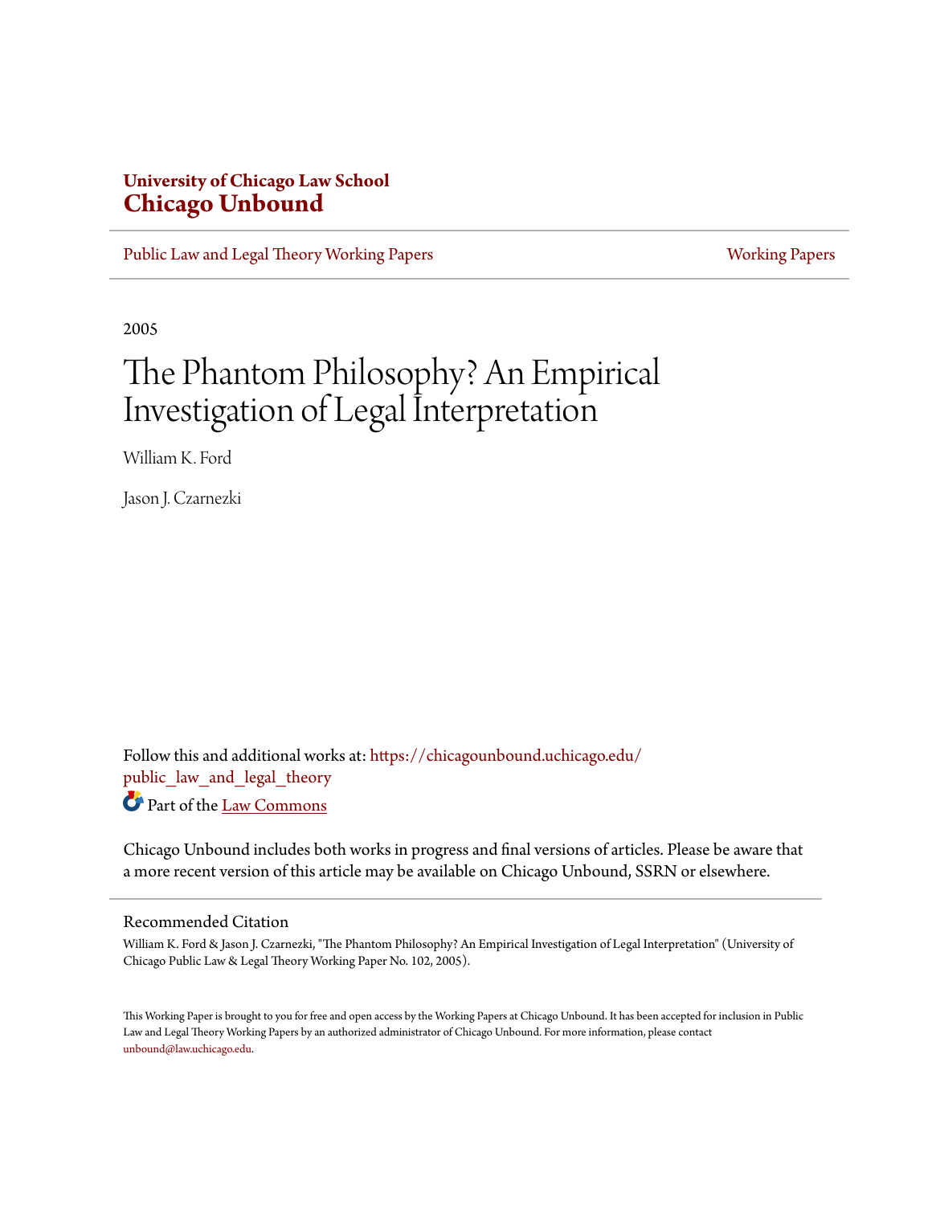University of Chicago Law School
**Chicago Unbound**

Public Law and Legal Theory Working Papers | Working Papers

2005

# The Phantom Philosophy? An Empirical Investigation of Legal Interpretation

William K. Ford

Jason J. Czarnezki

Follow this and additional works at: https://chicagounbound.uchicago.edu/public_law_and_legal_theory

Part of the Law Commons

Chicago Unbound includes both works in progress and final versions of articles. Please be aware that a more recent version of this article may be available on Chicago Unbound, SSRN or elsewhere.

## Recommended Citation

William K. Ford & Jason J. Czarnezki, "The Phantom Philosophy? An Empirical Investigation of Legal Interpretation" (University of Chicago Public Law & Legal Theory Working Paper No. 102, 2005).

This Working Paper is brought to you for free and open access by the Working Papers at Chicago Unbound. It has been accepted for inclusion in Public Law and Legal Theory Working Papers by an authorized administrator of Chicago Unbound. For more information, please contact unbound@law.uchicago.edu.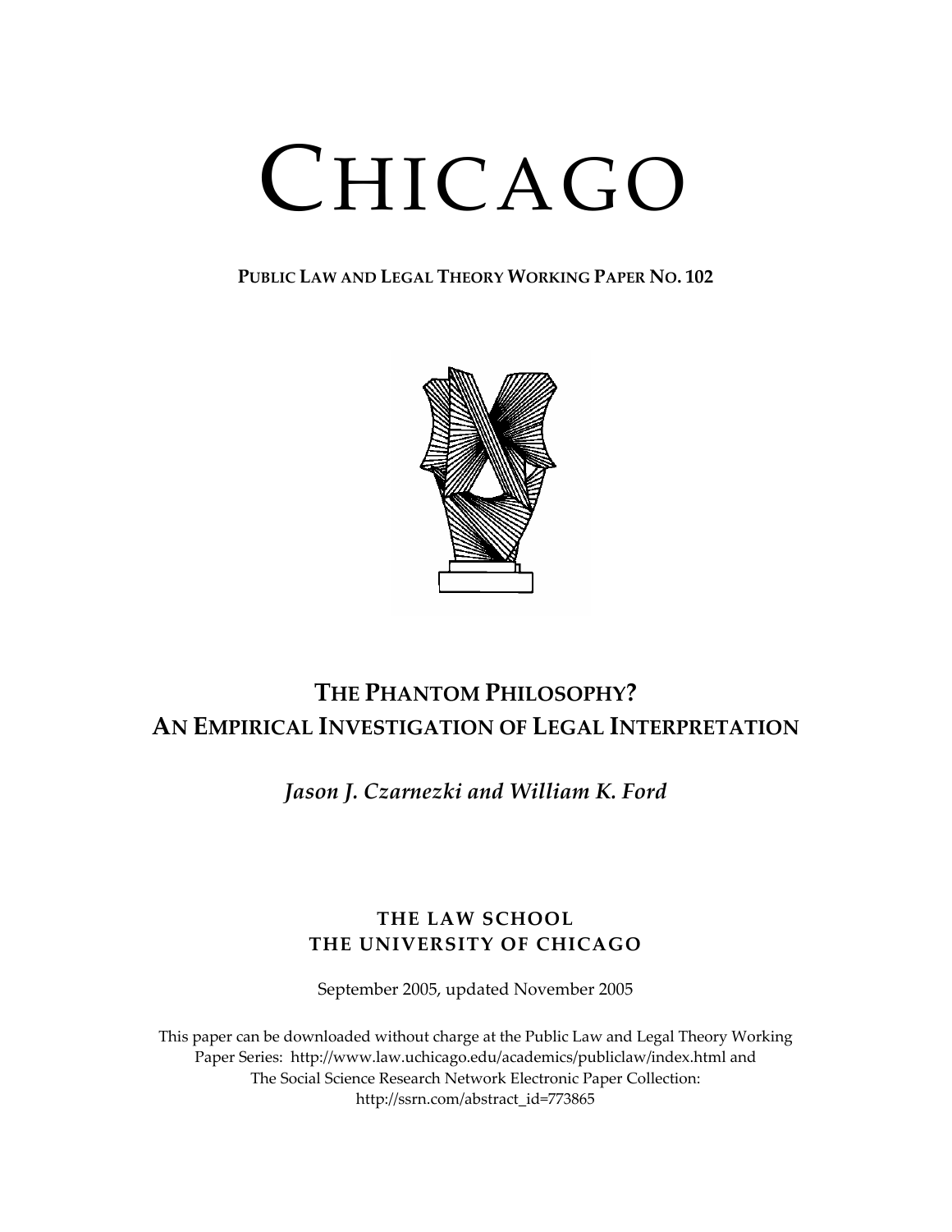# CHICAGO

**PUBLIC LAW AND LEGAL THEORY WORKING PAPER NO. 102**

## THE PHANTOM PHILOSOPHY?
## AN EMPIRICAL INVESTIGATION OF LEGAL INTERPRETATION

***Jason J. Czarnezki and William K. Ford***

**THE LAW SCHOOL**
**THE UNIVERSITY OF CHICAGO**

September 2005, updated November 2005

This paper can be downloaded without charge at the Public Law and Legal Theory Working Paper Series: http://www.law.uchicago.edu/academics/publiclaw/index.html and The Social Science Research Network Electronic Paper Collection: http://ssrn.com/abstract_id=773865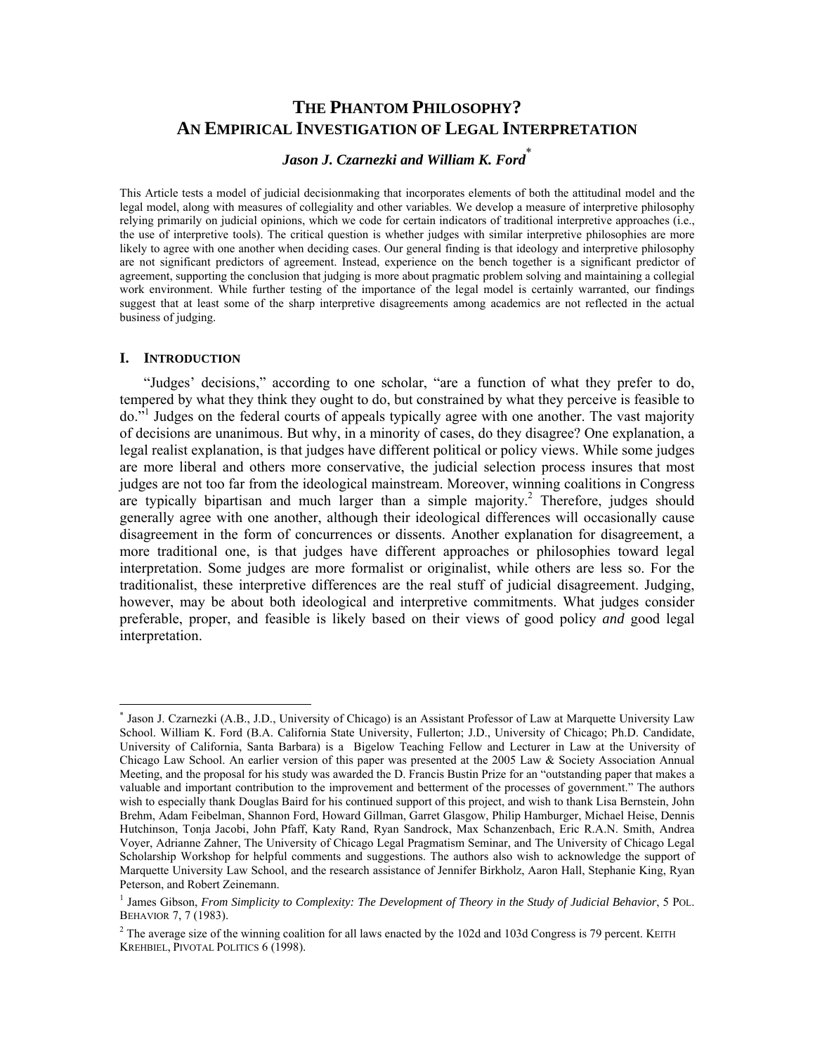# THE PHANTOM PHILOSOPHY? AN EMPIRICAL INVESTIGATION OF LEGAL INTERPRETATION

***Jason J. Czarnezki and William K. Ford****

This Article tests a model of judicial decisionmaking that incorporates elements of both the attitudinal model and the legal model, along with measures of collegiality and other variables. We develop a measure of interpretive philosophy relying primarily on judicial opinions, which we code for certain indicators of traditional interpretive approaches (i.e., the use of interpretive tools). The critical question is whether judges with similar interpretive philosophies are more likely to agree with one another when deciding cases. Our general finding is that ideology and interpretive philosophy are not significant predictors of agreement. Instead, experience on the bench together is a significant predictor of agreement, supporting the conclusion that judging is more about pragmatic problem solving and maintaining a collegial work environment. While further testing of the importance of the legal model is certainly warranted, our findings suggest that at least some of the sharp interpretive disagreements among academics are not reflected in the actual business of judging.

## I. INTRODUCTION

"Judges' decisions," according to one scholar, "are a function of what they prefer to do, tempered by what they think they ought to do, but constrained by what they perceive is feasible to do."[1] Judges on the federal courts of appeals typically agree with one another. The vast majority of decisions are unanimous. But why, in a minority of cases, do they disagree? One explanation, a legal realist explanation, is that judges have different political or policy views. While some judges are more liberal and others more conservative, the judicial selection process insures that most judges are not too far from the ideological mainstream. Moreover, winning coalitions in Congress are typically bipartisan and much larger than a simple majority.[2] Therefore, judges should generally agree with one another, although their ideological differences will occasionally cause disagreement in the form of concurrences or dissents. Another explanation for disagreement, a more traditional one, is that judges have different approaches or philosophies toward legal interpretation. Some judges are more formalist or originalist, while others are less so. For the traditionalist, these interpretive differences are the real stuff of judicial disagreement. Judging, however, may be about both ideological and interpretive commitments. What judges consider preferable, proper, and feasible is likely based on their views of good policy *and* good legal interpretation.

---

* Jason J. Czarnezki (A.B., J.D., University of Chicago) is an Assistant Professor of Law at Marquette University Law School. William K. Ford (B.A. California State University, Fullerton; J.D., University of Chicago; Ph.D. Candidate, University of California, Santa Barbara) is a Bigelow Teaching Fellow and Lecturer in Law at the University of Chicago Law School. An earlier version of this paper was presented at the 2005 Law & Society Association Annual Meeting, and the proposal for his study was awarded the D. Francis Bustin Prize for an "outstanding paper that makes a valuable and important contribution to the improvement and betterment of the processes of government." The authors wish to especially thank Douglas Baird for his continued support of this project, and wish to thank Lisa Bernstein, John Brehm, Adam Feibelman, Shannon Ford, Howard Gillman, Garret Glasgow, Philip Hamburger, Michael Heise, Dennis Hutchinson, Tonja Jacobi, John Pfaff, Katy Rand, Ryan Sandrock, Max Schanzenbach, Eric R.A.N. Smith, Andrea Voyer, Adrianne Zahner, The University of Chicago Legal Pragmatism Seminar, and The University of Chicago Legal Scholarship Workshop for helpful comments and suggestions. The authors also wish to acknowledge the support of Marquette University Law School, and the research assistance of Jennifer Birkholz, Aaron Hall, Stephanie King, Ryan Peterson, and Robert Zeinemann.

[1] James Gibson, *From Simplicity to Complexity: The Development of Theory in the Study of Judicial Behavior*, 5 POL. BEHAVIOR 7, 7 (1983).

[2] The average size of the winning coalition for all laws enacted by the 102d and 103d Congress is 79 percent. KEITH KREHBIEL, PIVOTAL POLITICS 6 (1998).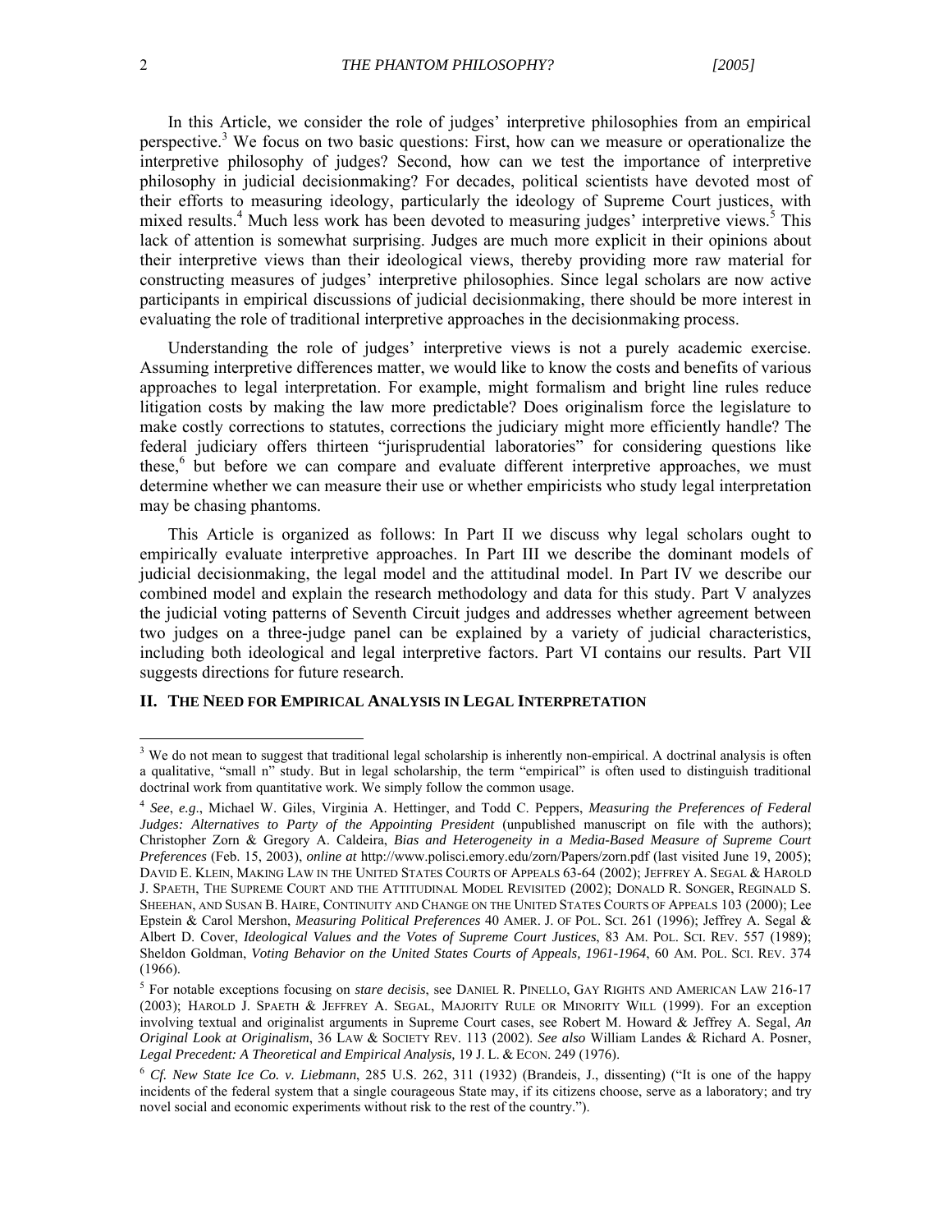In this Article, we consider the role of judges' interpretive philosophies from an empirical perspective.[3] We focus on two basic questions: First, how can we measure or operationalize the interpretive philosophy of judges? Second, how can we test the importance of interpretive philosophy in judicial decisionmaking? For decades, political scientists have devoted most of their efforts to measuring ideology, particularly the ideology of Supreme Court justices, with mixed results.[4] Much less work has been devoted to measuring judges' interpretive views.[5] This lack of attention is somewhat surprising. Judges are much more explicit in their opinions about their interpretive views than their ideological views, thereby providing more raw material for constructing measures of judges' interpretive philosophies. Since legal scholars are now active participants in empirical discussions of judicial decisionmaking, there should be more interest in evaluating the role of traditional interpretive approaches in the decisionmaking process.

Understanding the role of judges' interpretive views is not a purely academic exercise. Assuming interpretive differences matter, we would like to know the costs and benefits of various approaches to legal interpretation. For example, might formalism and bright line rules reduce litigation costs by making the law more predictable? Does originalism force the legislature to make costly corrections to statutes, corrections the judiciary might more efficiently handle? The federal judiciary offers thirteen "jurisprudential laboratories" for considering questions like these,[6] but before we can compare and evaluate different interpretive approaches, we must determine whether we can measure their use or whether empiricists who study legal interpretation may be chasing phantoms.

This Article is organized as follows: In Part II we discuss why legal scholars ought to empirically evaluate interpretive approaches. In Part III we describe the dominant models of judicial decisionmaking, the legal model and the attitudinal model. In Part IV we describe our combined model and explain the research methodology and data for this study. Part V analyzes the judicial voting patterns of Seventh Circuit judges and addresses whether agreement between two judges on a three-judge panel can be explained by a variety of judicial characteristics, including both ideological and legal interpretive factors. Part VI contains our results. Part VII suggests directions for future research.

## II. THE NEED FOR EMPIRICAL ANALYSIS IN LEGAL INTERPRETATION

---

[3] We do not mean to suggest that traditional legal scholarship is inherently non-empirical. A doctrinal analysis is often a qualitative, "small n" study. But in legal scholarship, the term "empirical" is often used to distinguish traditional doctrinal work from quantitative work. We simply follow the common usage.

[4] *See*, *e.g*., Michael W. Giles, Virginia A. Hettinger, and Todd C. Peppers, *Measuring the Preferences of Federal Judges: Alternatives to Party of the Appointing President* (unpublished manuscript on file with the authors); Christopher Zorn & Gregory A. Caldeira, *Bias and Heterogeneity in a Media-Based Measure of Supreme Court Preferences* (Feb. 15, 2003), *online at* http://www.polisci.emory.edu/zorn/Papers/zorn.pdf (last visited June 19, 2005); DAVID E. KLEIN, MAKING LAW IN THE UNITED STATES COURTS OF APPEALS 63-64 (2002); JEFFREY A. SEGAL & HAROLD J. SPAETH, THE SUPREME COURT AND THE ATTITUDINAL MODEL REVISITED (2002); DONALD R. SONGER, REGINALD S. SHEEHAN, AND SUSAN B. HAIRE, CONTINUITY AND CHANGE ON THE UNITED STATES COURTS OF APPEALS 103 (2000); Lee Epstein & Carol Mershon, *Measuring Political Preferences* 40 AMER. J. OF POL. SCI. 261 (1996); Jeffrey A. Segal & Albert D. Cover, *Ideological Values and the Votes of Supreme Court Justices*, 83 AM. POL. SCI. REV. 557 (1989); Sheldon Goldman, *Voting Behavior on the United States Courts of Appeals, 1961-1964*, 60 AM. POL. SCI. REV. 374 (1966).

[5] For notable exceptions focusing on *stare decisis*, see DANIEL R. PINELLO, GAY RIGHTS AND AMERICAN LAW 216-17 (2003); HAROLD J. SPAETH & JEFFREY A. SEGAL, MAJORITY RULE OR MINORITY WILL (1999). For an exception involving textual and originalist arguments in Supreme Court cases, see Robert M. Howard & Jeffrey A. Segal, *An Original Look at Originalism*, 36 LAW & SOCIETY REV. 113 (2002). *See also* William Landes & Richard A. Posner, *Legal Precedent: A Theoretical and Empirical Analysis,* 19 J. L. & ECON. 249 (1976).

[6] *Cf. New State Ice Co. v. Liebmann*, 285 U.S. 262, 311 (1932) (Brandeis, J., dissenting) ("It is one of the happy incidents of the federal system that a single courageous State may, if its citizens choose, serve as a laboratory; and try novel social and economic experiments without risk to the rest of the country.").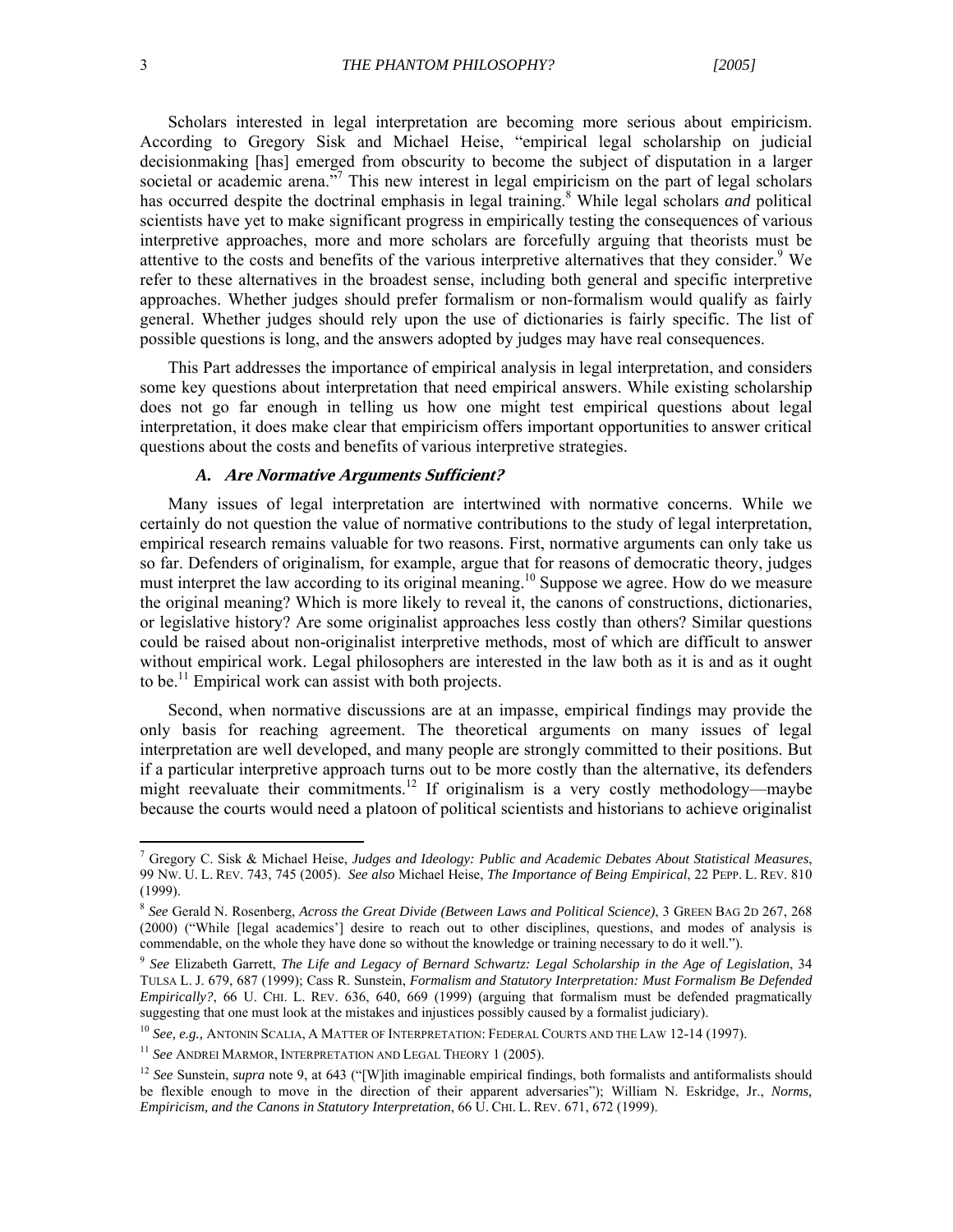Scholars interested in legal interpretation are becoming more serious about empiricism. According to Gregory Sisk and Michael Heise, "empirical legal scholarship on judicial decisionmaking [has] emerged from obscurity to become the subject of disputation in a larger societal or academic arena."[7] This new interest in legal empiricism on the part of legal scholars has occurred despite the doctrinal emphasis in legal training.[8] While legal scholars *and* political scientists have yet to make significant progress in empirically testing the consequences of various interpretive approaches, more and more scholars are forcefully arguing that theorists must be attentive to the costs and benefits of the various interpretive alternatives that they consider.[9] We refer to these alternatives in the broadest sense, including both general and specific interpretive approaches. Whether judges should prefer formalism or non-formalism would qualify as fairly general. Whether judges should rely upon the use of dictionaries is fairly specific. The list of possible questions is long, and the answers adopted by judges may have real consequences.

This Part addresses the importance of empirical analysis in legal interpretation, and considers some key questions about interpretation that need empirical answers. While existing scholarship does not go far enough in telling us how one might test empirical questions about legal interpretation, it does make clear that empiricism offers important opportunities to answer critical questions about the costs and benefits of various interpretive strategies.

### *A. Are Normative Arguments Sufficient?*

Many issues of legal interpretation are intertwined with normative concerns. While we certainly do not question the value of normative contributions to the study of legal interpretation, empirical research remains valuable for two reasons. First, normative arguments can only take us so far. Defenders of originalism, for example, argue that for reasons of democratic theory, judges must interpret the law according to its original meaning.[10] Suppose we agree. How do we measure the original meaning? Which is more likely to reveal it, the canons of constructions, dictionaries, or legislative history? Are some originalist approaches less costly than others? Similar questions could be raised about non-originalist interpretive methods, most of which are difficult to answer without empirical work. Legal philosophers are interested in the law both as it is and as it ought to be.[11] Empirical work can assist with both projects.

Second, when normative discussions are at an impasse, empirical findings may provide the only basis for reaching agreement. The theoretical arguments on many issues of legal interpretation are well developed, and many people are strongly committed to their positions. But if a particular interpretive approach turns out to be more costly than the alternative, its defenders might reevaluate their commitments.[12] If originalism is a very costly methodology—maybe because the courts would need a platoon of political scientists and historians to achieve originalist

---

[7] Gregory C. Sisk & Michael Heise, *Judges and Ideology: Public and Academic Debates About Statistical Measures*, 99 NW. U. L. REV. 743, 745 (2005). *See also* Michael Heise, *The Importance of Being Empirical*, 22 PEPP. L. REV. 810 (1999).

[8] *See* Gerald N. Rosenberg, *Across the Great Divide (Between Laws and Political Science)*, 3 GREEN BAG 2D 267, 268 (2000) ("While [legal academics'] desire to reach out to other disciplines, questions, and modes of analysis is commendable, on the whole they have done so without the knowledge or training necessary to do it well.").

[9] *See* Elizabeth Garrett, *The Life and Legacy of Bernard Schwartz: Legal Scholarship in the Age of Legislation*, 34 TULSA L. J. 679, 687 (1999); Cass R. Sunstein, *Formalism and Statutory Interpretation: Must Formalism Be Defended Empirically?*, 66 U. CHI. L. REV. 636, 640, 669 (1999) (arguing that formalism must be defended pragmatically suggesting that one must look at the mistakes and injustices possibly caused by a formalist judiciary).

[10] *See, e.g.,* ANTONIN SCALIA, A MATTER OF INTERPRETATION: FEDERAL COURTS AND THE LAW 12-14 (1997).

[11] *See* ANDREI MARMOR, INTERPRETATION AND LEGAL THEORY 1 (2005).

[12] *See* Sunstein, *supra* note 9, at 643 ("[W]ith imaginable empirical findings, both formalists and antiformalists should be flexible enough to move in the direction of their apparent adversaries"); William N. Eskridge, Jr., *Norms, Empiricism, and the Canons in Statutory Interpretation*, 66 U. CHI. L. REV. 671, 672 (1999).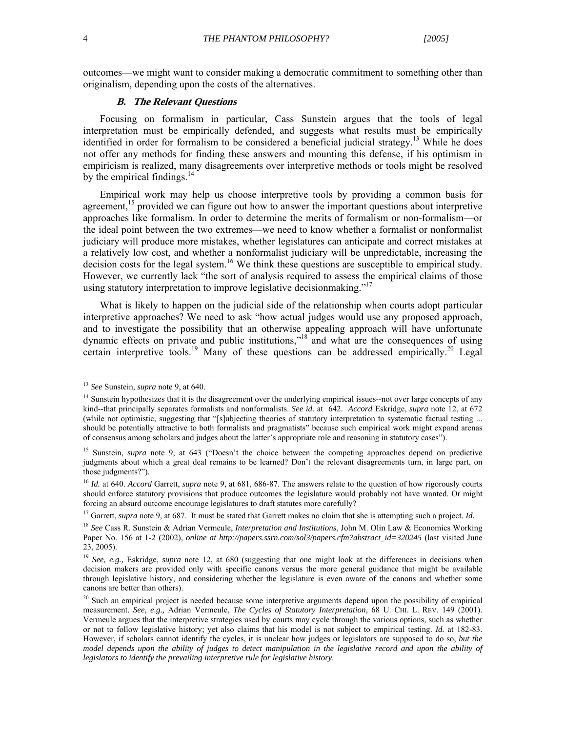outcomes—we might want to consider making a democratic commitment to something other than originalism, depending upon the costs of the alternatives.

### *B. The Relevant Questions*

Focusing on formalism in particular, Cass Sunstein argues that the tools of legal interpretation must be empirically defended, and suggests what results must be empirically identified in order for formalism to be considered a beneficial judicial strategy.[13] While he does not offer any methods for finding these answers and mounting this defense, if his optimism in empiricism is realized, many disagreements over interpretive methods or tools might be resolved by the empirical findings.[14]

Empirical work may help us choose interpretive tools by providing a common basis for agreement,[15] provided we can figure out how to answer the important questions about interpretive approaches like formalism. In order to determine the merits of formalism or non-formalism—or the ideal point between the two extremes—we need to know whether a formalist or nonformalist judiciary will produce more mistakes, whether legislatures can anticipate and correct mistakes at a relatively low cost, and whether a nonformalist judiciary will be unpredictable, increasing the decision costs for the legal system.[16] We think these questions are susceptible to empirical study. However, we currently lack "the sort of analysis required to assess the empirical claims of those using statutory interpretation to improve legislative decisionmaking."[17]

What is likely to happen on the judicial side of the relationship when courts adopt particular interpretive approaches? We need to ask "how actual judges would use any proposed approach, and to investigate the possibility that an otherwise appealing approach will have unfortunate dynamic effects on private and public institutions,"[18] and what are the consequences of using certain interpretive tools.[19] Many of these questions can be addressed empirically.[20] Legal

---

[13] *See* Sunstein, *supra* note 9, at 640.

[14] Sunstein hypothesizes that it is the disagreement over the underlying empirical issues--not over large concepts of any kind--that principally separates formalists and nonformalists. *See id.* at 642. *Accord* Eskridge, *supra* note 12, at 672 (while not optimistic, suggesting that "[s]ubjecting theories of statutory interpretation to systematic factual testing ... should be potentially attractive to both formalists and pragmatists" because such empirical work might expand arenas of consensus among scholars and judges about the latter's appropriate role and reasoning in statutory cases").

[15] Sunstein, *supra* note 9, at 643 ("Doesn't the choice between the competing approaches depend on predictive judgments about which a great deal remains to be learned? Don't the relevant disagreements turn, in large part, on those judgments?").

[16] *Id.* at 640. *Accord* Garrett, *supra* note 9, at 681, 686-87. The answers relate to the question of how rigorously courts should enforce statutory provisions that produce outcomes the legislature would probably not have wanted. Or might forcing an absurd outcome encourage legislatures to draft statutes more carefully?

[17] Garrett, *supra* note 9, at 687. It must be stated that Garrett makes no claim that she is attempting such a project. *Id.*

[18] *See* Cass R. Sunstein & Adrian Vermeule, *Interpretation and Institutions*, John M. Olin Law & Economics Working Paper No. 156 at 1-2 (2002), *online at http://papers.ssrn.com/sol3/papers.cfm?abstract_id=320245* (last visited June 23, 2005).

[19] *See, e.g.,* Eskridge, *supra* note 12, at 680 (suggesting that one might look at the differences in decisions when decision makers are provided only with specific canons versus the more general guidance that might be available through legislative history, and considering whether the legislature is even aware of the canons and whether some canons are better than others).

[20] Such an empirical project is needed because some interpretive arguments depend upon the possibility of empirical measurement. *See, e.g.,* Adrian Vermeule, *The Cycles of Statutory Interpretation*, 68 U. CHI. L. REV. 149 (2001). Vermeule argues that the interpretive strategies used by courts may cycle through the various options, such as whether or not to follow legislative history; yet also claims that his model is not subject to empirical testing. *Id.* at 182-83. However, if scholars cannot identify the cycles, it is unclear how judges or legislators are supposed to do so, *but the model depends upon the ability of judges to detect manipulation in the legislative record and upon the ability of legislators to identify the prevailing interpretive rule for legislative history.*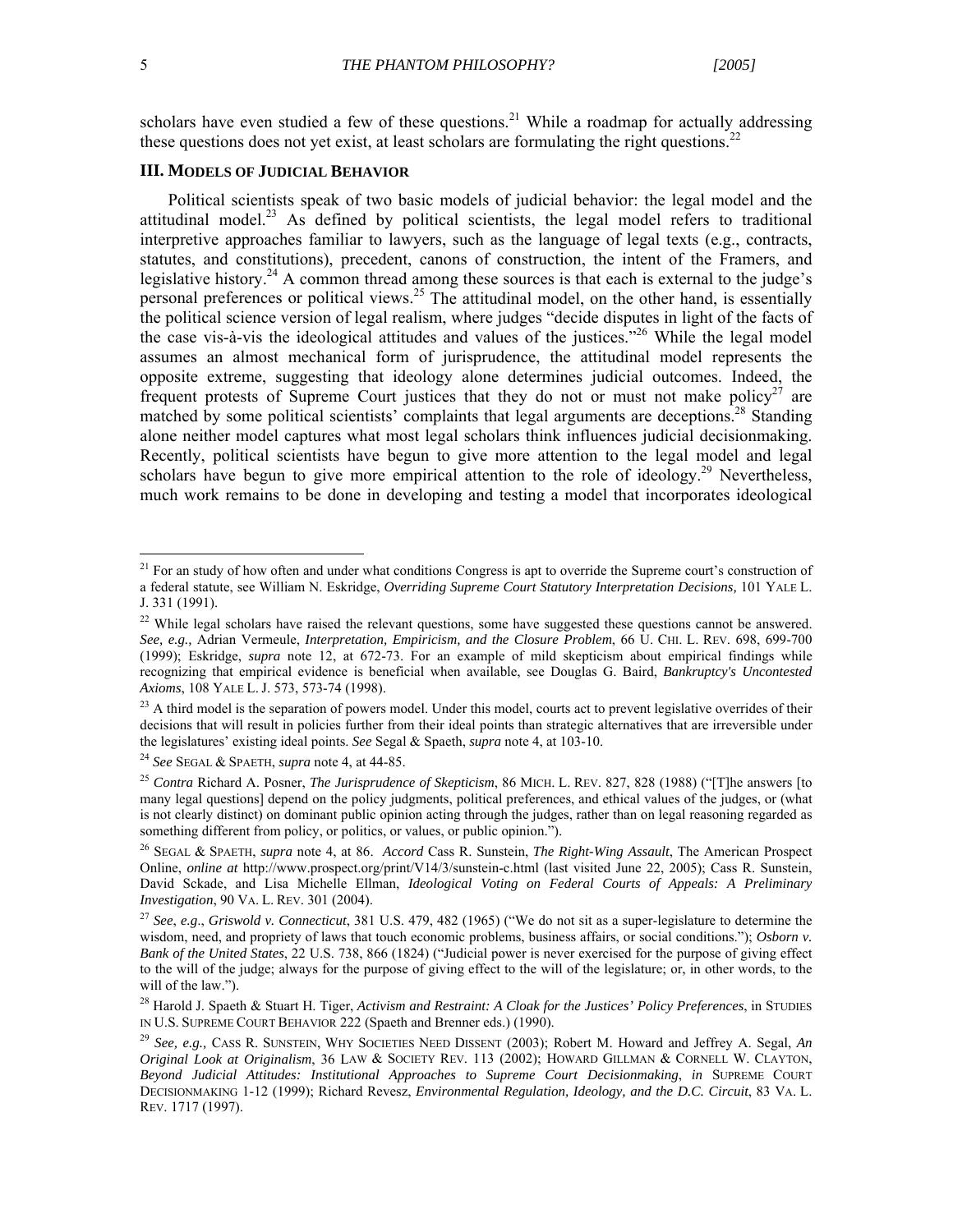scholars have even studied a few of these questions.[21] While a roadmap for actually addressing these questions does not yet exist, at least scholars are formulating the right questions.[22]

### III. MODELS OF JUDICIAL BEHAVIOR

Political scientists speak of two basic models of judicial behavior: the legal model and the attitudinal model.[23] As defined by political scientists, the legal model refers to traditional interpretive approaches familiar to lawyers, such as the language of legal texts (e.g., contracts, statutes, and constitutions), precedent, canons of construction, the intent of the Framers, and legislative history.[24] A common thread among these sources is that each is external to the judge's personal preferences or political views.[25] The attitudinal model, on the other hand, is essentially the political science version of legal realism, where judges "decide disputes in light of the facts of the case vis-à-vis the ideological attitudes and values of the justices."[26] While the legal model assumes an almost mechanical form of jurisprudence, the attitudinal model represents the opposite extreme, suggesting that ideology alone determines judicial outcomes. Indeed, the frequent protests of Supreme Court justices that they do not or must not make policy[27] are matched by some political scientists' complaints that legal arguments are deceptions.[28] Standing alone neither model captures what most legal scholars think influences judicial decisionmaking. Recently, political scientists have begun to give more attention to the legal model and legal scholars have begun to give more empirical attention to the role of ideology.[29] Nevertheless, much work remains to be done in developing and testing a model that incorporates ideological

---

[21] For an study of how often and under what conditions Congress is apt to override the Supreme court's construction of a federal statute, see William N. Eskridge, *Overriding Supreme Court Statutory Interpretation Decisions,* 101 YALE L. J. 331 (1991).

[22] While legal scholars have raised the relevant questions, some have suggested these questions cannot be answered. *See, e.g.,* Adrian Vermeule, *Interpretation, Empiricism, and the Closure Problem*, 66 U. CHI. L. REV. 698, 699-700 (1999); Eskridge, *supra* note 12, at 672-73. For an example of mild skepticism about empirical findings while recognizing that empirical evidence is beneficial when available, see Douglas G. Baird, *Bankruptcy's Uncontested Axioms*, 108 YALE L. J. 573, 573-74 (1998).

[23] A third model is the separation of powers model. Under this model, courts act to prevent legislative overrides of their decisions that will result in policies further from their ideal points than strategic alternatives that are irreversible under the legislatures' existing ideal points. *See* Segal & Spaeth, *supra* note 4, at 103-10.

[24] *See* SEGAL & SPAETH, *supra* note 4, at 44-85.

[25] *Contra* Richard A. Posner, *The Jurisprudence of Skepticism*, 86 MICH. L. REV. 827, 828 (1988) ("[T]he answers [to many legal questions] depend on the policy judgments, political preferences, and ethical values of the judges, or (what is not clearly distinct) on dominant public opinion acting through the judges, rather than on legal reasoning regarded as something different from policy, or politics, or values, or public opinion.").

[26] SEGAL & SPAETH, *supra* note 4, at 86. *Accord* Cass R. Sunstein, *The Right-Wing Assault*, The American Prospect Online, *online at* http://www.prospect.org/print/V14/3/sunstein-c.html (last visited June 22, 2005); Cass R. Sunstein, David Sckade, and Lisa Michelle Ellman, *Ideological Voting on Federal Courts of Appeals: A Preliminary Investigation*, 90 VA. L. REV. 301 (2004).

[27] *See*, *e.g*., *Griswold v. Connecticut*, 381 U.S. 479, 482 (1965) ("We do not sit as a super-legislature to determine the wisdom, need, and propriety of laws that touch economic problems, business affairs, or social conditions."); *Osborn v. Bank of the United States*, 22 U.S. 738, 866 (1824) ("Judicial power is never exercised for the purpose of giving effect to the will of the judge; always for the purpose of giving effect to the will of the legislature; or, in other words, to the will of the law.").

[28] Harold J. Spaeth & Stuart H. Tiger, *Activism and Restraint: A Cloak for the Justices' Policy Preferences*, in STUDIES IN U.S. SUPREME COURT BEHAVIOR 222 (Spaeth and Brenner eds.) (1990).

[29] *See, e.g.,* CASS R. SUNSTEIN, WHY SOCIETIES NEED DISSENT (2003); Robert M. Howard and Jeffrey A. Segal, *An Original Look at Originalism*, 36 LAW & SOCIETY REV. 113 (2002); HOWARD GILLMAN & CORNELL W. CLAYTON, *Beyond Judicial Attitudes: Institutional Approaches to Supreme Court Decisionmaking*, *in* SUPREME COURT DECISIONMAKING 1-12 (1999); Richard Revesz, *Environmental Regulation, Ideology, and the D.C. Circuit*, 83 VA. L. REV. 1717 (1997).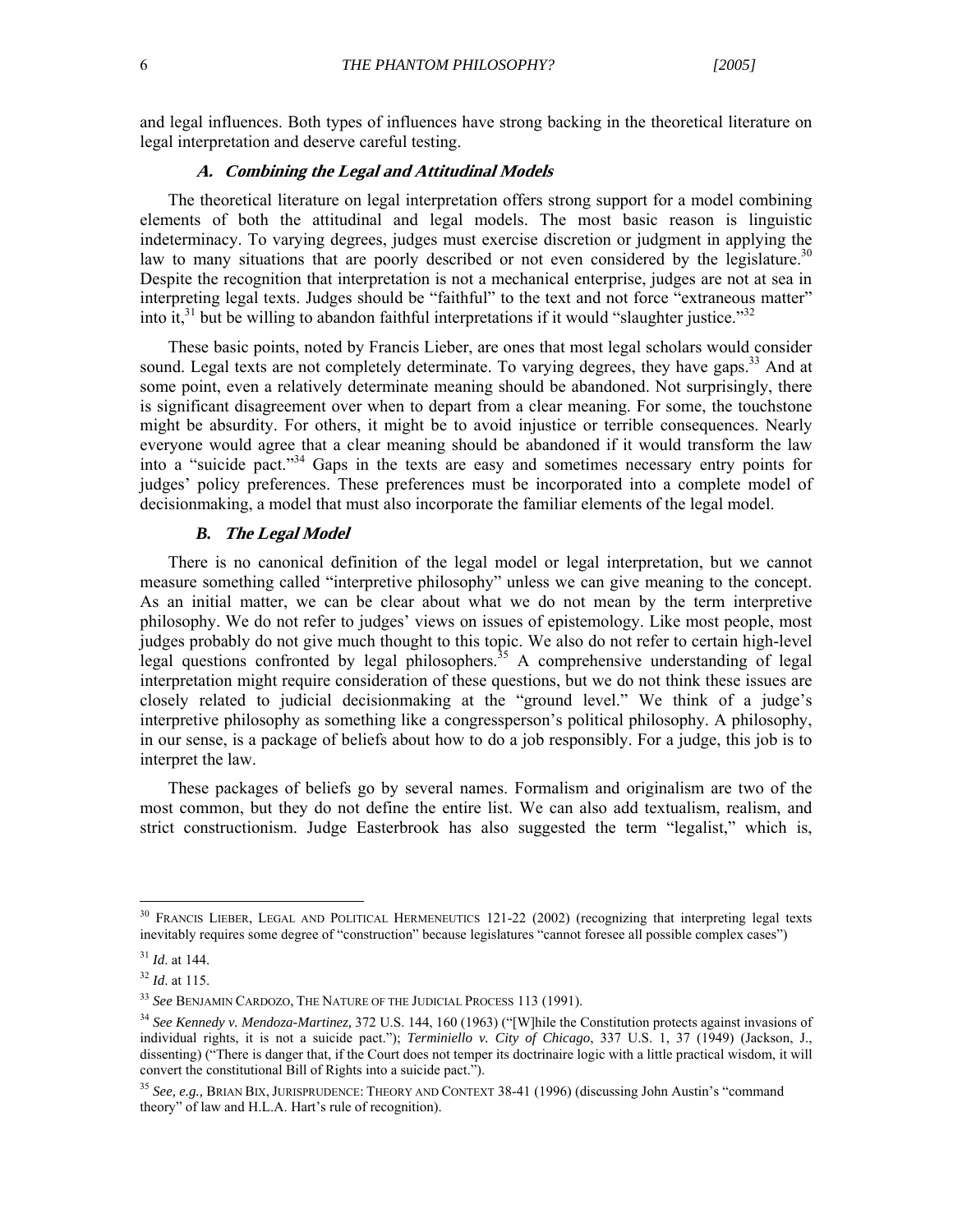and legal influences. Both types of influences have strong backing in the theoretical literature on legal interpretation and deserve careful testing.

### *A. Combining the Legal and Attitudinal Models*

The theoretical literature on legal interpretation offers strong support for a model combining elements of both the attitudinal and legal models. The most basic reason is linguistic indeterminacy. To varying degrees, judges must exercise discretion or judgment in applying the law to many situations that are poorly described or not even considered by the legislature.[30] Despite the recognition that interpretation is not a mechanical enterprise, judges are not at sea in interpreting legal texts. Judges should be "faithful" to the text and not force "extraneous matter" into it,[31] but be willing to abandon faithful interpretations if it would "slaughter justice."[32]

These basic points, noted by Francis Lieber, are ones that most legal scholars would consider sound. Legal texts are not completely determinate. To varying degrees, they have gaps.[33] And at some point, even a relatively determinate meaning should be abandoned. Not surprisingly, there is significant disagreement over when to depart from a clear meaning. For some, the touchstone might be absurdity. For others, it might be to avoid injustice or terrible consequences. Nearly everyone would agree that a clear meaning should be abandoned if it would transform the law into a "suicide pact."[34] Gaps in the texts are easy and sometimes necessary entry points for judges' policy preferences. These preferences must be incorporated into a complete model of decisionmaking, a model that must also incorporate the familiar elements of the legal model.

### *B. The Legal Model*

There is no canonical definition of the legal model or legal interpretation, but we cannot measure something called "interpretive philosophy" unless we can give meaning to the concept. As an initial matter, we can be clear about what we do not mean by the term interpretive philosophy. We do not refer to judges' views on issues of epistemology. Like most people, most judges probably do not give much thought to this topic. We also do not refer to certain high-level legal questions confronted by legal philosophers.[35] A comprehensive understanding of legal interpretation might require consideration of these questions, but we do not think these issues are closely related to judicial decisionmaking at the "ground level." We think of a judge's interpretive philosophy as something like a congressperson's political philosophy. A philosophy, in our sense, is a package of beliefs about how to do a job responsibly. For a judge, this job is to interpret the law.

These packages of beliefs go by several names. Formalism and originalism are two of the most common, but they do not define the entire list. We can also add textualism, realism, and strict constructionism. Judge Easterbrook has also suggested the term "legalist," which is,

---

[30] FRANCIS LIEBER, LEGAL AND POLITICAL HERMENEUTICS 121-22 (2002) (recognizing that interpreting legal texts inevitably requires some degree of "construction" because legislatures "cannot foresee all possible complex cases")

[31] *Id.* at 144.

[32] *Id.* at 115.

[33] *See* BENJAMIN CARDOZO, THE NATURE OF THE JUDICIAL PROCESS 113 (1991).

[34] *See Kennedy v. Mendoza-Martinez,* 372 U.S. 144, 160 (1963) ("[W]hile the Constitution protects against invasions of individual rights, it is not a suicide pact."); *Terminiello v. City of Chicago*, 337 U.S. 1, 37 (1949) (Jackson, J., dissenting) ("There is danger that, if the Court does not temper its doctrinaire logic with a little practical wisdom, it will convert the constitutional Bill of Rights into a suicide pact.").

[35] *See, e.g.,* BRIAN BIX, JURISPRUDENCE: THEORY AND CONTEXT 38-41 (1996) (discussing John Austin's "command theory" of law and H.L.A. Hart's rule of recognition).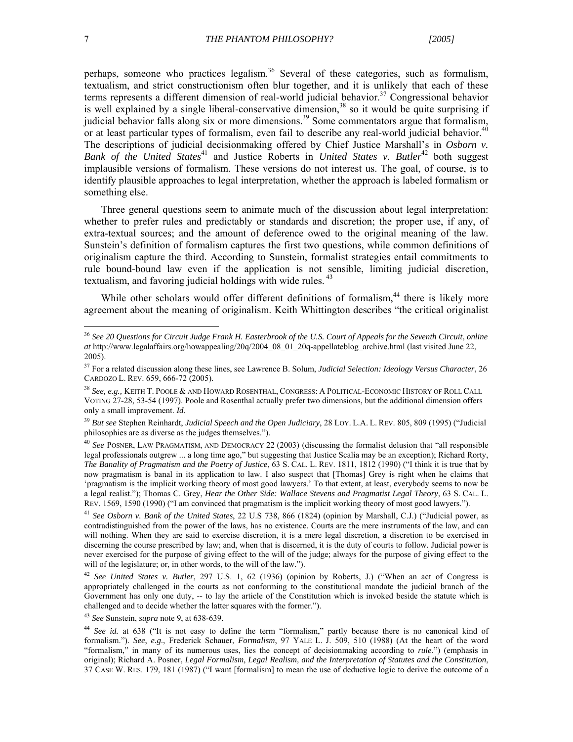perhaps, someone who practices legalism.[36] Several of these categories, such as formalism, textualism, and strict constructionism often blur together, and it is unlikely that each of these terms represents a different dimension of real-world judicial behavior.[37] Congressional behavior is well explained by a single liberal-conservative dimension,[38] so it would be quite surprising if judicial behavior falls along six or more dimensions.[39] Some commentators argue that formalism, or at least particular types of formalism, even fail to describe any real-world judicial behavior.[40] The descriptions of judicial decisionmaking offered by Chief Justice Marshall's in *Osborn v. Bank of the United States*[41] and Justice Roberts in *United States v. Butler*[42] both suggest implausible versions of formalism. These versions do not interest us. The goal, of course, is to identify plausible approaches to legal interpretation, whether the approach is labeled formalism or something else.

Three general questions seem to animate much of the discussion about legal interpretation: whether to prefer rules and predictably or standards and discretion; the proper use, if any, of extra-textual sources; and the amount of deference owed to the original meaning of the law. Sunstein's definition of formalism captures the first two questions, while common definitions of originalism capture the third. According to Sunstein, formalist strategies entail commitments to rule bound-bound law even if the application is not sensible, limiting judicial discretion, textualism, and favoring judicial holdings with wide rules.[43]

While other scholars would offer different definitions of formalism,[44] there is likely more agreement about the meaning of originalism. Keith Whittington describes "the critical originalist

---

[36] *See 20 Questions for Circuit Judge Frank H. Easterbrook of the U.S. Court of Appeals for the Seventh Circuit*, *online at* http://www.legalaffairs.org/howappealing/20q/2004_08_01_20q-appellateblog_archive.html (last visited June 22, 2005).

[37] For a related discussion along these lines, see Lawrence B. Solum, *Judicial Selection: Ideology Versus Character*, 26 CARDOZO L. REV. 659, 666-72 (2005).

[38] *See, e.g.,* KEITH T. POOLE & AND HOWARD ROSENTHAL, CONGRESS: A POLITICAL-ECONOMIC HISTORY OF ROLL CALL VOTING 27-28, 53-54 (1997). Poole and Rosenthal actually prefer two dimensions, but the additional dimension offers only a small improvement. *Id*.

[39] *But see* Stephen Reinhardt, *Judicial Speech and the Open Judiciary*, 28 LOY. L.A. L. REV. 805, 809 (1995) ("Judicial philosophies are as diverse as the judges themselves.").

[40] *See* POSNER, LAW PRAGMATISM, AND DEMOCRACY 22 (2003) (discussing the formalist delusion that "all responsible legal professionals outgrew ... a long time ago," but suggesting that Justice Scalia may be an exception); Richard Rorty, *The Banality of Pragmatism and the Poetry of Justice*, 63 S. CAL. L. REV. 1811, 1812 (1990) ("I think it is true that by now pragmatism is banal in its application to law. I also suspect that [Thomas] Grey is right when he claims that 'pragmatism is the implicit working theory of most good lawyers.' To that extent, at least, everybody seems to now be a legal realist."); Thomas C. Grey, *Hear the Other Side: Wallace Stevens and Pragmatist Legal Theory*, 63 S. CAL. L. REV. 1569, 1590 (1990) ("I am convinced that pragmatism is the implicit working theory of most good lawyers.").

[41] *See Osborn v. Bank of the United States*, 22 U.S 738, 866 (1824) (opinion by Marshall, C.J.) ("Judicial power, as contradistinguished from the power of the laws, has no existence. Courts are the mere instruments of the law, and can will nothing. When they are said to exercise discretion, it is a mere legal discretion, a discretion to be exercised in discerning the course prescribed by law; and, when that is discerned, it is the duty of courts to follow. Judicial power is never exercised for the purpose of giving effect to the will of the judge; always for the purpose of giving effect to the will of the legislature; or, in other words, to the will of the law.").

[42] *See United States v. Butler*, 297 U.S. 1, 62 (1936) (opinion by Roberts, J.) ("When an act of Congress is appropriately challenged in the courts as not conforming to the constitutional mandate the judicial branch of the Government has only one duty, -- to lay the article of the Constitution which is invoked beside the statute which is challenged and to decide whether the latter squares with the former.").

[43] *See* Sunstein, *supra* note 9, at 638-639.

[44] *See id.* at 638 ("It is not easy to define the term "formalism," partly because there is no canonical kind of formalism."). *See*, *e.g*., Frederick Schauer, *Formalism*, 97 YALE L. J. 509, 510 (1988) (At the heart of the word "formalism," in many of its numerous uses, lies the concept of decisionmaking according to *rule*.") (emphasis in original); Richard A. Posner, *Legal Formalism, Legal Realism, and the Interpretation of Statutes and the Constitution*, 37 CASE W. RES. 179, 181 (1987) ("I want [formalism] to mean the use of deductive logic to derive the outcome of a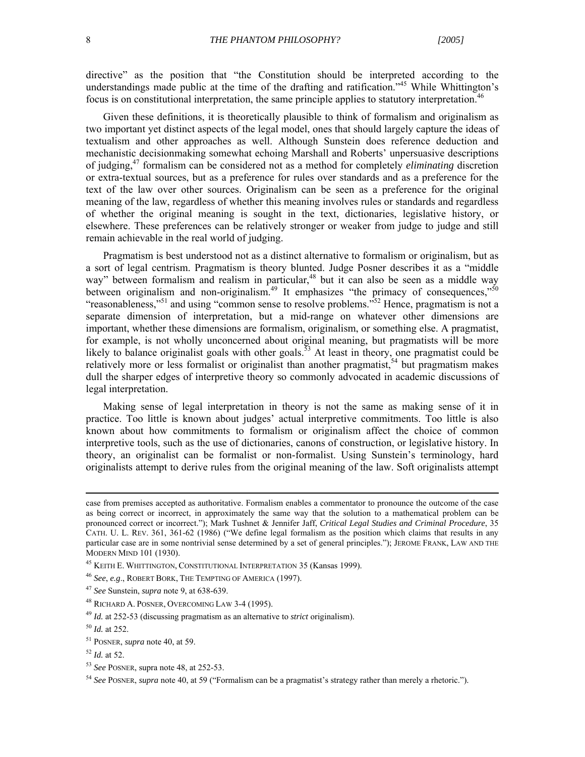directive" as the position that "the Constitution should be interpreted according to the understandings made public at the time of the drafting and ratification."[45] While Whittington's focus is on constitutional interpretation, the same principle applies to statutory interpretation.[46]

Given these definitions, it is theoretically plausible to think of formalism and originalism as two important yet distinct aspects of the legal model, ones that should largely capture the ideas of textualism and other approaches as well. Although Sunstein does reference deduction and mechanistic decisionmaking somewhat echoing Marshall and Roberts' unpersuasive descriptions of judging,[47] formalism can be considered not as a method for completely *eliminating* discretion or extra-textual sources, but as a preference for rules over standards and as a preference for the text of the law over other sources. Originalism can be seen as a preference for the original meaning of the law, regardless of whether this meaning involves rules or standards and regardless of whether the original meaning is sought in the text, dictionaries, legislative history, or elsewhere. These preferences can be relatively stronger or weaker from judge to judge and still remain achievable in the real world of judging.

Pragmatism is best understood not as a distinct alternative to formalism or originalism, but as a sort of legal centrism. Pragmatism is theory blunted. Judge Posner describes it as a "middle way" between formalism and realism in particular,[48] but it can also be seen as a middle way between originalism and non-originalism.[49] It emphasizes "the primacy of consequences,"[50] "reasonableness,"[51] and using "common sense to resolve problems."[52] Hence, pragmatism is not a separate dimension of interpretation, but a mid-range on whatever other dimensions are important, whether these dimensions are formalism, originalism, or something else. A pragmatist, for example, is not wholly unconcerned about original meaning, but pragmatists will be more likely to balance originalist goals with other goals.[53] At least in theory, one pragmatist could be relatively more or less formalist or originalist than another pragmatist,[54] but pragmatism makes dull the sharper edges of interpretive theory so commonly advocated in academic discussions of legal interpretation.

Making sense of legal interpretation in theory is not the same as making sense of it in practice. Too little is known about judges' actual interpretive commitments. Too little is also known about how commitments to formalism or originalism affect the choice of common interpretive tools, such as the use of dictionaries, canons of construction, or legislative history. In theory, an originalist can be formalist or non-formalist. Using Sunstein's terminology, hard originalists attempt to derive rules from the original meaning of the law. Soft originalists attempt

---

case from premises accepted as authoritative. Formalism enables a commentator to pronounce the outcome of the case as being correct or incorrect, in approximately the same way that the solution to a mathematical problem can be pronounced correct or incorrect."); Mark Tushnet & Jennifer Jaff, *Critical Legal Studies and Criminal Procedure*, 35 CATH. U. L. REV. 361, 361-62 (1986) ("We define legal formalism as the position which claims that results in any particular case are in some nontrivial sense determined by a set of general principles."); JEROME FRANK, LAW AND THE MODERN MIND 101 (1930).

[45] KEITH E. WHITTINGTON, CONSTITUTIONAL INTERPRETATION 35 (Kansas 1999).

[46] *See*, *e.g*., ROBERT BORK, THE TEMPTING OF AMERICA (1997).

[47] *See* Sunstein, *supra* note 9, at 638-639.

[48] RICHARD A. POSNER, OVERCOMING LAW 3-4 (1995).

[49] *Id.* at 252-53 (discussing pragmatism as an alternative to *strict* originalism).

[50] *Id.* at 252.

[51] POSNER, *supra* note 40, at 59.

[52] *Id.* at 52.

[53] *See* POSNER, supra note 48, at 252-53.

[54] *See* POSNER, *supra* note 40, at 59 ("Formalism can be a pragmatist's strategy rather than merely a rhetoric.").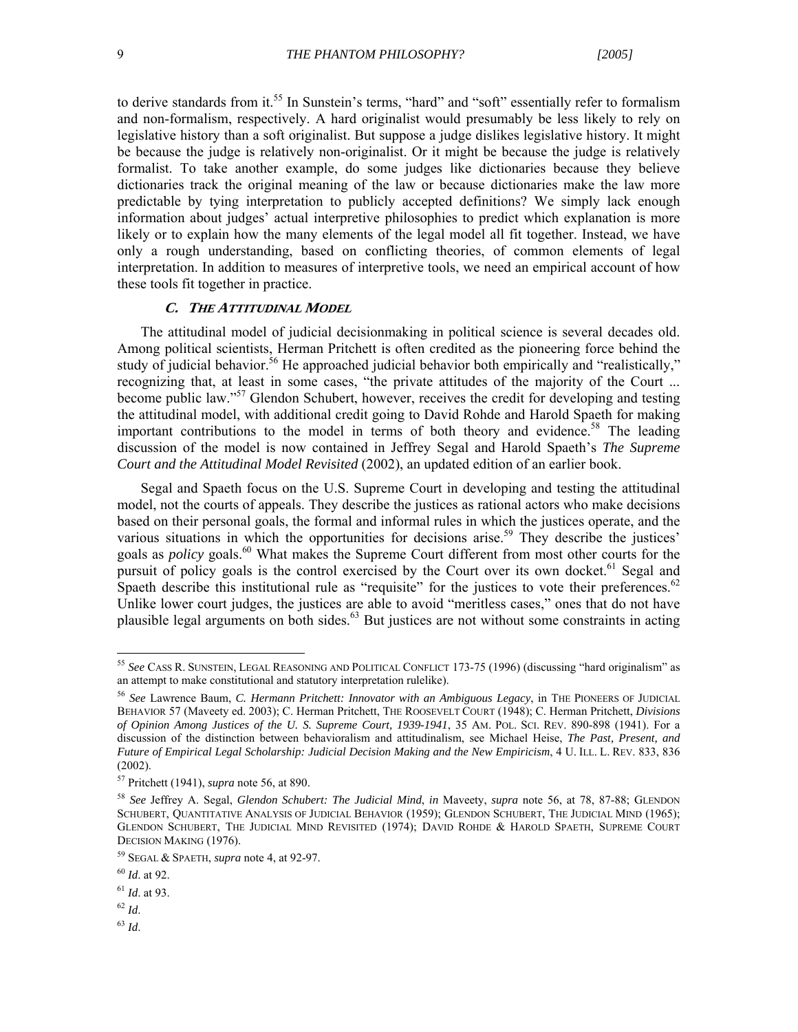to derive standards from it.[55] In Sunstein's terms, "hard" and "soft" essentially refer to formalism and non-formalism, respectively. A hard originalist would presumably be less likely to rely on legislative history than a soft originalist. But suppose a judge dislikes legislative history. It might be because the judge is relatively non-originalist. Or it might be because the judge is relatively formalist. To take another example, do some judges like dictionaries because they believe dictionaries track the original meaning of the law or because dictionaries make the law more predictable by tying interpretation to publicly accepted definitions? We simply lack enough information about judges' actual interpretive philosophies to predict which explanation is more likely or to explain how the many elements of the legal model all fit together. Instead, we have only a rough understanding, based on conflicting theories, of common elements of legal interpretation. In addition to measures of interpretive tools, we need an empirical account of how these tools fit together in practice.

### *C. The Attitudinal Model*

The attitudinal model of judicial decisionmaking in political science is several decades old. Among political scientists, Herman Pritchett is often credited as the pioneering force behind the study of judicial behavior.[56] He approached judicial behavior both empirically and "realistically," recognizing that, at least in some cases, "the private attitudes of the majority of the Court ... become public law."[57] Glendon Schubert, however, receives the credit for developing and testing the attitudinal model, with additional credit going to David Rohde and Harold Spaeth for making important contributions to the model in terms of both theory and evidence.[58] The leading discussion of the model is now contained in Jeffrey Segal and Harold Spaeth's *The Supreme Court and the Attitudinal Model Revisited* (2002), an updated edition of an earlier book.

Segal and Spaeth focus on the U.S. Supreme Court in developing and testing the attitudinal model, not the courts of appeals. They describe the justices as rational actors who make decisions based on their personal goals, the formal and informal rules in which the justices operate, and the various situations in which the opportunities for decisions arise.[59] They describe the justices' goals as *policy* goals.[60] What makes the Supreme Court different from most other courts for the pursuit of policy goals is the control exercised by the Court over its own docket.[61] Segal and Spaeth describe this institutional rule as "requisite" for the justices to vote their preferences.[62] Unlike lower court judges, the justices are able to avoid "meritless cases," ones that do not have plausible legal arguments on both sides.[63] But justices are not without some constraints in acting

---

[55] *See* Cass R. Sunstein, Legal Reasoning and Political Conflict 173-75 (1996) (discussing "hard originalism" as an attempt to make constitutional and statutory interpretation rulelike).

[56] *See* Lawrence Baum, *C. Hermann Pritchett: Innovator with an Ambiguous Legacy*, in The Pioneers of Judicial Behavior 57 (Maveety ed. 2003); C. Herman Pritchett, The Roosevelt Court (1948); C. Herman Pritchett, *Divisions of Opinion Among Justices of the U. S. Supreme Court, 1939-1941*, 35 Am. Pol. Sci. Rev. 890-898 (1941). For a discussion of the distinction between behavioralism and attitudinalism, see Michael Heise, *The Past, Present, and Future of Empirical Legal Scholarship: Judicial Decision Making and the New Empiricism*, 4 U. Ill. L. Rev. 833, 836 (2002).

[57] Pritchett (1941), *supra* note 56, at 890.

[58] *See* Jeffrey A. Segal, *Glendon Schubert: The Judicial Mind*, *in* Maveety, *supra* note 56, at 78, 87-88; Glendon Schubert, Quantitative Analysis of Judicial Behavior (1959); Glendon Schubert, The Judicial Mind (1965); Glendon Schubert, The Judicial Mind Revisited (1974); David Rohde & Harold Spaeth, Supreme Court Decision Making (1976).

[59] Segal & Spaeth, *supra* note 4, at 92-97.

[60] *Id*. at 92.

[61] *Id*. at 93.

[62] *Id*.

[63] *Id*.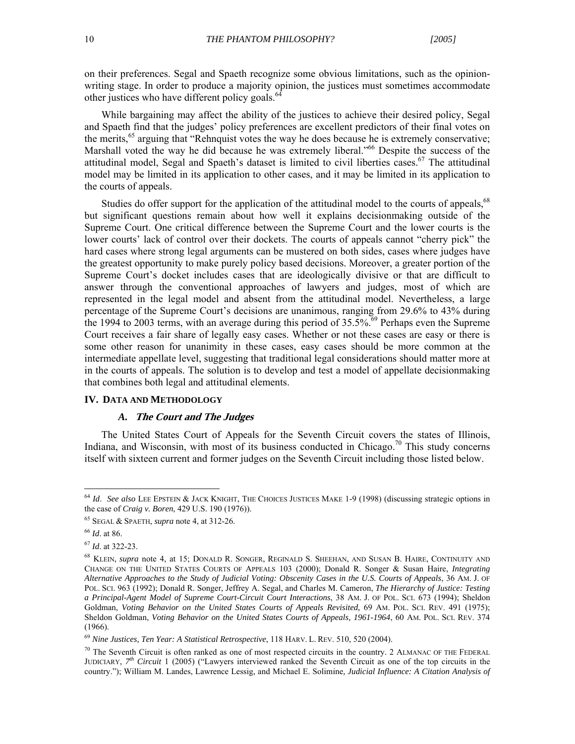on their preferences. Segal and Spaeth recognize some obvious limitations, such as the opinion-writing stage. In order to produce a majority opinion, the justices must sometimes accommodate other justices who have different policy goals.[64]

While bargaining may affect the ability of the justices to achieve their desired policy, Segal and Spaeth find that the judges' policy preferences are excellent predictors of their final votes on the merits,[65] arguing that "Rehnquist votes the way he does because he is extremely conservative; Marshall voted the way he did because he was extremely liberal."[66] Despite the success of the attitudinal model, Segal and Spaeth's dataset is limited to civil liberties cases.[67] The attitudinal model may be limited in its application to other cases, and it may be limited in its application to the courts of appeals.

Studies do offer support for the application of the attitudinal model to the courts of appeals,[68] but significant questions remain about how well it explains decisionmaking outside of the Supreme Court. One critical difference between the Supreme Court and the lower courts is the lower courts' lack of control over their dockets. The courts of appeals cannot "cherry pick" the hard cases where strong legal arguments can be mustered on both sides, cases where judges have the greatest opportunity to make purely policy based decisions. Moreover, a greater portion of the Supreme Court's docket includes cases that are ideologically divisive or that are difficult to answer through the conventional approaches of lawyers and judges, most of which are represented in the legal model and absent from the attitudinal model. Nevertheless, a large percentage of the Supreme Court's decisions are unanimous, ranging from 29.6% to 43% during the 1994 to 2003 terms, with an average during this period of 35.5%.[69] Perhaps even the Supreme Court receives a fair share of legally easy cases. Whether or not these cases are easy or there is some other reason for unanimity in these cases, easy cases should be more common at the intermediate appellate level, suggesting that traditional legal considerations should matter more at in the courts of appeals. The solution is to develop and test a model of appellate decisionmaking that combines both legal and attitudinal elements.

## IV. Data and Methodology

### *A. The Court and The Judges*

The United States Court of Appeals for the Seventh Circuit covers the states of Illinois, Indiana, and Wisconsin, with most of its business conducted in Chicago.[70] This study concerns itself with sixteen current and former judges on the Seventh Circuit including those listed below.

---

[64] *Id*. *See also* Lee Epstein & Jack Knight, The Choices Justices Make 1-9 (1998) (discussing strategic options in the case of *Craig v. Boren*, 429 U.S. 190 (1976)).

[65] Segal & Spaeth, *supra* note 4, at 312-26.

[66] *Id*. at 86.

[67] *Id*. at 322-23.

[68] Klein, *supra* note 4, at 15; Donald R. Songer, Reginald S. Sheehan, and Susan B. Haire, Continuity and Change on the United States Courts of Appeals 103 (2000); Donald R. Songer & Susan Haire, *Integrating Alternative Approaches to the Study of Judicial Voting: Obscenity Cases in the U.S. Courts of Appeals*, 36 Am. J. of Pol. Sci. 963 (1992); Donald R. Songer, Jeffrey A. Segal, and Charles M. Cameron, *The Hierarchy of Justice: Testing a Principal-Agent Model of Supreme Court-Circuit Court Interactions*, 38 Am. J. of Pol. Sci. 673 (1994); Sheldon Goldman, *Voting Behavior on the United States Courts of Appeals Revisited,* 69 Am. Pol. Sci. Rev. 491 (1975); Sheldon Goldman, *Voting Behavior on the United States Courts of Appeals, 1961-1964*, 60 Am. Pol. Sci. Rev. 374 (1966).

[69] *Nine Justices, Ten Year: A Statistical Retrospective*, 118 Harv. L. Rev. 510, 520 (2004).

[70] The Seventh Circuit is often ranked as one of most respected circuits in the country. 2 Almanac of the Federal Judiciary, *7th Circuit* 1 (2005) ("Lawyers interviewed ranked the Seventh Circuit as one of the top circuits in the country."); William M. Landes, Lawrence Lessig, and Michael E. Solimine*, Judicial Influence: A Citation Analysis of*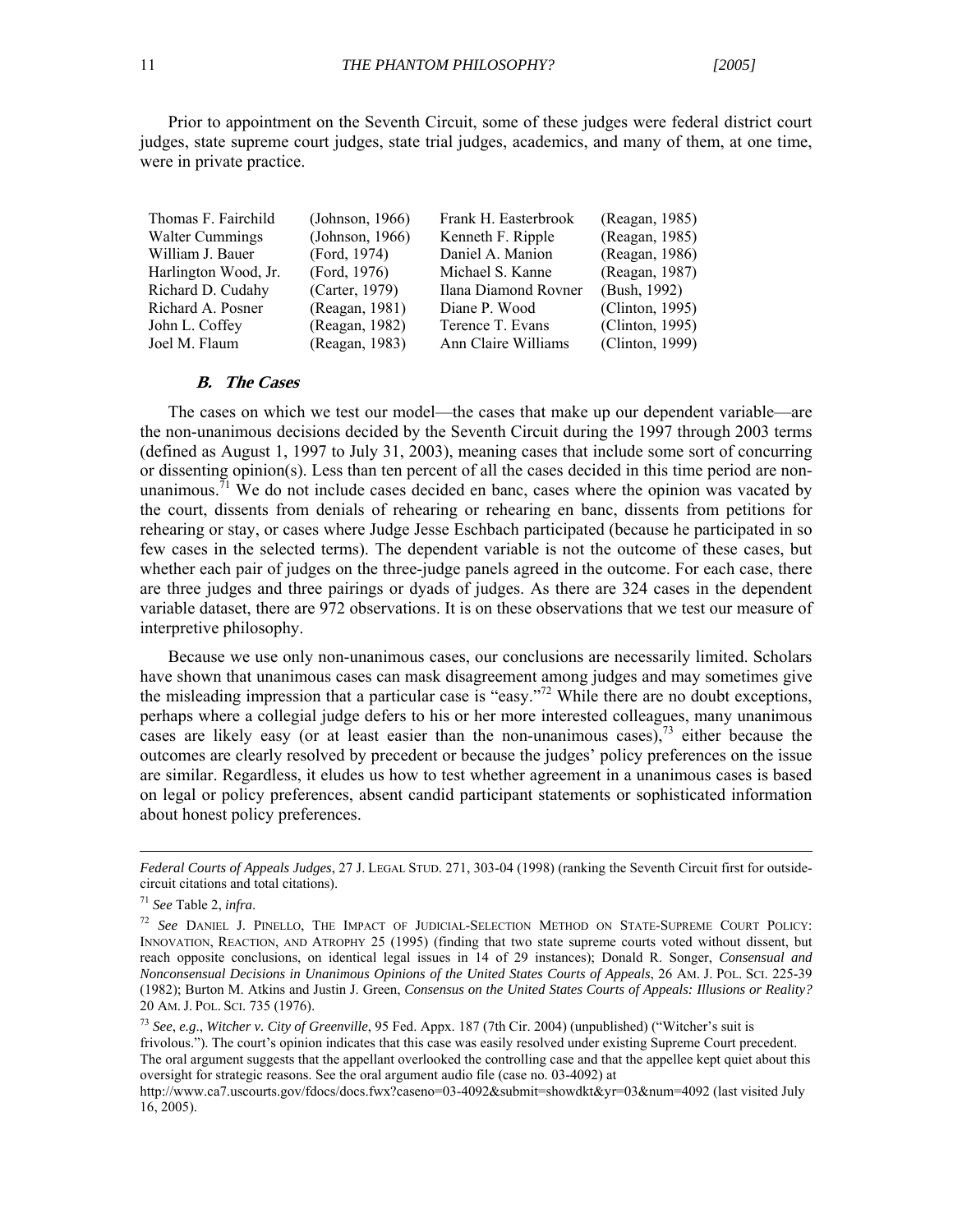Prior to appointment on the Seventh Circuit, some of these judges were federal district court judges, state supreme court judges, state trial judges, academics, and many of them, at one time, were in private practice.

| | | | |
|---|---|---|---|
| Thomas F. Fairchild | (Johnson, 1966) | Frank H. Easterbrook | (Reagan, 1985) |
| Walter Cummings | (Johnson, 1966) | Kenneth F. Ripple | (Reagan, 1985) |
| William J. Bauer | (Ford, 1974) | Daniel A. Manion | (Reagan, 1986) |
| Harlington Wood, Jr. | (Ford, 1976) | Michael S. Kanne | (Reagan, 1987) |
| Richard D. Cudahy | (Carter, 1979) | Ilana Diamond Rovner | (Bush, 1992) |
| Richard A. Posner | (Reagan, 1981) | Diane P. Wood | (Clinton, 1995) |
| John L. Coffey | (Reagan, 1982) | Terence T. Evans | (Clinton, 1995) |
| Joel M. Flaum | (Reagan, 1983) | Ann Claire Williams | (Clinton, 1999) |

### *B. The Cases*

The cases on which we test our model—the cases that make up our dependent variable—are the non-unanimous decisions decided by the Seventh Circuit during the 1997 through 2003 terms (defined as August 1, 1997 to July 31, 2003), meaning cases that include some sort of concurring or dissenting opinion(s). Less than ten percent of all the cases decided in this time period are non-unanimous.[71] We do not include cases decided en banc, cases where the opinion was vacated by the court, dissents from denials of rehearing or rehearing en banc, dissents from petitions for rehearing or stay, or cases where Judge Jesse Eschbach participated (because he participated in so few cases in the selected terms). The dependent variable is not the outcome of these cases, but whether each pair of judges on the three-judge panels agreed in the outcome. For each case, there are three judges and three pairings or dyads of judges. As there are 324 cases in the dependent variable dataset, there are 972 observations. It is on these observations that we test our measure of interpretive philosophy.

Because we use only non-unanimous cases, our conclusions are necessarily limited. Scholars have shown that unanimous cases can mask disagreement among judges and may sometimes give the misleading impression that a particular case is "easy."[72] While there are no doubt exceptions, perhaps where a collegial judge defers to his or her more interested colleagues, many unanimous cases are likely easy (or at least easier than the non-unanimous cases),[73] either because the outcomes are clearly resolved by precedent or because the judges' policy preferences on the issue are similar. Regardless, it eludes us how to test whether agreement in a unanimous cases is based on legal or policy preferences, absent candid participant statements or sophisticated information about honest policy preferences.

---

*Federal Courts of Appeals Judges*, 27 J. LEGAL STUD. 271, 303-04 (1998) (ranking the Seventh Circuit first for outside-circuit citations and total citations).

[71] *See* Table 2, *infra*.

[72] *See* DANIEL J. PINELLO, THE IMPACT OF JUDICIAL-SELECTION METHOD ON STATE-SUPREME COURT POLICY: INNOVATION, REACTION, AND ATROPHY 25 (1995) (finding that two state supreme courts voted without dissent, but reach opposite conclusions, on identical legal issues in 14 of 29 instances); Donald R. Songer, *Consensual and Nonconsensual Decisions in Unanimous Opinions of the United States Courts of Appeals*, 26 AM. J. POL. SCI. 225-39 (1982); Burton M. Atkins and Justin J. Green, *Consensus on the United States Courts of Appeals: Illusions or Reality?* 20 AM. J. POL. SCI. 735 (1976).

[73] *See*, *e.g*., *Witcher v. City of Greenville*, 95 Fed. Appx. 187 (7th Cir. 2004) (unpublished) ("Witcher's suit is frivolous."). The court's opinion indicates that this case was easily resolved under existing Supreme Court precedent. The oral argument suggests that the appellant overlooked the controlling case and that the appellee kept quiet about this oversight for strategic reasons. See the oral argument audio file (case no. 03-4092) at http://www.ca7.uscourts.gov/fdocs/docs.fwx?caseno=03-4092&submit=showdkt&yr=03&num=4092 (last visited July 16, 2005).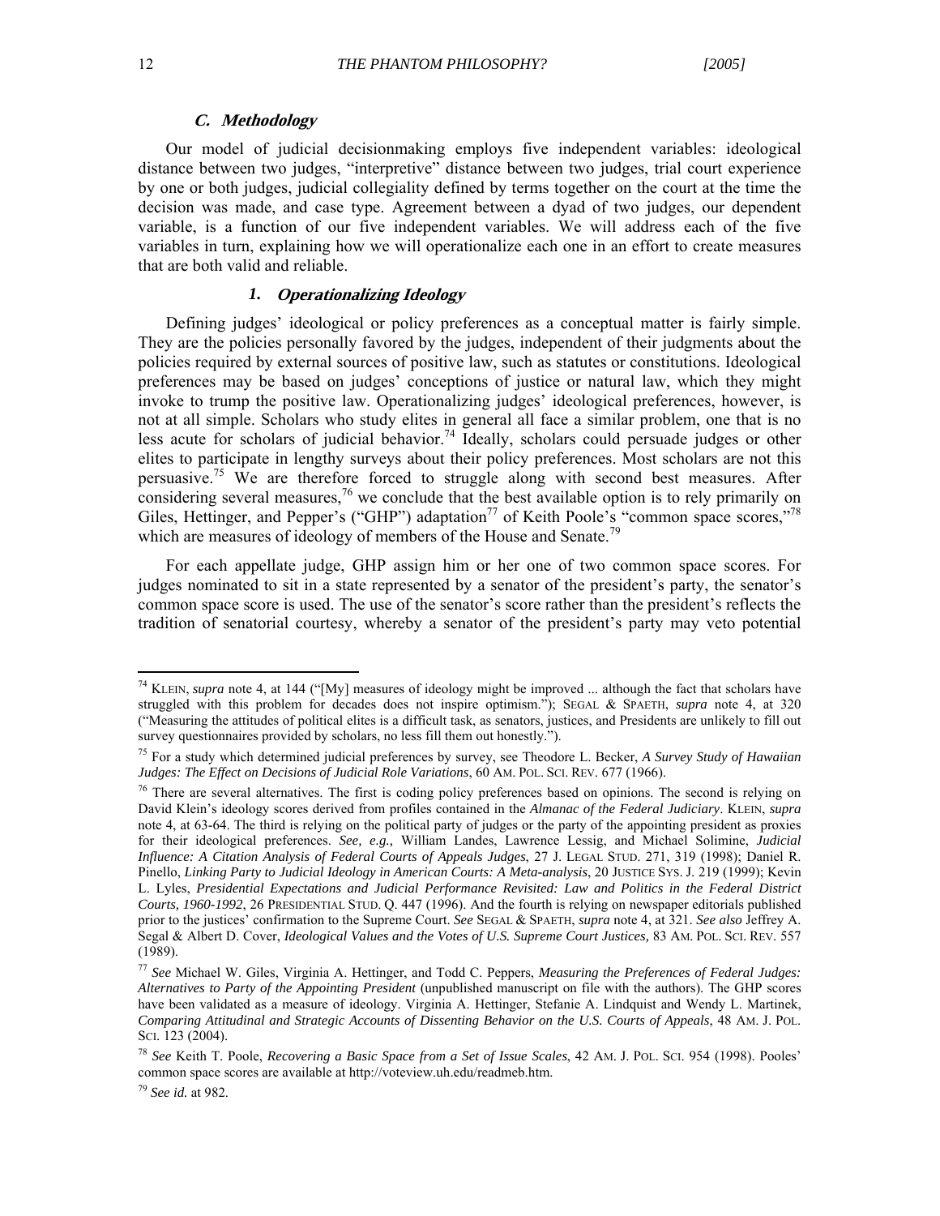### *C. Methodology*

Our model of judicial decisionmaking employs five independent variables: ideological distance between two judges, "interpretive" distance between two judges, trial court experience by one or both judges, judicial collegiality defined by terms together on the court at the time the decision was made, and case type. Agreement between a dyad of two judges, our dependent variable, is a function of our five independent variables. We will address each of the five variables in turn, explaining how we will operationalize each one in an effort to create measures that are both valid and reliable.

#### *1. Operationalizing Ideology*

Defining judges' ideological or policy preferences as a conceptual matter is fairly simple. They are the policies personally favored by the judges, independent of their judgments about the policies required by external sources of positive law, such as statutes or constitutions. Ideological preferences may be based on judges' conceptions of justice or natural law, which they might invoke to trump the positive law. Operationalizing judges' ideological preferences, however, is not at all simple. Scholars who study elites in general all face a similar problem, one that is no less acute for scholars of judicial behavior.[74] Ideally, scholars could persuade judges or other elites to participate in lengthy surveys about their policy preferences. Most scholars are not this persuasive.[75] We are therefore forced to struggle along with second best measures. After considering several measures,[76] we conclude that the best available option is to rely primarily on Giles, Hettinger, and Pepper's ("GHP") adaptation[77] of Keith Poole's "common space scores,"[78] which are measures of ideology of members of the House and Senate.[79]

For each appellate judge, GHP assign him or her one of two common space scores. For judges nominated to sit in a state represented by a senator of the president's party, the senator's common space score is used. The use of the senator's score rather than the president's reflects the tradition of senatorial courtesy, whereby a senator of the president's party may veto potential

---

[74] KLEIN, *supra* note 4, at 144 ("[My] measures of ideology might be improved ... although the fact that scholars have struggled with this problem for decades does not inspire optimism."); SEGAL & SPAETH, *supra* note 4, at 320 ("Measuring the attitudes of political elites is a difficult task, as senators, justices, and Presidents are unlikely to fill out survey questionnaires provided by scholars, no less fill them out honestly.").

[75] For a study which determined judicial preferences by survey, see Theodore L. Becker, *A Survey Study of Hawaiian Judges: The Effect on Decisions of Judicial Role Variations*, 60 AM. POL. SCI. REV. 677 (1966).

[76] There are several alternatives. The first is coding policy preferences based on opinions. The second is relying on David Klein's ideology scores derived from profiles contained in the *Almanac of the Federal Judiciary*. KLEIN, *supra* note 4, at 63-64. The third is relying on the political party of judges or the party of the appointing president as proxies for their ideological preferences. *See, e.g.,* William Landes, Lawrence Lessig, and Michael Solimine, *Judicial Influence: A Citation Analysis of Federal Courts of Appeals Judges*, 27 J. LEGAL STUD. 271, 319 (1998); Daniel R. Pinello, *Linking Party to Judicial Ideology in American Courts: A Meta-analysis*, 20 JUSTICE SYS. J. 219 (1999); Kevin L. Lyles, *Presidential Expectations and Judicial Performance Revisited: Law and Politics in the Federal District Courts, 1960-1992*, 26 PRESIDENTIAL STUD. Q. 447 (1996). And the fourth is relying on newspaper editorials published prior to the justices' confirmation to the Supreme Court. *See* SEGAL & SPAETH, *supra* note 4, at 321. *See also* Jeffrey A. Segal & Albert D. Cover, *Ideological Values and the Votes of U.S. Supreme Court Justices,* 83 AM. POL. SCI. REV. 557 (1989).

[77] *See* Michael W. Giles, Virginia A. Hettinger, and Todd C. Peppers, *Measuring the Preferences of Federal Judges: Alternatives to Party of the Appointing President* (unpublished manuscript on file with the authors). The GHP scores have been validated as a measure of ideology. Virginia A. Hettinger, Stefanie A. Lindquist and Wendy L. Martinek, *Comparing Attitudinal and Strategic Accounts of Dissenting Behavior on the U.S. Courts of Appeals*, 48 AM. J. POL. SCI. 123 (2004).

[78] *See* Keith T. Poole, *Recovering a Basic Space from a Set of Issue Scales*, 42 AM. J. POL. SCI. 954 (1998). Pooles' common space scores are available at http://voteview.uh.edu/readmeb.htm.

[79] *See id.* at 982.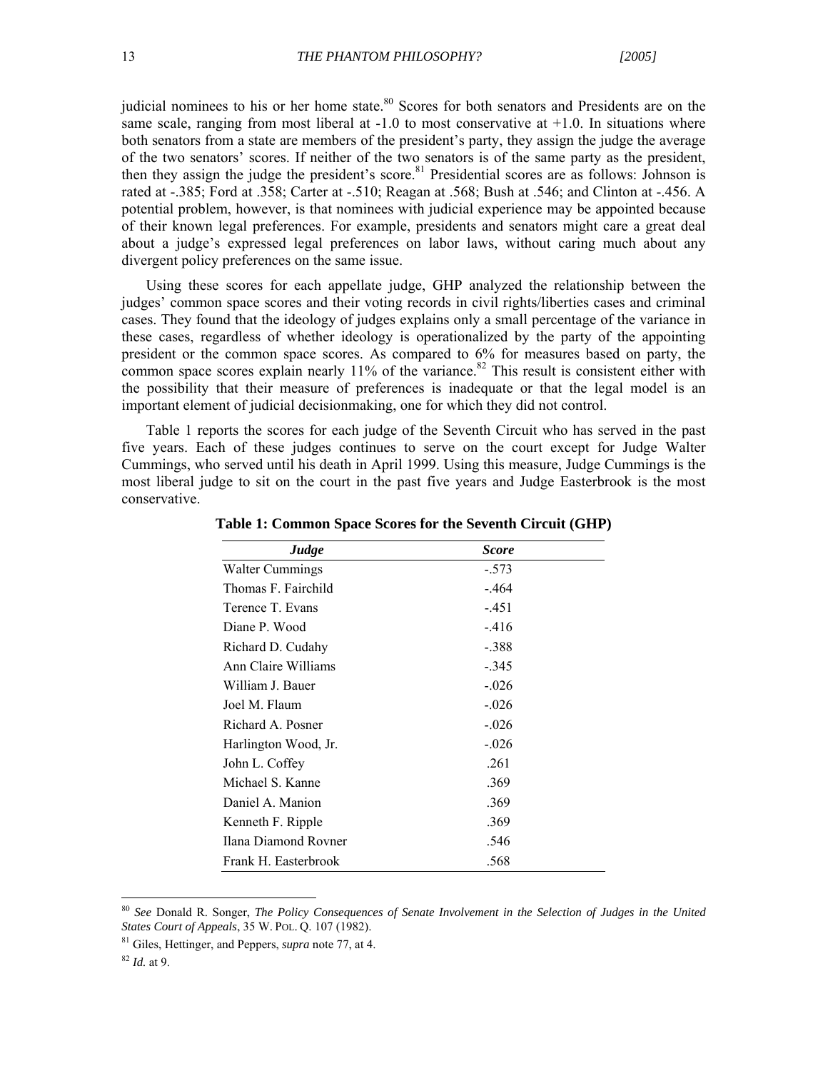judicial nominees to his or her home state.[80] Scores for both senators and Presidents are on the same scale, ranging from most liberal at -1.0 to most conservative at +1.0. In situations where both senators from a state are members of the president's party, they assign the judge the average of the two senators' scores. If neither of the two senators is of the same party as the president, then they assign the judge the president's score.[81] Presidential scores are as follows: Johnson is rated at -.385; Ford at .358; Carter at -.510; Reagan at .568; Bush at .546; and Clinton at -.456. A potential problem, however, is that nominees with judicial experience may be appointed because of their known legal preferences. For example, presidents and senators might care a great deal about a judge's expressed legal preferences on labor laws, without caring much about any divergent policy preferences on the same issue.

Using these scores for each appellate judge, GHP analyzed the relationship between the judges' common space scores and their voting records in civil rights/liberties cases and criminal cases. They found that the ideology of judges explains only a small percentage of the variance in these cases, regardless of whether ideology is operationalized by the party of the appointing president or the common space scores. As compared to 6% for measures based on party, the common space scores explain nearly 11% of the variance.[82] This result is consistent either with the possibility that their measure of preferences is inadequate or that the legal model is an important element of judicial decisionmaking, one for which they did not control.

Table 1 reports the scores for each judge of the Seventh Circuit who has served in the past five years. Each of these judges continues to serve on the court except for Judge Walter Cummings, who served until his death in April 1999. Using this measure, Judge Cummings is the most liberal judge to sit on the court in the past five years and Judge Easterbrook is the most conservative.

**Table 1: Common Space Scores for the Seventh Circuit (GHP)**

| ***Judge*** | ***Score*** |
|---|---|
| Walter Cummings | -.573 |
| Thomas F. Fairchild | -.464 |
| Terence T. Evans | -.451 |
| Diane P. Wood | -.416 |
| Richard D. Cudahy | -.388 |
| Ann Claire Williams | -.345 |
| William J. Bauer | -.026 |
| Joel M. Flaum | -.026 |
| Richard A. Posner | -.026 |
| Harlington Wood, Jr. | -.026 |
| John L. Coffey | .261 |
| Michael S. Kanne | .369 |
| Daniel A. Manion | .369 |
| Kenneth F. Ripple | .369 |
| Ilana Diamond Rovner | .546 |
| Frank H. Easterbrook | .568 |

---

[80] *See* Donald R. Songer, *The Policy Consequences of Senate Involvement in the Selection of Judges in the United States Court of Appeals*, 35 W. POL. Q. 107 (1982).

[81] Giles, Hettinger, and Peppers, *supra* note 77, at 4.

[82] *Id.* at 9.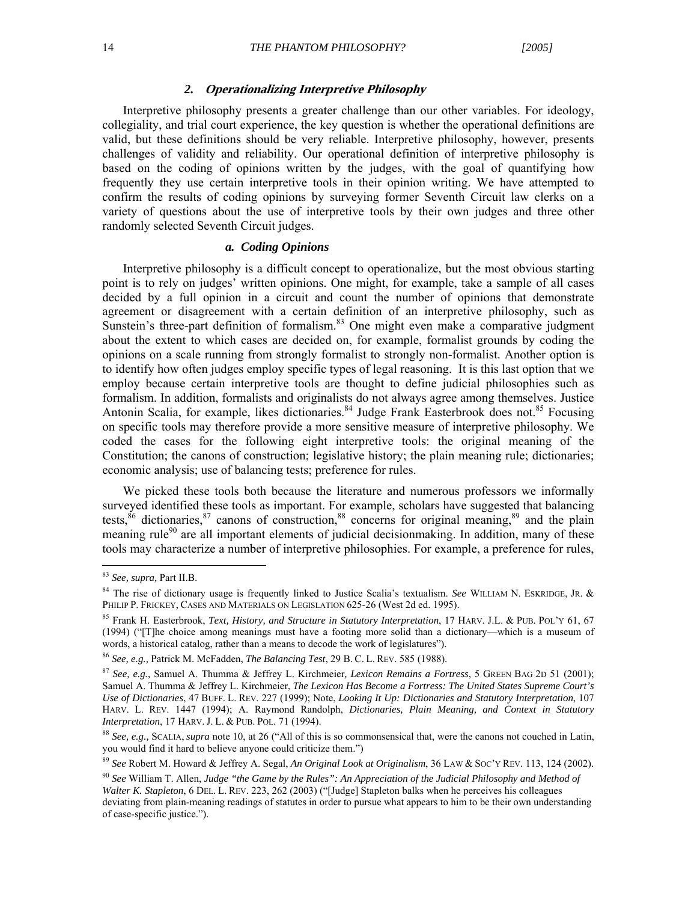### 2. *Operationalizing Interpretive Philosophy*

Interpretive philosophy presents a greater challenge than our other variables. For ideology, collegiality, and trial court experience, the key question is whether the operational definitions are valid, but these definitions should be very reliable. Interpretive philosophy, however, presents challenges of validity and reliability. Our operational definition of interpretive philosophy is based on the coding of opinions written by the judges, with the goal of quantifying how frequently they use certain interpretive tools in their opinion writing. We have attempted to confirm the results of coding opinions by surveying former Seventh Circuit law clerks on a variety of questions about the use of interpretive tools by their own judges and three other randomly selected Seventh Circuit judges.

#### *a. Coding Opinions*

Interpretive philosophy is a difficult concept to operationalize, but the most obvious starting point is to rely on judges' written opinions. One might, for example, take a sample of all cases decided by a full opinion in a circuit and count the number of opinions that demonstrate agreement or disagreement with a certain definition of an interpretive philosophy, such as Sunstein's three-part definition of formalism.[83] One might even make a comparative judgment about the extent to which cases are decided on, for example, formalist grounds by coding the opinions on a scale running from strongly formalist to strongly non-formalist. Another option is to identify how often judges employ specific types of legal reasoning. It is this last option that we employ because certain interpretive tools are thought to define judicial philosophies such as formalism. In addition, formalists and originalists do not always agree among themselves. Justice Antonin Scalia, for example, likes dictionaries.[84] Judge Frank Easterbrook does not.[85] Focusing on specific tools may therefore provide a more sensitive measure of interpretive philosophy. We coded the cases for the following eight interpretive tools: the original meaning of the Constitution; the canons of construction; legislative history; the plain meaning rule; dictionaries; economic analysis; use of balancing tests; preference for rules.

We picked these tools both because the literature and numerous professors we informally surveyed identified these tools as important. For example, scholars have suggested that balancing tests,[86] dictionaries,[87] canons of construction,[88] concerns for original meaning,[89] and the plain meaning rule[90] are all important elements of judicial decisionmaking. In addition, many of these tools may characterize a number of interpretive philosophies. For example, a preference for rules,

---

[83] *See, supra*, Part II.B.

[84] The rise of dictionary usage is frequently linked to Justice Scalia's textualism. *See* WILLIAM N. ESKRIDGE, JR. & PHILIP P. FRICKEY, CASES AND MATERIALS ON LEGISLATION 625-26 (West 2d ed. 1995).

[85] Frank H. Easterbrook, *Text, History, and Structure in Statutory Interpretation*, 17 HARV. J.L. & PUB. POL'Y 61, 67 (1994) ("[T]he choice among meanings must have a footing more solid than a dictionary—which is a museum of words, a historical catalog, rather than a means to decode the work of legislatures").

[86] *See, e.g.,* Patrick M. McFadden, *The Balancing Test*, 29 B. C. L. REV. 585 (1988).

[87] *See, e.g.,* Samuel A. Thumma & Jeffrey L. Kirchmeier*, Lexicon Remains a Fortress*, 5 GREEN BAG 2D 51 (2001); Samuel A. Thumma & Jeffrey L. Kirchmeier, *The Lexicon Has Become a Fortress: The United States Supreme Court's Use of Dictionaries*, 47 BUFF. L. REV. 227 (1999); Note, *Looking It Up: Dictionaries and Statutory Interpretation*, 107 HARV. L. REV. 1447 (1994); A. Raymond Randolph, *Dictionaries, Plain Meaning, and Context in Statutory Interpretation*, 17 HARV. J. L. & PUB. POL. 71 (1994).

[88] *See, e.g.,* SCALIA, *supra* note 10, at 26 ("All of this is so commonsensical that, were the canons not couched in Latin, you would find it hard to believe anyone could criticize them.")

[89] *See* Robert M. Howard & Jeffrey A. Segal, *An Original Look at Originalism*, 36 LAW & SOC'Y REV. 113, 124 (2002).

[90] *See* William T. Allen, *Judge "the Game by the Rules": An Appreciation of the Judicial Philosophy and Method of Walter K. Stapleton*, 6 DEL. L. REV. 223, 262 (2003) ("[Judge] Stapleton balks when he perceives his colleagues deviating from plain-meaning readings of statutes in order to pursue what appears to him to be their own understanding of case-specific justice.").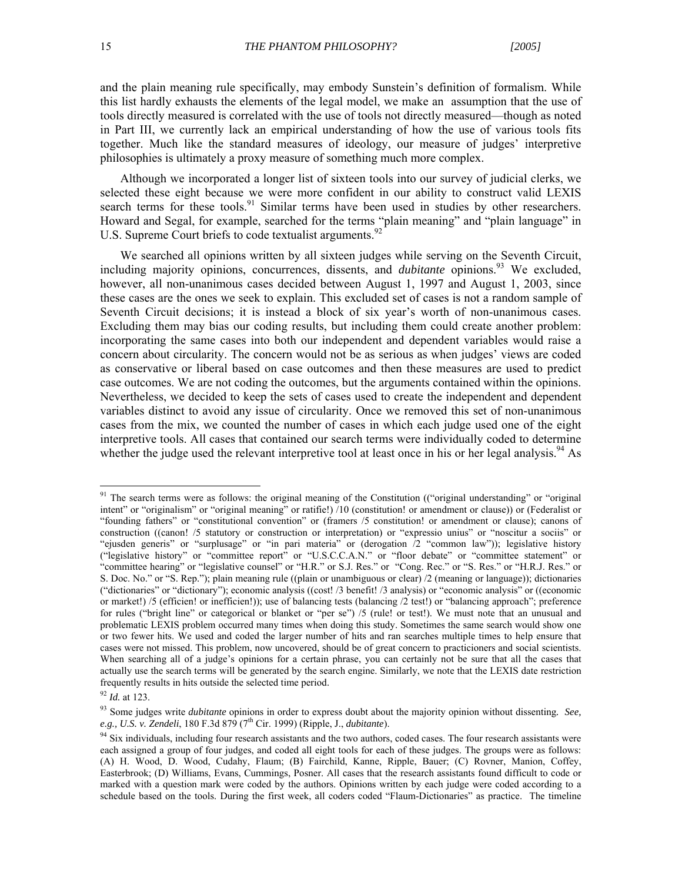and the plain meaning rule specifically, may embody Sunstein's definition of formalism. While this list hardly exhausts the elements of the legal model, we make an assumption that the use of tools directly measured is correlated with the use of tools not directly measured—though as noted in Part III, we currently lack an empirical understanding of how the use of various tools fits together. Much like the standard measures of ideology, our measure of judges' interpretive philosophies is ultimately a proxy measure of something much more complex.

Although we incorporated a longer list of sixteen tools into our survey of judicial clerks, we selected these eight because we were more confident in our ability to construct valid LEXIS search terms for these tools.[91] Similar terms have been used in studies by other researchers. Howard and Segal, for example, searched for the terms "plain meaning" and "plain language" in U.S. Supreme Court briefs to code textualist arguments.[92]

We searched all opinions written by all sixteen judges while serving on the Seventh Circuit, including majority opinions, concurrences, dissents, and *dubitante* opinions.[93] We excluded, however, all non-unanimous cases decided between August 1, 1997 and August 1, 2003, since these cases are the ones we seek to explain. This excluded set of cases is not a random sample of Seventh Circuit decisions; it is instead a block of six year's worth of non-unanimous cases. Excluding them may bias our coding results, but including them could create another problem: incorporating the same cases into both our independent and dependent variables would raise a concern about circularity. The concern would not be as serious as when judges' views are coded as conservative or liberal based on case outcomes and then these measures are used to predict case outcomes. We are not coding the outcomes, but the arguments contained within the opinions. Nevertheless, we decided to keep the sets of cases used to create the independent and dependent variables distinct to avoid any issue of circularity. Once we removed this set of non-unanimous cases from the mix, we counted the number of cases in which each judge used one of the eight interpretive tools. All cases that contained our search terms were individually coded to determine whether the judge used the relevant interpretive tool at least once in his or her legal analysis.[94] As

---

[91] The search terms were as follows: the original meaning of the Constitution (("original understanding" or "original intent" or "originalism" or "original meaning" or ratifie!) /10 (constitution! or amendment or clause)) or (Federalist or "founding fathers" or "constitutional convention" or (framers /5 constitution! or amendment or clause); canons of construction ((canon! /5 statutory or construction or interpretation) or "expressio unius" or "noscitur a sociis" or "ejusden generis" or "surplusage" or "in pari materia" or (derogation /2 "common law")); legislative history ("legislative history" or "committee report" or "U.S.C.C.A.N." or "floor debate" or "committee statement" or "committee hearing" or "legislative counsel" or "H.R." or S.J. Res." or "Cong. Rec." or "S. Res." or "H.R.J. Res." or S. Doc. No." or "S. Rep."); plain meaning rule ((plain or unambiguous or clear) /2 (meaning or language)); dictionaries ("dictionaries" or "dictionary"); economic analysis ((cost! /3 benefit! /3 analysis) or "economic analysis" or ((economic or market!) /5 (efficien! or inefficien!)); use of balancing tests (balancing /2 test!) or "balancing approach"; preference for rules ("bright line" or categorical or blanket or "per se") /5 (rule! or test!). We must note that an unusual and problematic LEXIS problem occurred many times when doing this study. Sometimes the same search would show one or two fewer hits. We used and coded the larger number of hits and ran searches multiple times to help ensure that cases were not missed. This problem, now uncovered, should be of great concern to practicioners and social scientists. When searching all of a judge's opinions for a certain phrase, you can certainly not be sure that all the cases that actually use the search terms will be generated by the search engine. Similarly, we note that the LEXIS date restriction frequently results in hits outside the selected time period.

[92] *Id.* at 123.

[93] Some judges write *dubitante* opinions in order to express doubt about the majority opinion without dissenting. *See, e.g., U.S. v. Zendeli*, 180 F.3d 879 (7th Cir. 1999) (Ripple, J., *dubitante*).

[94] Six individuals, including four research assistants and the two authors, coded cases. The four research assistants were each assigned a group of four judges, and coded all eight tools for each of these judges. The groups were as follows: (A) H. Wood, D. Wood, Cudahy, Flaum; (B) Fairchild, Kanne, Ripple, Bauer; (C) Rovner, Manion, Coffey, Easterbrook; (D) Williams, Evans, Cummings, Posner. All cases that the research assistants found difficult to code or marked with a question mark were coded by the authors. Opinions written by each judge were coded according to a schedule based on the tools. During the first week, all coders coded "Flaum-Dictionaries" as practice. The timeline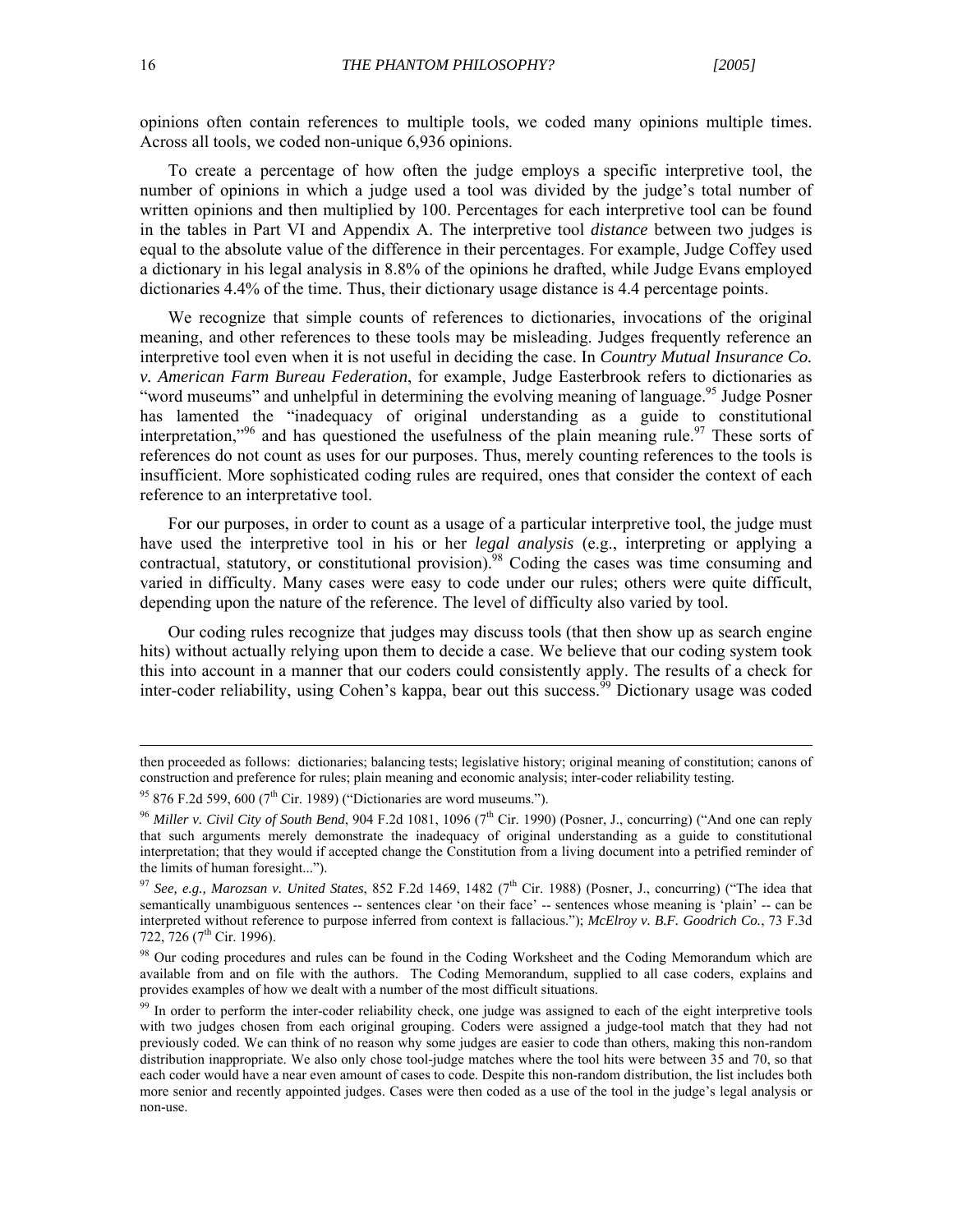opinions often contain references to multiple tools, we coded many opinions multiple times. Across all tools, we coded non-unique 6,936 opinions.

To create a percentage of how often the judge employs a specific interpretive tool, the number of opinions in which a judge used a tool was divided by the judge's total number of written opinions and then multiplied by 100. Percentages for each interpretive tool can be found in the tables in Part VI and Appendix A. The interpretive tool *distance* between two judges is equal to the absolute value of the difference in their percentages. For example, Judge Coffey used a dictionary in his legal analysis in 8.8% of the opinions he drafted, while Judge Evans employed dictionaries 4.4% of the time. Thus, their dictionary usage distance is 4.4 percentage points.

We recognize that simple counts of references to dictionaries, invocations of the original meaning, and other references to these tools may be misleading. Judges frequently reference an interpretive tool even when it is not useful in deciding the case. In *Country Mutual Insurance Co. v. American Farm Bureau Federation*, for example, Judge Easterbrook refers to dictionaries as "word museums" and unhelpful in determining the evolving meaning of language.[95] Judge Posner has lamented the "inadequacy of original understanding as a guide to constitutional interpretation,"[96] and has questioned the usefulness of the plain meaning rule.[97] These sorts of references do not count as uses for our purposes. Thus, merely counting references to the tools is insufficient. More sophisticated coding rules are required, ones that consider the context of each reference to an interpretative tool.

For our purposes, in order to count as a usage of a particular interpretive tool, the judge must have used the interpretive tool in his or her *legal analysis* (e.g., interpreting or applying a contractual, statutory, or constitutional provision).[98] Coding the cases was time consuming and varied in difficulty. Many cases were easy to code under our rules; others were quite difficult, depending upon the nature of the reference. The level of difficulty also varied by tool.

Our coding rules recognize that judges may discuss tools (that then show up as search engine hits) without actually relying upon them to decide a case. We believe that our coding system took this into account in a manner that our coders could consistently apply. The results of a check for inter-coder reliability, using Cohen's kappa, bear out this success.[99] Dictionary usage was coded

---

then proceeded as follows: dictionaries; balancing tests; legislative history; original meaning of constitution; canons of construction and preference for rules; plain meaning and economic analysis; inter-coder reliability testing.

[95] 876 F.2d 599, 600 (7th Cir. 1989) ("Dictionaries are word museums.").

[96] *Miller v. Civil City of South Bend*, 904 F.2d 1081, 1096 (7th Cir. 1990) (Posner, J., concurring) ("And one can reply that such arguments merely demonstrate the inadequacy of original understanding as a guide to constitutional interpretation; that they would if accepted change the Constitution from a living document into a petrified reminder of the limits of human foresight...").

[97] *See, e.g., Marozsan v. United States*, 852 F.2d 1469, 1482 (7th Cir. 1988) (Posner, J., concurring) ("The idea that semantically unambiguous sentences -- sentences clear 'on their face' -- sentences whose meaning is 'plain' -- can be interpreted without reference to purpose inferred from context is fallacious."); *McElroy v. B.F. Goodrich Co.*, 73 F.3d 722, 726 (7th Cir. 1996).

[98] Our coding procedures and rules can be found in the Coding Worksheet and the Coding Memorandum which are available from and on file with the authors. The Coding Memorandum, supplied to all case coders, explains and provides examples of how we dealt with a number of the most difficult situations.

[99] In order to perform the inter-coder reliability check, one judge was assigned to each of the eight interpretive tools with two judges chosen from each original grouping. Coders were assigned a judge-tool match that they had not previously coded. We can think of no reason why some judges are easier to code than others, making this non-random distribution inappropriate. We also only chose tool-judge matches where the tool hits were between 35 and 70, so that each coder would have a near even amount of cases to code. Despite this non-random distribution, the list includes both more senior and recently appointed judges. Cases were then coded as a use of the tool in the judge's legal analysis or non-use.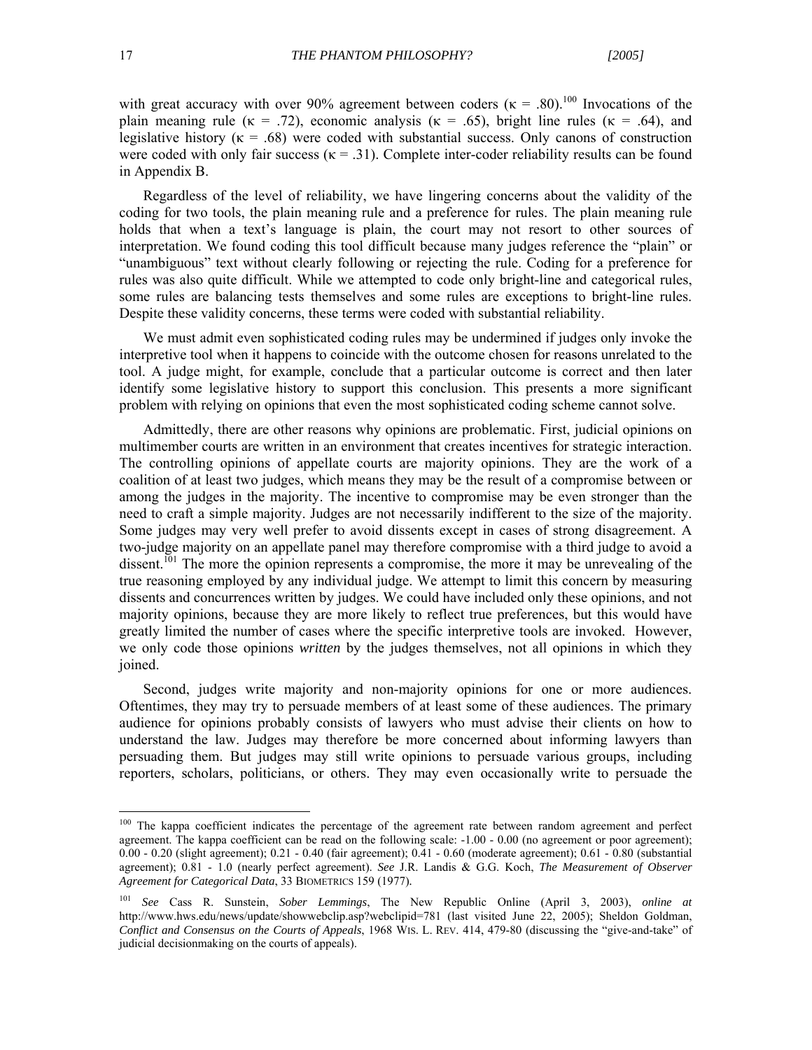with great accuracy with over 90% agreement between coders ($\kappa$ = .80).[100] Invocations of the plain meaning rule ($\kappa$ = .72), economic analysis ($\kappa$ = .65), bright line rules ($\kappa$ = .64), and legislative history ($\kappa$ = .68) were coded with substantial success. Only canons of construction were coded with only fair success ($\kappa$ = .31). Complete inter-coder reliability results can be found in Appendix B.

Regardless of the level of reliability, we have lingering concerns about the validity of the coding for two tools, the plain meaning rule and a preference for rules. The plain meaning rule holds that when a text's language is plain, the court may not resort to other sources of interpretation. We found coding this tool difficult because many judges reference the "plain" or "unambiguous" text without clearly following or rejecting the rule. Coding for a preference for rules was also quite difficult. While we attempted to code only bright-line and categorical rules, some rules are balancing tests themselves and some rules are exceptions to bright-line rules. Despite these validity concerns, these terms were coded with substantial reliability.

We must admit even sophisticated coding rules may be undermined if judges only invoke the interpretive tool when it happens to coincide with the outcome chosen for reasons unrelated to the tool. A judge might, for example, conclude that a particular outcome is correct and then later identify some legislative history to support this conclusion. This presents a more significant problem with relying on opinions that even the most sophisticated coding scheme cannot solve.

Admittedly, there are other reasons why opinions are problematic. First, judicial opinions on multimember courts are written in an environment that creates incentives for strategic interaction. The controlling opinions of appellate courts are majority opinions. They are the work of a coalition of at least two judges, which means they may be the result of a compromise between or among the judges in the majority. The incentive to compromise may be even stronger than the need to craft a simple majority. Judges are not necessarily indifferent to the size of the majority. Some judges may very well prefer to avoid dissents except in cases of strong disagreement. A two-judge majority on an appellate panel may therefore compromise with a third judge to avoid a dissent.[101] The more the opinion represents a compromise, the more it may be unrevealing of the true reasoning employed by any individual judge. We attempt to limit this concern by measuring dissents and concurrences written by judges. We could have included only these opinions, and not majority opinions, because they are more likely to reflect true preferences, but this would have greatly limited the number of cases where the specific interpretive tools are invoked. However, we only code those opinions *written* by the judges themselves, not all opinions in which they joined.

Second, judges write majority and non-majority opinions for one or more audiences. Oftentimes, they may try to persuade members of at least some of these audiences. The primary audience for opinions probably consists of lawyers who must advise their clients on how to understand the law. Judges may therefore be more concerned about informing lawyers than persuading them. But judges may still write opinions to persuade various groups, including reporters, scholars, politicians, or others. They may even occasionally write to persuade the

---

[100] The kappa coefficient indicates the percentage of the agreement rate between random agreement and perfect agreement. The kappa coefficient can be read on the following scale: -1.00 - 0.00 (no agreement or poor agreement); 0.00 - 0.20 (slight agreement); 0.21 - 0.40 (fair agreement); 0.41 - 0.60 (moderate agreement); 0.61 - 0.80 (substantial agreement); 0.81 - 1.0 (nearly perfect agreement). *See* J.R. Landis & G.G. Koch, *The Measurement of Observer Agreement for Categorical Data*, 33 BIOMETRICS 159 (1977).

[101] *See* Cass R. Sunstein, *Sober Lemmings*, The New Republic Online (April 3, 2003), *online at* http://www.hws.edu/news/update/showwebclip.asp?webclipid=781 (last visited June 22, 2005); Sheldon Goldman, *Conflict and Consensus on the Courts of Appeals*, 1968 WIS. L. REV. 414, 479-80 (discussing the "give-and-take" of judicial decisionmaking on the courts of appeals).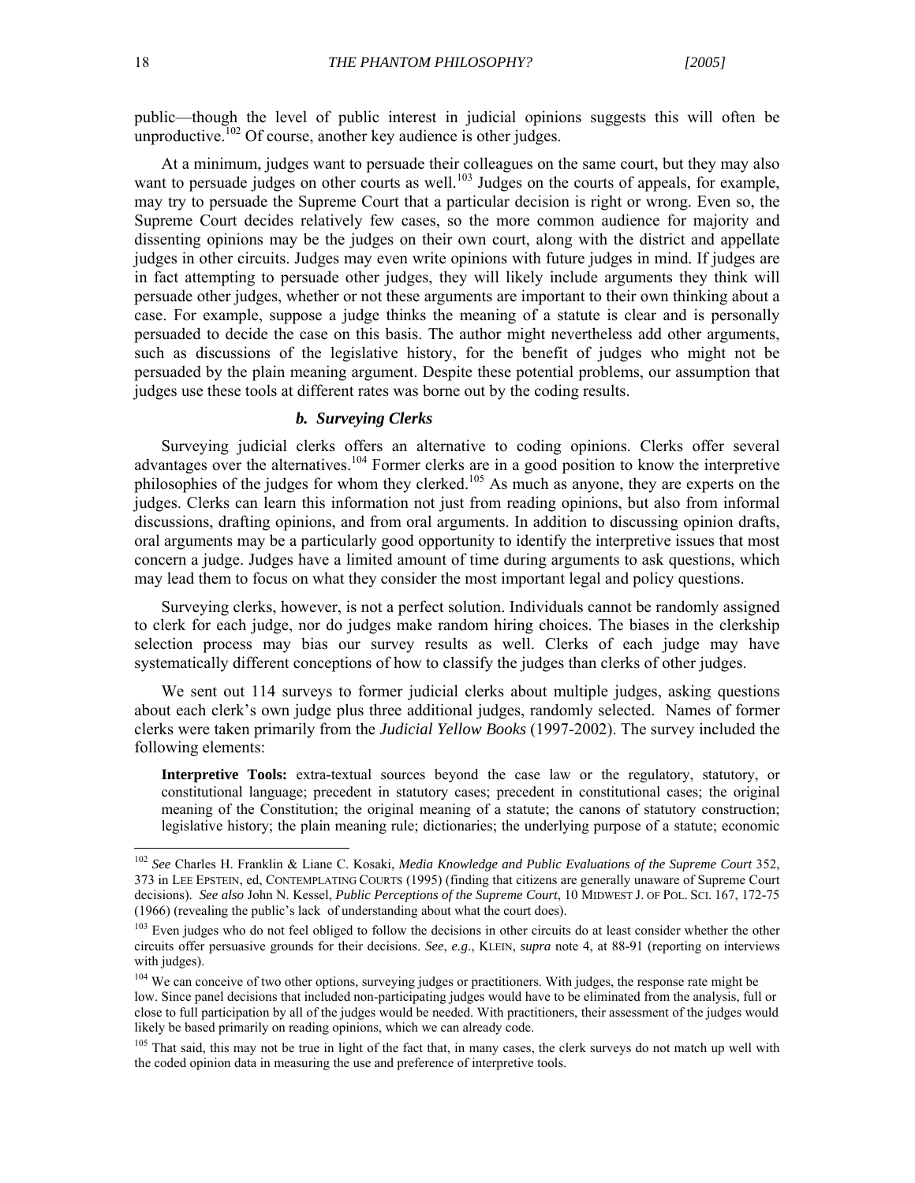public—though the level of public interest in judicial opinions suggests this will often be unproductive.[102] Of course, another key audience is other judges.

At a minimum, judges want to persuade their colleagues on the same court, but they may also want to persuade judges on other courts as well.[103] Judges on the courts of appeals, for example, may try to persuade the Supreme Court that a particular decision is right or wrong. Even so, the Supreme Court decides relatively few cases, so the more common audience for majority and dissenting opinions may be the judges on their own court, along with the district and appellate judges in other circuits. Judges may even write opinions with future judges in mind. If judges are in fact attempting to persuade other judges, they will likely include arguments they think will persuade other judges, whether or not these arguments are important to their own thinking about a case. For example, suppose a judge thinks the meaning of a statute is clear and is personally persuaded to decide the case on this basis. The author might nevertheless add other arguments, such as discussions of the legislative history, for the benefit of judges who might not be persuaded by the plain meaning argument. Despite these potential problems, our assumption that judges use these tools at different rates was borne out by the coding results.

### *b. Surveying Clerks*

Surveying judicial clerks offers an alternative to coding opinions. Clerks offer several advantages over the alternatives.[104] Former clerks are in a good position to know the interpretive philosophies of the judges for whom they clerked.[105] As much as anyone, they are experts on the judges. Clerks can learn this information not just from reading opinions, but also from informal discussions, drafting opinions, and from oral arguments. In addition to discussing opinion drafts, oral arguments may be a particularly good opportunity to identify the interpretive issues that most concern a judge. Judges have a limited amount of time during arguments to ask questions, which may lead them to focus on what they consider the most important legal and policy questions.

Surveying clerks, however, is not a perfect solution. Individuals cannot be randomly assigned to clerk for each judge, nor do judges make random hiring choices. The biases in the clerkship selection process may bias our survey results as well. Clerks of each judge may have systematically different conceptions of how to classify the judges than clerks of other judges.

We sent out 114 surveys to former judicial clerks about multiple judges, asking questions about each clerk's own judge plus three additional judges, randomly selected. Names of former clerks were taken primarily from the *Judicial Yellow Books* (1997-2002). The survey included the following elements:

> **Interpretive Tools:** extra-textual sources beyond the case law or the regulatory, statutory, or constitutional language; precedent in statutory cases; precedent in constitutional cases; the original meaning of the Constitution; the original meaning of a statute; the canons of statutory construction; legislative history; the plain meaning rule; dictionaries; the underlying purpose of a statute; economic

---

[102] *See* Charles H. Franklin & Liane C. Kosaki, *Media Knowledge and Public Evaluations of the Supreme Court* 352, 373 in LEE EPSTEIN, ed, CONTEMPLATING COURTS (1995) (finding that citizens are generally unaware of Supreme Court decisions). *See also* John N. Kessel, *Public Perceptions of the Supreme Court*, 10 MIDWEST J. OF POL. SCI. 167, 172-75 (1966) (revealing the public's lack of understanding about what the court does).

[103] Even judges who do not feel obliged to follow the decisions in other circuits do at least consider whether the other circuits offer persuasive grounds for their decisions. *See*, *e.g*., KLEIN, *supra* note 4, at 88-91 (reporting on interviews with judges).

[104] We can conceive of two other options, surveying judges or practitioners. With judges, the response rate might be low. Since panel decisions that included non-participating judges would have to be eliminated from the analysis, full or close to full participation by all of the judges would be needed. With practitioners, their assessment of the judges would likely be based primarily on reading opinions, which we can already code.

[105] That said, this may not be true in light of the fact that, in many cases, the clerk surveys do not match up well with the coded opinion data in measuring the use and preference of interpretive tools.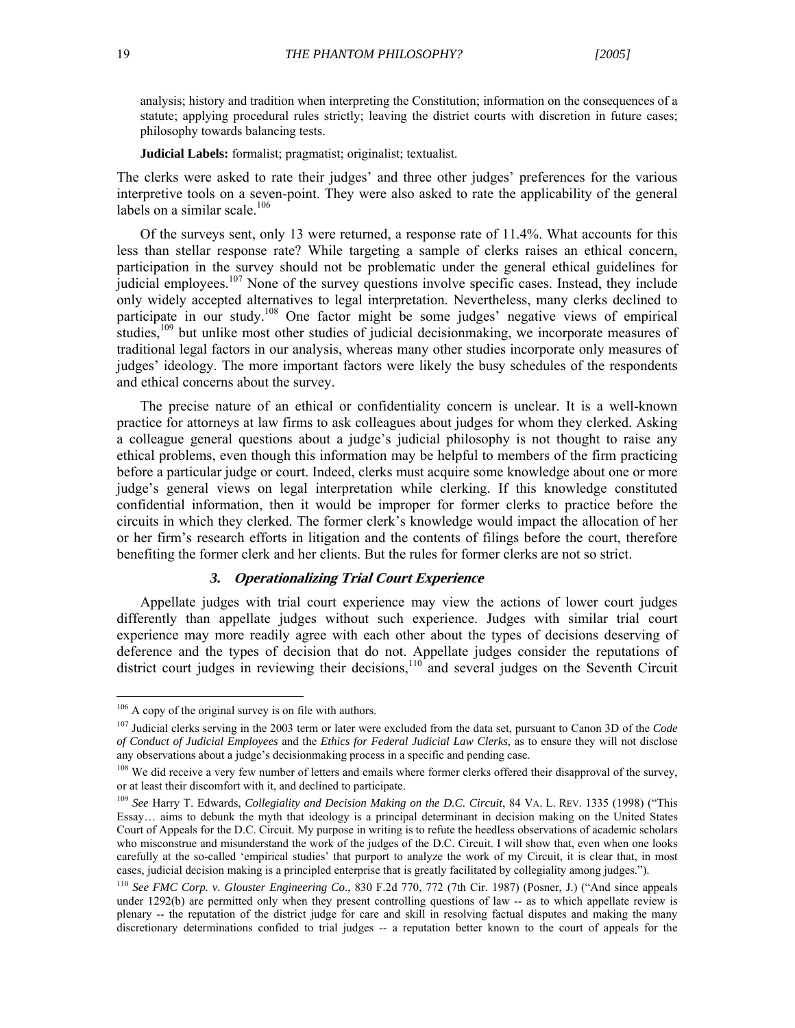analysis; history and tradition when interpreting the Constitution; information on the consequences of a statute; applying procedural rules strictly; leaving the district courts with discretion in future cases; philosophy towards balancing tests.

**Judicial Labels:** formalist; pragmatist; originalist; textualist.

The clerks were asked to rate their judges' and three other judges' preferences for the various interpretive tools on a seven-point. They were also asked to rate the applicability of the general labels on a similar scale.[106]

Of the surveys sent, only 13 were returned, a response rate of 11.4%. What accounts for this less than stellar response rate? While targeting a sample of clerks raises an ethical concern, participation in the survey should not be problematic under the general ethical guidelines for judicial employees.[107] None of the survey questions involve specific cases. Instead, they include only widely accepted alternatives to legal interpretation. Nevertheless, many clerks declined to participate in our study.[108] One factor might be some judges' negative views of empirical studies,[109] but unlike most other studies of judicial decisionmaking, we incorporate measures of traditional legal factors in our analysis, whereas many other studies incorporate only measures of judges' ideology. The more important factors were likely the busy schedules of the respondents and ethical concerns about the survey.

The precise nature of an ethical or confidentiality concern is unclear. It is a well-known practice for attorneys at law firms to ask colleagues about judges for whom they clerked. Asking a colleague general questions about a judge's judicial philosophy is not thought to raise any ethical problems, even though this information may be helpful to members of the firm practicing before a particular judge or court. Indeed, clerks must acquire some knowledge about one or more judge's general views on legal interpretation while clerking. If this knowledge constituted confidential information, then it would be improper for former clerks to practice before the circuits in which they clerked. The former clerk's knowledge would impact the allocation of her or her firm's research efforts in litigation and the contents of filings before the court, therefore benefiting the former clerk and her clients. But the rules for former clerks are not so strict.

### *3. Operationalizing Trial Court Experience*

Appellate judges with trial court experience may view the actions of lower court judges differently than appellate judges without such experience. Judges with similar trial court experience may more readily agree with each other about the types of decisions deserving of deference and the types of decision that do not. Appellate judges consider the reputations of district court judges in reviewing their decisions,[110] and several judges on the Seventh Circuit

---

[106] A copy of the original survey is on file with authors.

[107] Judicial clerks serving in the 2003 term or later were excluded from the data set, pursuant to Canon 3D of the *Code of Conduct of Judicial Employees* and the *Ethics for Federal Judicial Law Clerks*, as to ensure they will not disclose any observations about a judge's decisionmaking process in a specific and pending case.

[108] We did receive a very few number of letters and emails where former clerks offered their disapproval of the survey, or at least their discomfort with it, and declined to participate.

[109] *See* Harry T. Edwards, *Collegiality and Decision Making on the D.C. Circuit*, 84 VA. L. REV. 1335 (1998) ("This Essay… aims to debunk the myth that ideology is a principal determinant in decision making on the United States Court of Appeals for the D.C. Circuit. My purpose in writing is to refute the heedless observations of academic scholars who misconstrue and misunderstand the work of the judges of the D.C. Circuit. I will show that, even when one looks carefully at the so-called 'empirical studies' that purport to analyze the work of my Circuit, it is clear that, in most cases, judicial decision making is a principled enterprise that is greatly facilitated by collegiality among judges.").

[110] *See FMC Corp. v. Glouster Engineering Co*., 830 F.2d 770, 772 (7th Cir. 1987) (Posner, J.) ("And since appeals under 1292(b) are permitted only when they present controlling questions of law -- as to which appellate review is plenary -- the reputation of the district judge for care and skill in resolving factual disputes and making the many discretionary determinations confided to trial judges -- a reputation better known to the court of appeals for the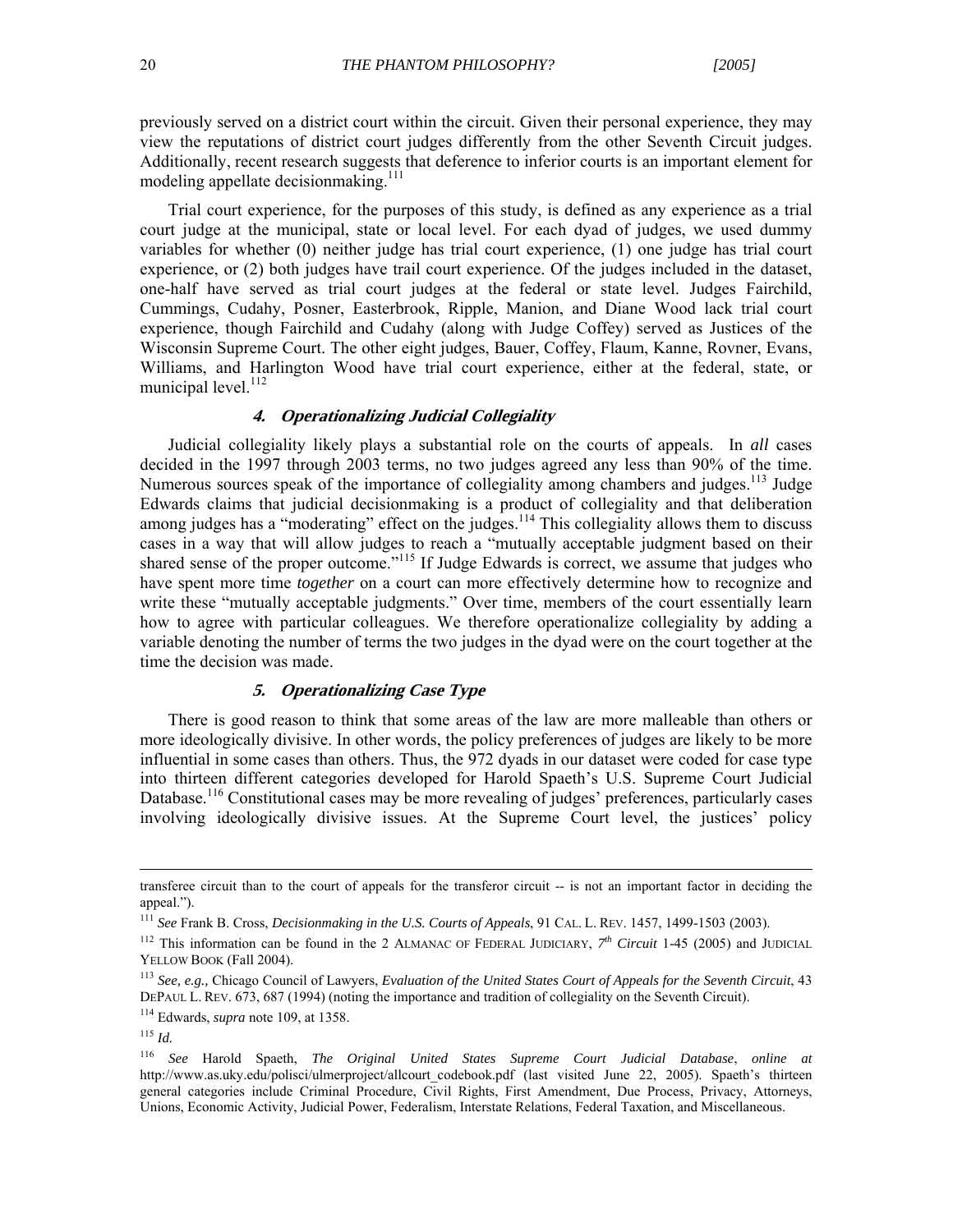previously served on a district court within the circuit. Given their personal experience, they may view the reputations of district court judges differently from the other Seventh Circuit judges. Additionally, recent research suggests that deference to inferior courts is an important element for modeling appellate decisionmaking.[111]

Trial court experience, for the purposes of this study, is defined as any experience as a trial court judge at the municipal, state or local level. For each dyad of judges, we used dummy variables for whether (0) neither judge has trial court experience, (1) one judge has trial court experience, or (2) both judges have trail court experience. Of the judges included in the dataset, one-half have served as trial court judges at the federal or state level. Judges Fairchild, Cummings, Cudahy, Posner, Easterbrook, Ripple, Manion, and Diane Wood lack trial court experience, though Fairchild and Cudahy (along with Judge Coffey) served as Justices of the Wisconsin Supreme Court. The other eight judges, Bauer, Coffey, Flaum, Kanne, Rovner, Evans, Williams, and Harlington Wood have trial court experience, either at the federal, state, or municipal level.[112]

### *4. Operationalizing Judicial Collegiality*

Judicial collegiality likely plays a substantial role on the courts of appeals. In *all* cases decided in the 1997 through 2003 terms, no two judges agreed any less than 90% of the time. Numerous sources speak of the importance of collegiality among chambers and judges.[113] Judge Edwards claims that judicial decisionmaking is a product of collegiality and that deliberation among judges has a "moderating" effect on the judges.[114] This collegiality allows them to discuss cases in a way that will allow judges to reach a "mutually acceptable judgment based on their shared sense of the proper outcome."[115] If Judge Edwards is correct, we assume that judges who have spent more time *together* on a court can more effectively determine how to recognize and write these "mutually acceptable judgments." Over time, members of the court essentially learn how to agree with particular colleagues. We therefore operationalize collegiality by adding a variable denoting the number of terms the two judges in the dyad were on the court together at the time the decision was made.

### *5. Operationalizing Case Type*

There is good reason to think that some areas of the law are more malleable than others or more ideologically divisive. In other words, the policy preferences of judges are likely to be more influential in some cases than others. Thus, the 972 dyads in our dataset were coded for case type into thirteen different categories developed for Harold Spaeth's U.S. Supreme Court Judicial Database.[116] Constitutional cases may be more revealing of judges' preferences, particularly cases involving ideologically divisive issues. At the Supreme Court level, the justices' policy

---

transferee circuit than to the court of appeals for the transferor circuit -- is not an important factor in deciding the appeal.").

[111] *See* Frank B. Cross, *Decisionmaking in the U.S. Courts of Appeals*, 91 CAL. L. REV. 1457, 1499-1503 (2003).

[112] This information can be found in the 2 ALMANAC OF FEDERAL JUDICIARY, *7th Circuit* 1-45 (2005) and JUDICIAL YELLOW BOOK (Fall 2004).

[113] *See, e.g.,* Chicago Council of Lawyers, *Evaluation of the United States Court of Appeals for the Seventh Circuit*, 43 DEPAUL L. REV. 673, 687 (1994) (noting the importance and tradition of collegiality on the Seventh Circuit).

[114] Edwards, *supra* note 109, at 1358.

[115] *Id.*

[116] *See* Harold Spaeth, *The Original United States Supreme Court Judicial Database*, *online at* http://www.as.uky.edu/polisci/ulmerproject/allcourt_codebook.pdf (last visited June 22, 2005). Spaeth's thirteen general categories include Criminal Procedure, Civil Rights, First Amendment, Due Process, Privacy, Attorneys, Unions, Economic Activity, Judicial Power, Federalism, Interstate Relations, Federal Taxation, and Miscellaneous.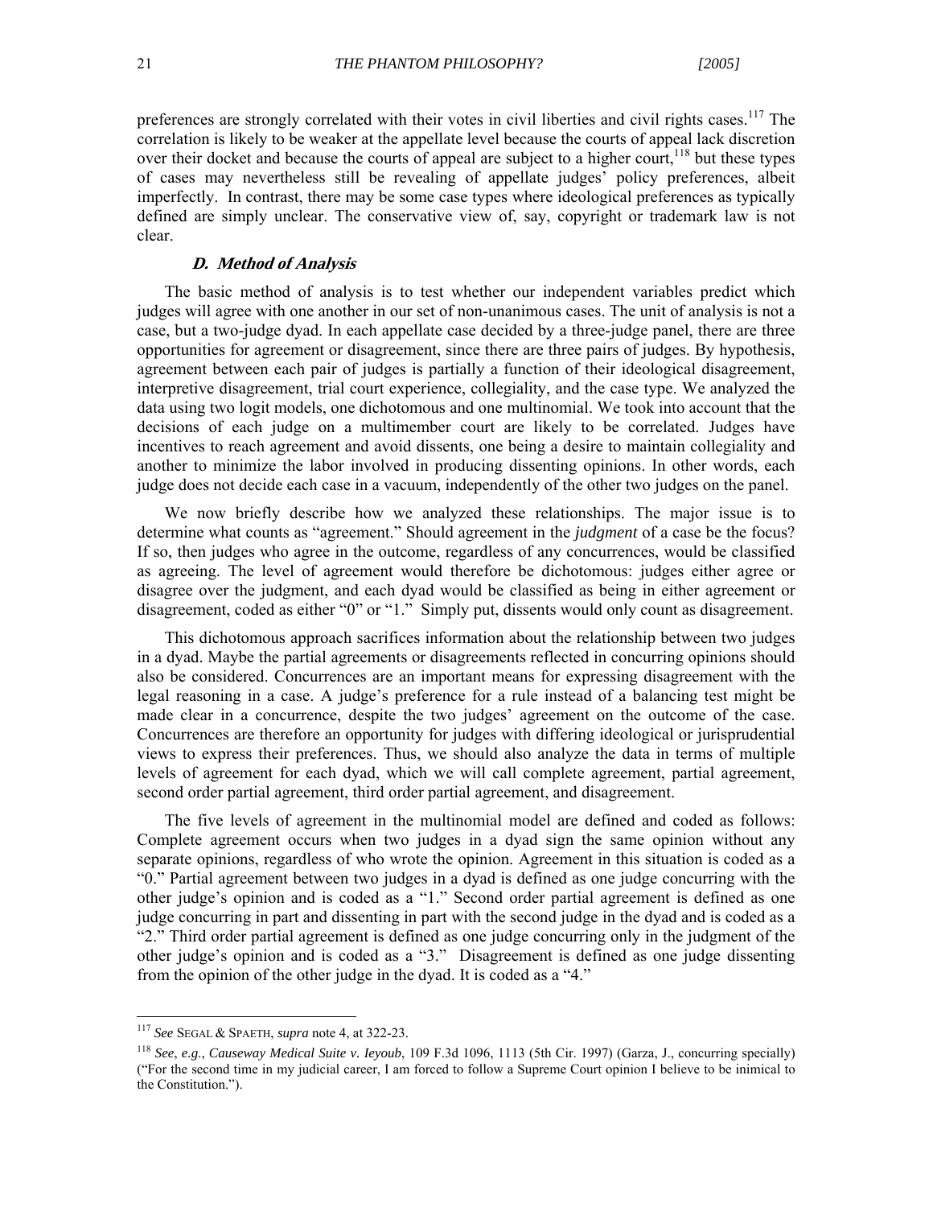preferences are strongly correlated with their votes in civil liberties and civil rights cases.[117] The correlation is likely to be weaker at the appellate level because the courts of appeal lack discretion over their docket and because the courts of appeal are subject to a higher court,[118] but these types of cases may nevertheless still be revealing of appellate judges' policy preferences, albeit imperfectly. In contrast, there may be some case types where ideological preferences as typically defined are simply unclear. The conservative view of, say, copyright or trademark law is not clear.

### *D. Method of Analysis*

The basic method of analysis is to test whether our independent variables predict which judges will agree with one another in our set of non-unanimous cases. The unit of analysis is not a case, but a two-judge dyad. In each appellate case decided by a three-judge panel, there are three opportunities for agreement or disagreement, since there are three pairs of judges. By hypothesis, agreement between each pair of judges is partially a function of their ideological disagreement, interpretive disagreement, trial court experience, collegiality, and the case type. We analyzed the data using two logit models, one dichotomous and one multinomial. We took into account that the decisions of each judge on a multimember court are likely to be correlated. Judges have incentives to reach agreement and avoid dissents, one being a desire to maintain collegiality and another to minimize the labor involved in producing dissenting opinions. In other words, each judge does not decide each case in a vacuum, independently of the other two judges on the panel.

We now briefly describe how we analyzed these relationships. The major issue is to determine what counts as "agreement." Should agreement in the *judgment* of a case be the focus? If so, then judges who agree in the outcome, regardless of any concurrences, would be classified as agreeing. The level of agreement would therefore be dichotomous: judges either agree or disagree over the judgment, and each dyad would be classified as being in either agreement or disagreement, coded as either "0" or "1." Simply put, dissents would only count as disagreement.

This dichotomous approach sacrifices information about the relationship between two judges in a dyad. Maybe the partial agreements or disagreements reflected in concurring opinions should also be considered. Concurrences are an important means for expressing disagreement with the legal reasoning in a case. A judge's preference for a rule instead of a balancing test might be made clear in a concurrence, despite the two judges' agreement on the outcome of the case. Concurrences are therefore an opportunity for judges with differing ideological or jurisprudential views to express their preferences. Thus, we should also analyze the data in terms of multiple levels of agreement for each dyad, which we will call complete agreement, partial agreement, second order partial agreement, third order partial agreement, and disagreement.

The five levels of agreement in the multinomial model are defined and coded as follows: Complete agreement occurs when two judges in a dyad sign the same opinion without any separate opinions, regardless of who wrote the opinion. Agreement in this situation is coded as a "0." Partial agreement between two judges in a dyad is defined as one judge concurring with the other judge's opinion and is coded as a "1." Second order partial agreement is defined as one judge concurring in part and dissenting in part with the second judge in the dyad and is coded as a "2." Third order partial agreement is defined as one judge concurring only in the judgment of the other judge's opinion and is coded as a "3." Disagreement is defined as one judge dissenting from the opinion of the other judge in the dyad. It is coded as a "4."

---

[117] *See* SEGAL & SPAETH, *supra* note 4, at 322-23.

[118] *See*, *e.g.*, *Causeway Medical Suite v. Ieyoub*, 109 F.3d 1096, 1113 (5th Cir. 1997) (Garza, J., concurring specially) ("For the second time in my judicial career, I am forced to follow a Supreme Court opinion I believe to be inimical to the Constitution.").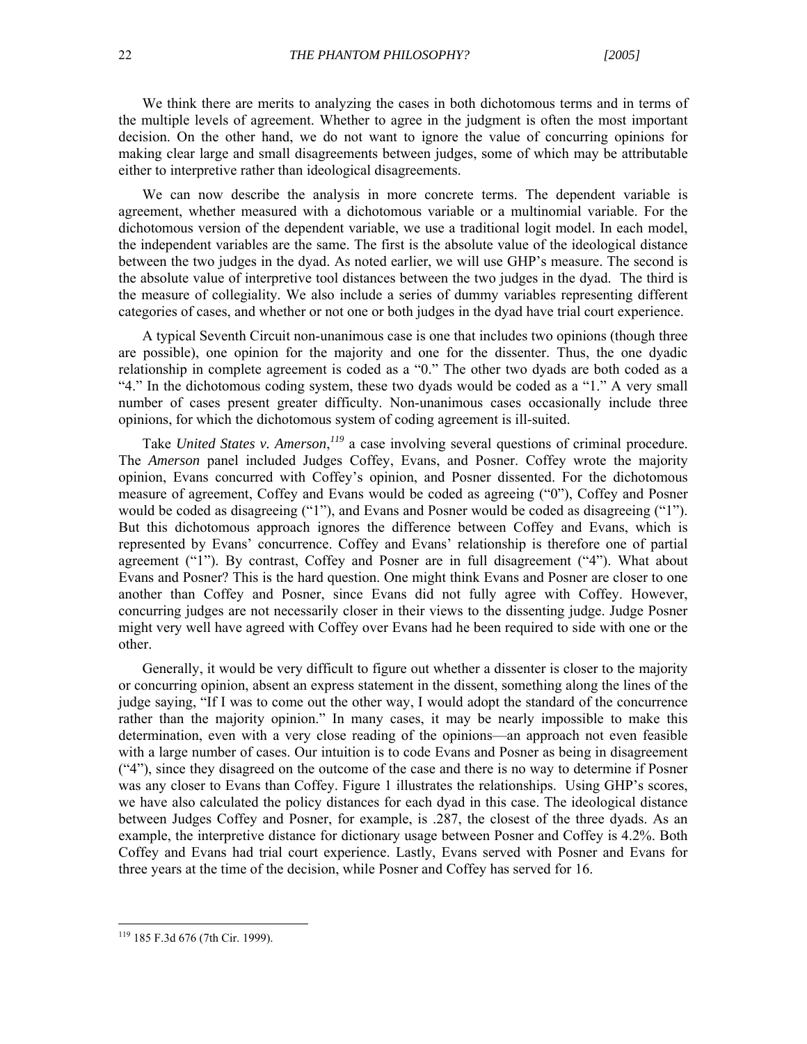We think there are merits to analyzing the cases in both dichotomous terms and in terms of the multiple levels of agreement. Whether to agree in the judgment is often the most important decision. On the other hand, we do not want to ignore the value of concurring opinions for making clear large and small disagreements between judges, some of which may be attributable either to interpretive rather than ideological disagreements.

We can now describe the analysis in more concrete terms. The dependent variable is agreement, whether measured with a dichotomous variable or a multinomial variable. For the dichotomous version of the dependent variable, we use a traditional logit model. In each model, the independent variables are the same. The first is the absolute value of the ideological distance between the two judges in the dyad. As noted earlier, we will use GHP's measure. The second is the absolute value of interpretive tool distances between the two judges in the dyad. The third is the measure of collegiality. We also include a series of dummy variables representing different categories of cases, and whether or not one or both judges in the dyad have trial court experience.

A typical Seventh Circuit non-unanimous case is one that includes two opinions (though three are possible), one opinion for the majority and one for the dissenter. Thus, the one dyadic relationship in complete agreement is coded as a "0." The other two dyads are both coded as a "4." In the dichotomous coding system, these two dyads would be coded as a "1." A very small number of cases present greater difficulty. Non-unanimous cases occasionally include three opinions, for which the dichotomous system of coding agreement is ill-suited.

Take *United States v. Amerson*,[119] a case involving several questions of criminal procedure. The *Amerson* panel included Judges Coffey, Evans, and Posner. Coffey wrote the majority opinion, Evans concurred with Coffey's opinion, and Posner dissented. For the dichotomous measure of agreement, Coffey and Evans would be coded as agreeing ("0"), Coffey and Posner would be coded as disagreeing ("1"), and Evans and Posner would be coded as disagreeing ("1"). But this dichotomous approach ignores the difference between Coffey and Evans, which is represented by Evans' concurrence. Coffey and Evans' relationship is therefore one of partial agreement ("1"). By contrast, Coffey and Posner are in full disagreement ("4"). What about Evans and Posner? This is the hard question. One might think Evans and Posner are closer to one another than Coffey and Posner, since Evans did not fully agree with Coffey. However, concurring judges are not necessarily closer in their views to the dissenting judge. Judge Posner might very well have agreed with Coffey over Evans had he been required to side with one or the other.

Generally, it would be very difficult to figure out whether a dissenter is closer to the majority or concurring opinion, absent an express statement in the dissent, something along the lines of the judge saying, "If I was to come out the other way, I would adopt the standard of the concurrence rather than the majority opinion." In many cases, it may be nearly impossible to make this determination, even with a very close reading of the opinions—an approach not even feasible with a large number of cases. Our intuition is to code Evans and Posner as being in disagreement ("4"), since they disagreed on the outcome of the case and there is no way to determine if Posner was any closer to Evans than Coffey. Figure 1 illustrates the relationships. Using GHP's scores, we have also calculated the policy distances for each dyad in this case. The ideological distance between Judges Coffey and Posner, for example, is .287, the closest of the three dyads. As an example, the interpretive distance for dictionary usage between Posner and Coffey is 4.2%. Both Coffey and Evans had trial court experience. Lastly, Evans served with Posner and Evans for three years at the time of the decision, while Posner and Coffey has served for 16.

---

[119] 185 F.3d 676 (7th Cir. 1999).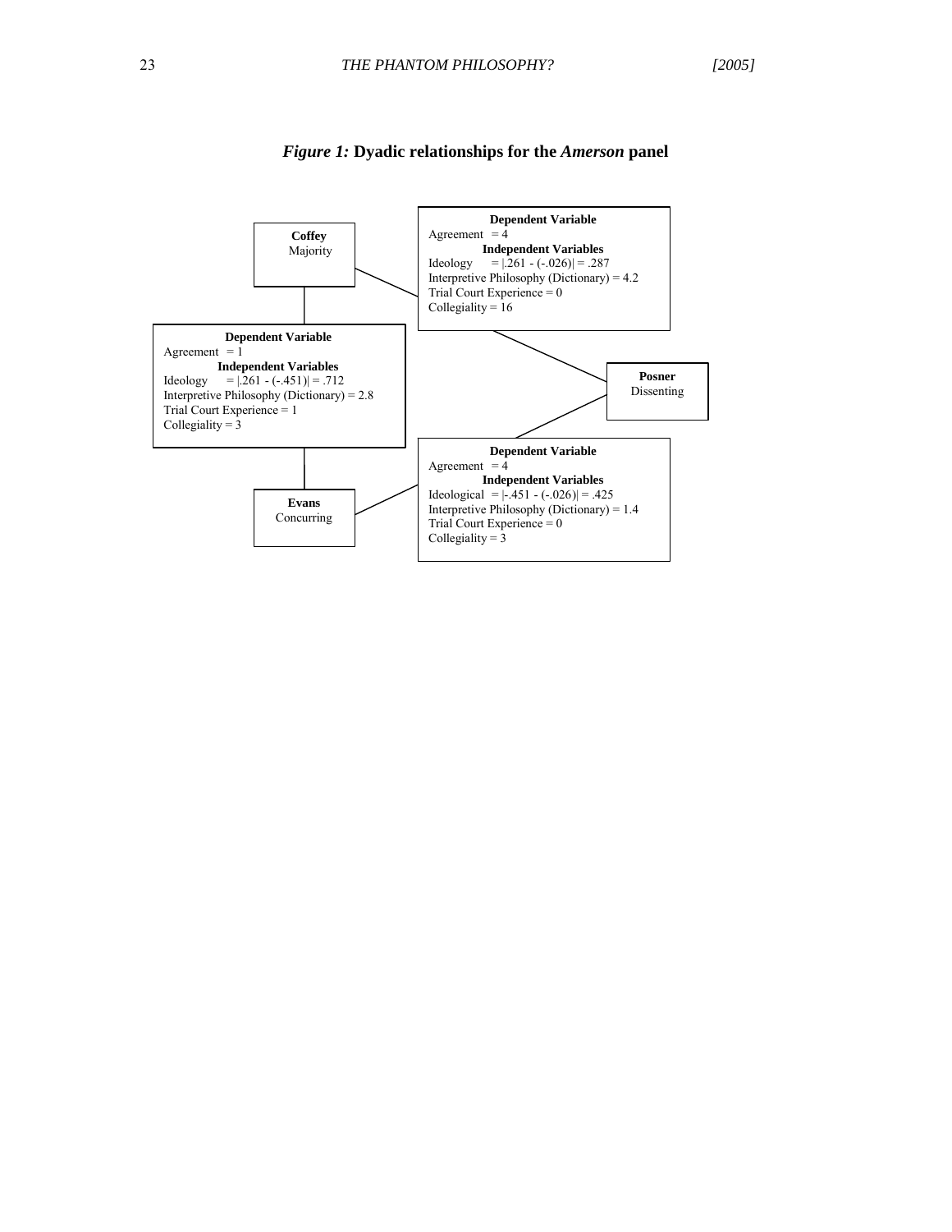***Figure 1:*** **Dyadic relationships for the *Amerson* panel**

**Coffey**
Majority

**Dependent Variable**
Agreement = 4
**Independent Variables**
Ideology = |.261 - (-.026)| = .287
Interpretive Philosophy (Dictionary) = 4.2
Trial Court Experience = 0
Collegiality = 16

**Dependent Variable**
Agreement = 1
**Independent Variables**
Ideology = |.261 - (-.451)| = .712
Interpretive Philosophy (Dictionary) = 2.8
Trial Court Experience = 1
Collegiality = 3

**Posner**
Dissenting

**Dependent Variable**
Agreement = 4
**Independent Variables**
Ideological = |-.451 - (-.026)| = .425
Interpretive Philosophy (Dictionary) = 1.4
Trial Court Experience = 0
Collegiality = 3

**Evans**
Concurring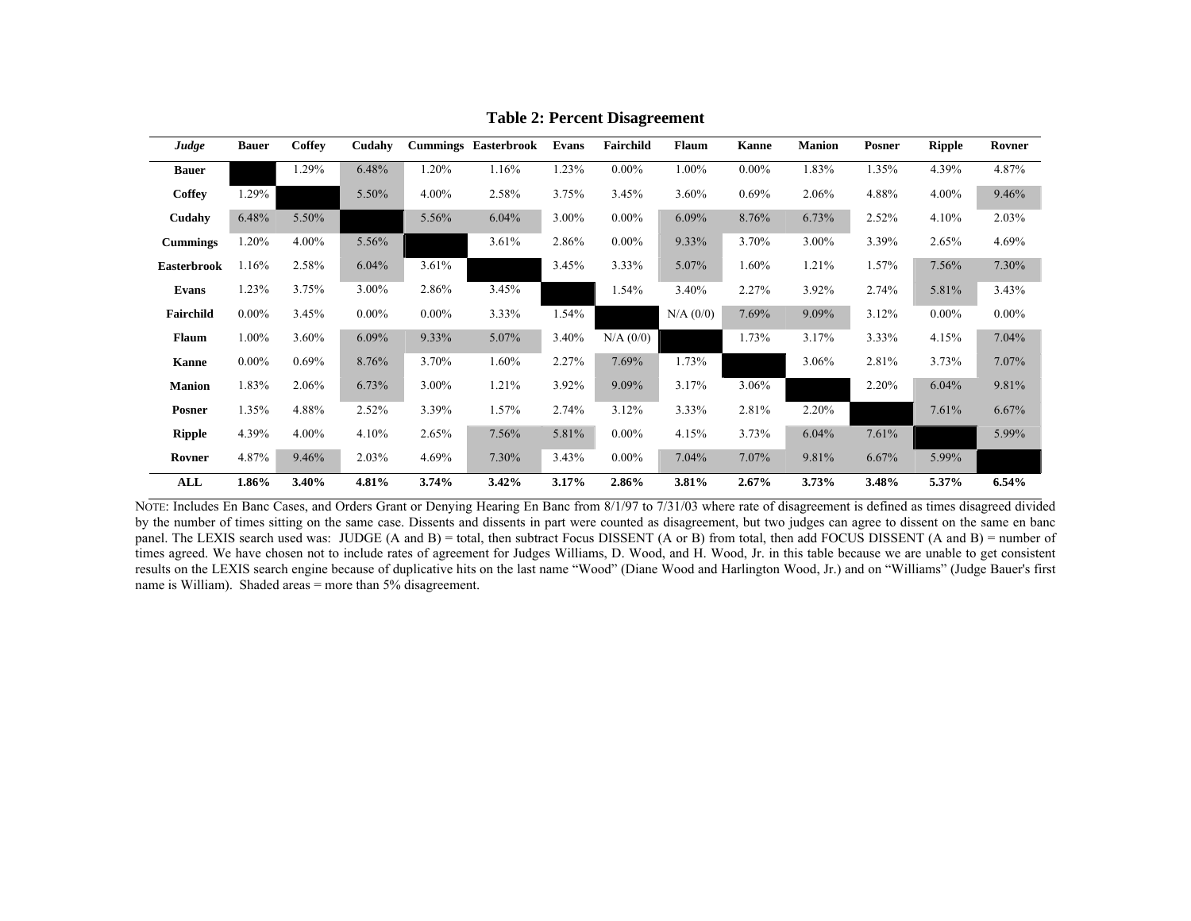**Table 2: Percent Disagreement**

| *Judge* | Bauer | Coffey | Cudahy | Cummings | Easterbrook | Evans | Fairchild | Flaum | Kanne | Manion | Posner | Ripple | Rovner |
|---|---|---|---|---|---|---|---|---|---|---|---|---|---|
| **Bauer** | | 1.29% | 6.48% | 1.20% | 1.16% | 1.23% | 0.00% | 1.00% | 0.00% | 1.83% | 1.35% | 4.39% | 4.87% |
| **Coffey** | 1.29% | | 5.50% | 4.00% | 2.58% | 3.75% | 3.45% | 3.60% | 0.69% | 2.06% | 4.88% | 4.00% | 9.46% |
| **Cudahy** | 6.48% | 5.50% | | 5.56% | 6.04% | 3.00% | 0.00% | 6.09% | 8.76% | 6.73% | 2.52% | 4.10% | 2.03% |
| **Cummings** | 1.20% | 4.00% | 5.56% | | 3.61% | 2.86% | 0.00% | 9.33% | 3.70% | 3.00% | 3.39% | 2.65% | 4.69% |
| **Easterbrook** | 1.16% | 2.58% | 6.04% | 3.61% | | 3.45% | 3.33% | 5.07% | 1.60% | 1.21% | 1.57% | 7.56% | 7.30% |
| **Evans** | 1.23% | 3.75% | 3.00% | 2.86% | 3.45% | | 1.54% | 3.40% | 2.27% | 3.92% | 2.74% | 5.81% | 3.43% |
| **Fairchild** | 0.00% | 3.45% | 0.00% | 0.00% | 3.33% | 1.54% | | N/A (0/0) | 7.69% | 9.09% | 3.12% | 0.00% | 0.00% |
| **Flaum** | 1.00% | 3.60% | 6.09% | 9.33% | 5.07% | 3.40% | N/A (0/0) | | 1.73% | 3.17% | 3.33% | 4.15% | 7.04% |
| **Kanne** | 0.00% | 0.69% | 8.76% | 3.70% | 1.60% | 2.27% | 7.69% | 1.73% | | 3.06% | 2.81% | 3.73% | 7.07% |
| **Manion** | 1.83% | 2.06% | 6.73% | 3.00% | 1.21% | 3.92% | 9.09% | 3.17% | 3.06% | | 2.20% | 6.04% | 9.81% |
| **Posner** | 1.35% | 4.88% | 2.52% | 3.39% | 1.57% | 2.74% | 3.12% | 3.33% | 2.81% | 2.20% | | 7.61% | 6.67% |
| **Ripple** | 4.39% | 4.00% | 4.10% | 2.65% | 7.56% | 5.81% | 0.00% | 4.15% | 3.73% | 6.04% | 7.61% | | 5.99% |
| **Rovner** | 4.87% | 9.46% | 2.03% | 4.69% | 7.30% | 3.43% | 0.00% | 7.04% | 7.07% | 9.81% | 6.67% | 5.99% | |
| **ALL** | **1.86%** | **3.40%** | **4.81%** | **3.74%** | **3.42%** | **3.17%** | **2.86%** | **3.81%** | **2.67%** | **3.73%** | **3.48%** | **5.37%** | **6.54%** |

NOTE: Includes En Banc Cases, and Orders Grant or Denying Hearing En Banc from 8/1/97 to 7/31/03 where rate of disagreement is defined as times disagreed divided by the number of times sitting on the same case. Dissents and dissents in part were counted as disagreement, but two judges can agree to dissent on the same en banc panel. The LEXIS search used was: JUDGE (A and B) = total, then subtract Focus DISSENT (A or B) from total, then add FOCUS DISSENT (A and B) = number of times agreed. We have chosen not to include rates of agreement for Judges Williams, D. Wood, and H. Wood, Jr. in this table because we are unable to get consistent results on the LEXIS search engine because of duplicative hits on the last name "Wood" (Diane Wood and Harlington Wood, Jr.) and on "Williams" (Judge Bauer's first name is William). Shaded areas = more than 5% disagreement.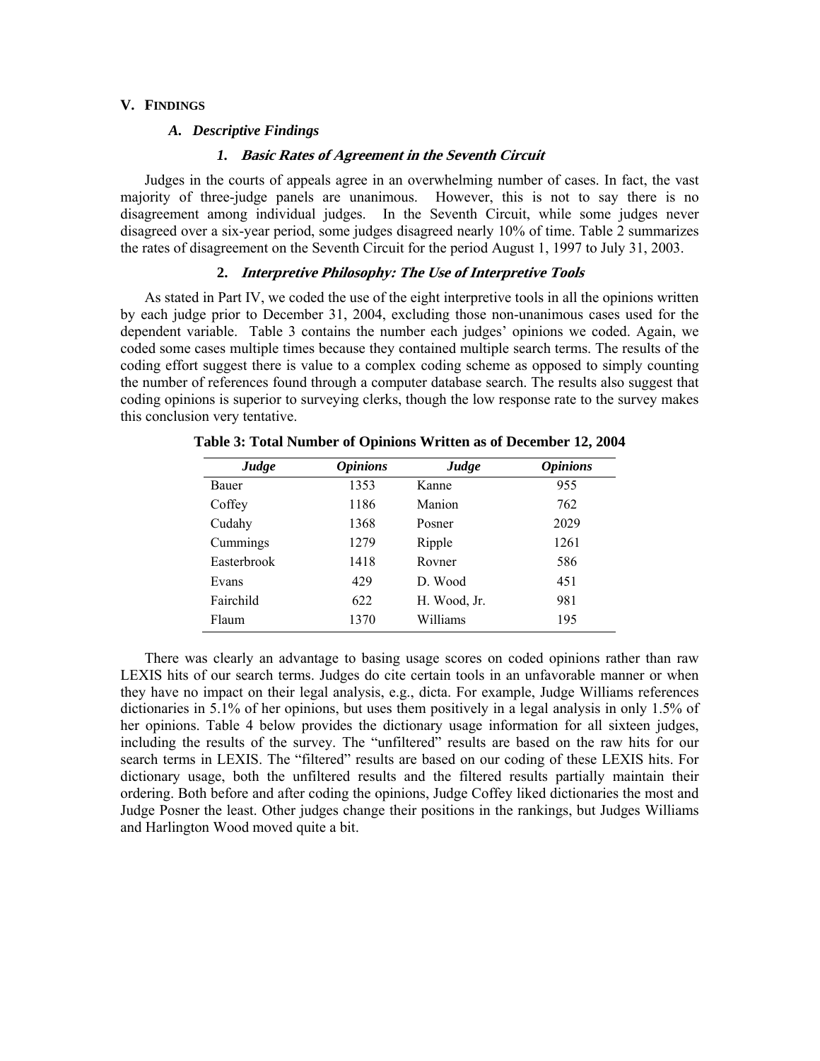## V. FINDINGS

### A. *Descriptive Findings*

#### 1. *Basic Rates of Agreement in the Seventh Circuit*

Judges in the courts of appeals agree in an overwhelming number of cases. In fact, the vast majority of three-judge panels are unanimous. However, this is not to say there is no disagreement among individual judges. In the Seventh Circuit, while some judges never disagreed over a six-year period, some judges disagreed nearly 10% of time. Table 2 summarizes the rates of disagreement on the Seventh Circuit for the period August 1, 1997 to July 31, 2003.

#### 2. *Interpretive Philosophy: The Use of Interpretive Tools*

As stated in Part IV, we coded the use of the eight interpretive tools in all the opinions written by each judge prior to December 31, 2004, excluding those non-unanimous cases used for the dependent variable. Table 3 contains the number each judges' opinions we coded. Again, we coded some cases multiple times because they contained multiple search terms. The results of the coding effort suggest there is value to a complex coding scheme as opposed to simply counting the number of references found through a computer database search. The results also suggest that coding opinions is superior to surveying clerks, though the low response rate to the survey makes this conclusion very tentative.

**Table 3: Total Number of Opinions Written as of December 12, 2004**

| *Judge* | *Opinions* | *Judge* | *Opinions* |
|---|---|---|---|
| Bauer | 1353 | Kanne | 955 |
| Coffey | 1186 | Manion | 762 |
| Cudahy | 1368 | Posner | 2029 |
| Cummings | 1279 | Ripple | 1261 |
| Easterbrook | 1418 | Rovner | 586 |
| Evans | 429 | D. Wood | 451 |
| Fairchild | 622 | H. Wood, Jr. | 981 |
| Flaum | 1370 | Williams | 195 |

There was clearly an advantage to basing usage scores on coded opinions rather than raw LEXIS hits of our search terms. Judges do cite certain tools in an unfavorable manner or when they have no impact on their legal analysis, e.g., dicta. For example, Judge Williams references dictionaries in 5.1% of her opinions, but uses them positively in a legal analysis in only 1.5% of her opinions. Table 4 below provides the dictionary usage information for all sixteen judges, including the results of the survey. The "unfiltered" results are based on the raw hits for our search terms in LEXIS. The "filtered" results are based on our coding of these LEXIS hits. For dictionary usage, both the unfiltered results and the filtered results partially maintain their ordering. Both before and after coding the opinions, Judge Coffey liked dictionaries the most and Judge Posner the least. Other judges change their positions in the rankings, but Judges Williams and Harlington Wood moved quite a bit.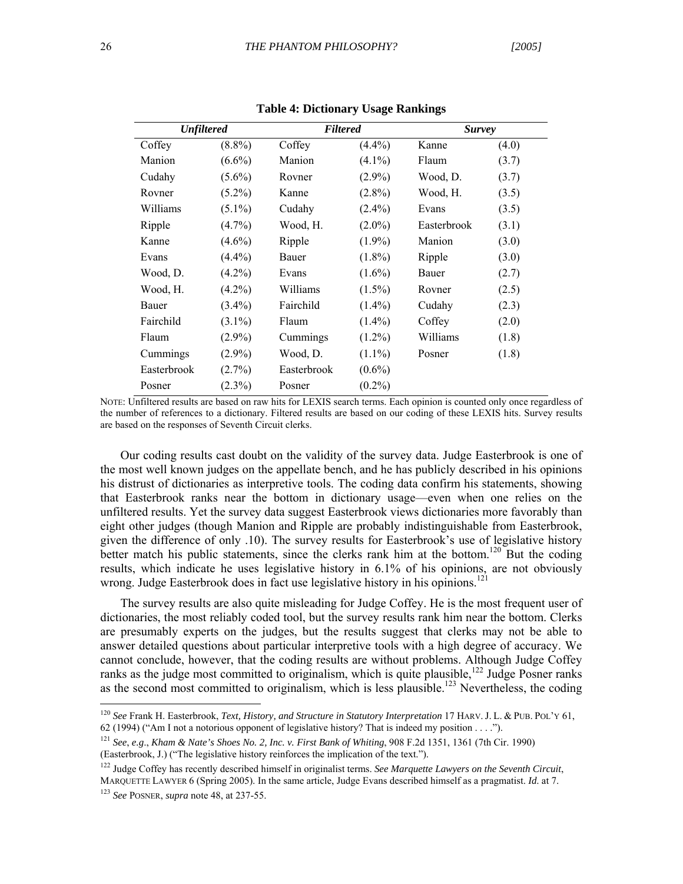**Table 4: Dictionary Usage Rankings**

| *Unfiltered* | | *Filtered* | | *Survey* | |
|---|---|---|---|---|---|
| Coffey | (8.8%) | Coffey | (4.4%) | Kanne | (4.0) |
| Manion | (6.6%) | Manion | (4.1%) | Flaum | (3.7) |
| Cudahy | (5.6%) | Rovner | (2.9%) | Wood, D. | (3.7) |
| Rovner | (5.2%) | Kanne | (2.8%) | Wood, H. | (3.5) |
| Williams | (5.1%) | Cudahy | (2.4%) | Evans | (3.5) |
| Ripple | (4.7%) | Wood, H. | (2.0%) | Easterbrook | (3.1) |
| Kanne | (4.6%) | Ripple | (1.9%) | Manion | (3.0) |
| Evans | (4.4%) | Bauer | (1.8%) | Ripple | (3.0) |
| Wood, D. | (4.2%) | Evans | (1.6%) | Bauer | (2.7) |
| Wood, H. | (4.2%) | Williams | (1.5%) | Rovner | (2.5) |
| Bauer | (3.4%) | Fairchild | (1.4%) | Cudahy | (2.3) |
| Fairchild | (3.1%) | Flaum | (1.4%) | Coffey | (2.0) |
| Flaum | (2.9%) | Cummings | (1.2%) | Williams | (1.8) |
| Cummings | (2.9%) | Wood, D. | (1.1%) | Posner | (1.8) |
| Easterbrook | (2.7%) | Easterbrook | (0.6%) | | |
| Posner | (2.3%) | Posner | (0.2%) | | |

NOTE: Unfiltered results are based on raw hits for LEXIS search terms. Each opinion is counted only once regardless of the number of references to a dictionary. Filtered results are based on our coding of these LEXIS hits. Survey results are based on the responses of Seventh Circuit clerks.

Our coding results cast doubt on the validity of the survey data. Judge Easterbrook is one of the most well known judges on the appellate bench, and he has publicly described in his opinions his distrust of dictionaries as interpretive tools. The coding data confirm his statements, showing that Easterbrook ranks near the bottom in dictionary usage—even when one relies on the unfiltered results. Yet the survey data suggest Easterbrook views dictionaries more favorably than eight other judges (though Manion and Ripple are probably indistinguishable from Easterbrook, given the difference of only .10). The survey results for Easterbrook's use of legislative history better match his public statements, since the clerks rank him at the bottom.[120] But the coding results, which indicate he uses legislative history in 6.1% of his opinions, are not obviously wrong. Judge Easterbrook does in fact use legislative history in his opinions.[121]

The survey results are also quite misleading for Judge Coffey. He is the most frequent user of dictionaries, the most reliably coded tool, but the survey results rank him near the bottom. Clerks are presumably experts on the judges, but the results suggest that clerks may not be able to answer detailed questions about particular interpretive tools with a high degree of accuracy. We cannot conclude, however, that the coding results are without problems. Although Judge Coffey ranks as the judge most committed to originalism, which is quite plausible,[122] Judge Posner ranks as the second most committed to originalism, which is less plausible.[123] Nevertheless, the coding

---

[120] *See* Frank H. Easterbrook, *Text, History, and Structure in Statutory Interpretation* 17 HARV. J. L. & PUB. POL'Y 61, 62 (1994) ("Am I not a notorious opponent of legislative history? That is indeed my position . . . .").

[121] *See*, *e.g*., *Kham & Nate's Shoes No. 2, Inc. v. First Bank of Whiting*, 908 F.2d 1351, 1361 (7th Cir. 1990) (Easterbrook, J.) ("The legislative history reinforces the implication of the text.").

[122] Judge Coffey has recently described himself in originalist terms. *See Marquette Lawyers on the Seventh Circuit*, MARQUETTE LAWYER 6 (Spring 2005). In the same article, Judge Evans described himself as a pragmatist. *Id.* at 7.

[123] *See* POSNER, *supra* note 48, at 237-55.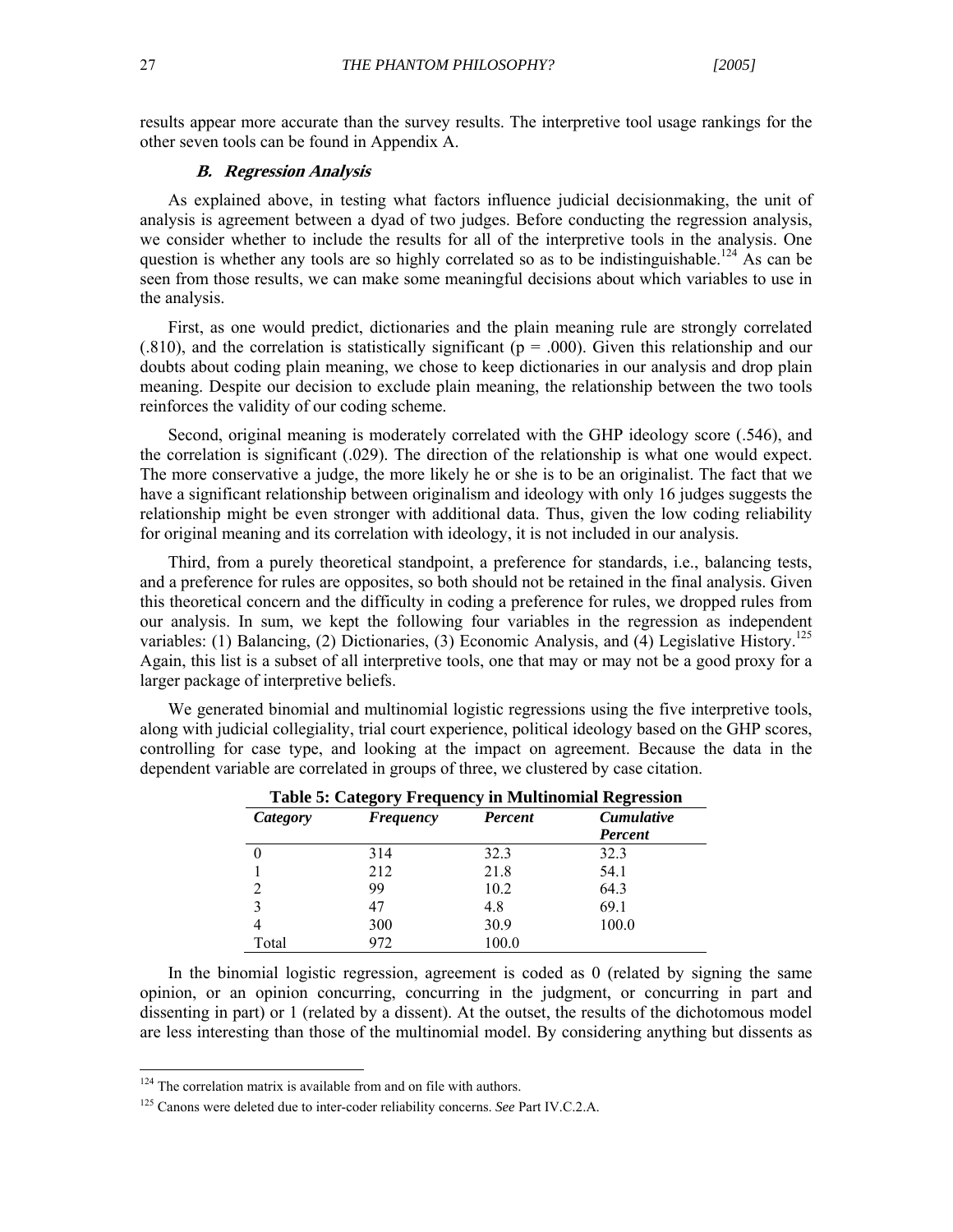results appear more accurate than the survey results. The interpretive tool usage rankings for the other seven tools can be found in Appendix A.

### *B. Regression Analysis*

As explained above, in testing what factors influence judicial decisionmaking, the unit of analysis is agreement between a dyad of two judges. Before conducting the regression analysis, we consider whether to include the results for all of the interpretive tools in the analysis. One question is whether any tools are so highly correlated so as to be indistinguishable.[124] As can be seen from those results, we can make some meaningful decisions about which variables to use in the analysis.

First, as one would predict, dictionaries and the plain meaning rule are strongly correlated (.810), and the correlation is statistically significant ($p = .000$). Given this relationship and our doubts about coding plain meaning, we chose to keep dictionaries in our analysis and drop plain meaning. Despite our decision to exclude plain meaning, the relationship between the two tools reinforces the validity of our coding scheme.

Second, original meaning is moderately correlated with the GHP ideology score (.546), and the correlation is significant (.029). The direction of the relationship is what one would expect. The more conservative a judge, the more likely he or she is to be an originalist. The fact that we have a significant relationship between originalism and ideology with only 16 judges suggests the relationship might be even stronger with additional data. Thus, given the low coding reliability for original meaning and its correlation with ideology, it is not included in our analysis.

Third, from a purely theoretical standpoint, a preference for standards, i.e., balancing tests, and a preference for rules are opposites, so both should not be retained in the final analysis. Given this theoretical concern and the difficulty in coding a preference for rules, we dropped rules from our analysis. In sum, we kept the following four variables in the regression as independent variables: (1) Balancing, (2) Dictionaries, (3) Economic Analysis, and (4) Legislative History.[125] Again, this list is a subset of all interpretive tools, one that may or may not be a good proxy for a larger package of interpretive beliefs.

We generated binomial and multinomial logistic regressions using the five interpretive tools, along with judicial collegiality, trial court experience, political ideology based on the GHP scores, controlling for case type, and looking at the impact on agreement. Because the data in the dependent variable are correlated in groups of three, we clustered by case citation.

**Table 5: Category Frequency in Multinomial Regression**

| *Category* | *Frequency* | *Percent* | *Cumulative Percent* |
|---|---|---|---|
| 0 | 314 | 32.3 | 32.3 |
| 1 | 212 | 21.8 | 54.1 |
| 2 | 99 | 10.2 | 64.3 |
| 3 | 47 | 4.8 | 69.1 |
| 4 | 300 | 30.9 | 100.0 |
| Total | 972 | 100.0 | |

In the binomial logistic regression, agreement is coded as 0 (related by signing the same opinion, or an opinion concurring, concurring in the judgment, or concurring in part and dissenting in part) or 1 (related by a dissent). At the outset, the results of the dichotomous model are less interesting than those of the multinomial model. By considering anything but dissents as

[124] The correlation matrix is available from and on file with authors.

[125] Canons were deleted due to inter-coder reliability concerns. *See* Part IV.C.2.A.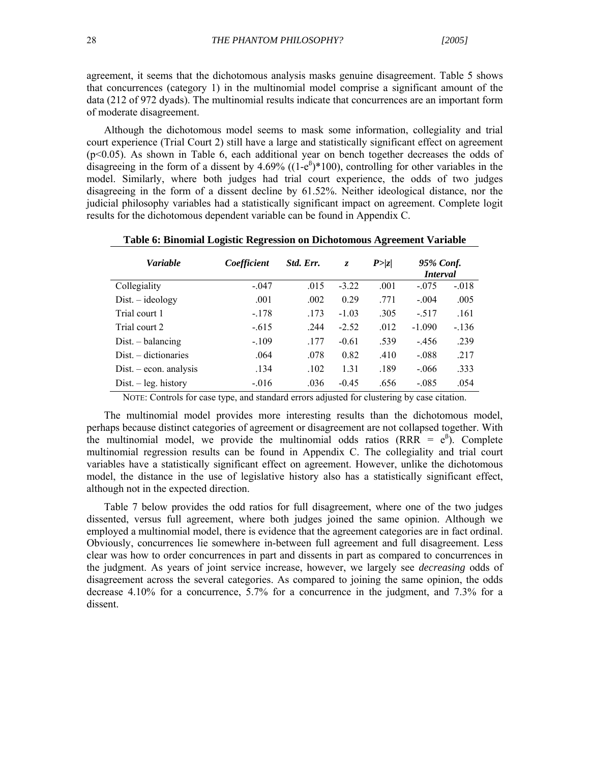agreement, it seems that the dichotomous analysis masks genuine disagreement. Table 5 shows that concurrences (category 1) in the multinomial model comprise a significant amount of the data (212 of 972 dyads). The multinomial results indicate that concurrences are an important form of moderate disagreement.

Although the dichotomous model seems to mask some information, collegiality and trial court experience (Trial Court 2) still have a large and statistically significant effect on agreement ($p<0.05$). As shown in Table 6, each additional year on bench together decreases the odds of disagreeing in the form of a dissent by 4.69% ($(1-e^{\beta})*100$), controlling for other variables in the model. Similarly, where both judges had trial court experience, the odds of two judges disagreeing in the form of a dissent decline by 61.52%. Neither ideological distance, nor the judicial philosophy variables had a statistically significant impact on agreement. Complete logit results for the dichotomous dependent variable can be found in Appendix C.

**Table 6: Binomial Logistic Regression on Dichotomous Agreement Variable**

| *Variable* | *Coefficient* | *Std. Err.* | *z* | *P>\|z\|* | *95% Conf. Interval* | |
|---|---|---|---|---|---|---|
| Collegiality | -.047 | .015 | -3.22 | .001 | -.075 | -.018 |
| Dist. – ideology | .001 | .002 | 0.29 | .771 | -.004 | .005 |
| Trial court 1 | -.178 | .173 | -1.03 | .305 | -.517 | .161 |
| Trial court 2 | -.615 | .244 | -2.52 | .012 | -1.090 | -.136 |
| Dist. – balancing | -.109 | .177 | -0.61 | .539 | -.456 | .239 |
| Dist. – dictionaries | .064 | .078 | 0.82 | .410 | -.088 | .217 |
| Dist. – econ. analysis | .134 | .102 | 1.31 | .189 | -.066 | .333 |
| Dist. – leg. history | -.016 | .036 | -0.45 | .656 | -.085 | .054 |

NOTE: Controls for case type, and standard errors adjusted for clustering by case citation.

The multinomial model provides more interesting results than the dichotomous model, perhaps because distinct categories of agreement or disagreement are not collapsed together. With the multinomial model, we provide the multinomial odds ratios ($RRR = e^{\beta}$). Complete multinomial regression results can be found in Appendix C. The collegiality and trial court variables have a statistically significant effect on agreement. However, unlike the dichotomous model, the distance in the use of legislative history also has a statistically significant effect, although not in the expected direction.

Table 7 below provides the odd ratios for full disagreement, where one of the two judges dissented, versus full agreement, where both judges joined the same opinion. Although we employed a multinomial model, there is evidence that the agreement categories are in fact ordinal. Obviously, concurrences lie somewhere in-between full agreement and full disagreement. Less clear was how to order concurrences in part and dissents in part as compared to concurrences in the judgment. As years of joint service increase, however, we largely see *decreasing* odds of disagreement across the several categories. As compared to joining the same opinion, the odds decrease 4.10% for a concurrence, 5.7% for a concurrence in the judgment, and 7.3% for a dissent.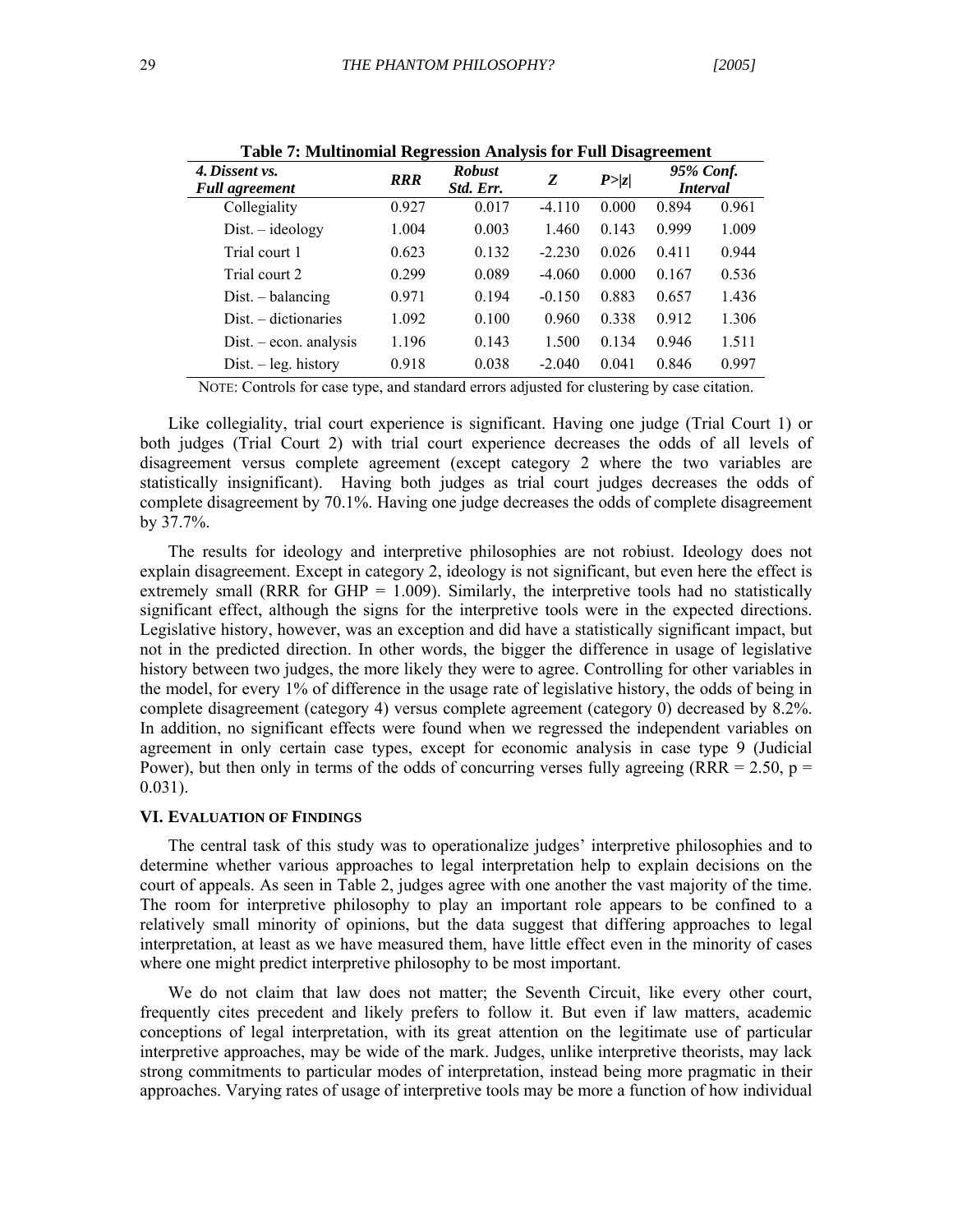**Table 7: Multinomial Regression Analysis for Full Disagreement**

| *4. Dissent vs. Full agreement* | *RRR* | *Robust Std. Err.* | *Z* | *P>\|z\|* | *95% Conf. Interval* | |
|---|---|---|---|---|---|---|
| Collegiality | 0.927 | 0.017 | -4.110 | 0.000 | 0.894 | 0.961 |
| Dist. – ideology | 1.004 | 0.003 | 1.460 | 0.143 | 0.999 | 1.009 |
| Trial court 1 | 0.623 | 0.132 | -2.230 | 0.026 | 0.411 | 0.944 |
| Trial court 2 | 0.299 | 0.089 | -4.060 | 0.000 | 0.167 | 0.536 |
| Dist. – balancing | 0.971 | 0.194 | -0.150 | 0.883 | 0.657 | 1.436 |
| Dist. – dictionaries | 1.092 | 0.100 | 0.960 | 0.338 | 0.912 | 1.306 |
| Dist. – econ. analysis | 1.196 | 0.143 | 1.500 | 0.134 | 0.946 | 1.511 |
| Dist. – leg. history | 0.918 | 0.038 | -2.040 | 0.041 | 0.846 | 0.997 |

NOTE: Controls for case type, and standard errors adjusted for clustering by case citation.

Like collegiality, trial court experience is significant. Having one judge (Trial Court 1) or both judges (Trial Court 2) with trial court experience decreases the odds of all levels of disagreement versus complete agreement (except category 2 where the two variables are statistically insignificant). Having both judges as trial court judges decreases the odds of complete disagreement by 70.1%. Having one judge decreases the odds of complete disagreement by 37.7%.

The results for ideology and interpretive philosophies are not robiust. Ideology does not explain disagreement. Except in category 2, ideology is not significant, but even here the effect is extremely small (RRR for GHP = 1.009). Similarly, the interpretive tools had no statistically significant effect, although the signs for the interpretive tools were in the expected directions. Legislative history, however, was an exception and did have a statistically significant impact, but not in the predicted direction. In other words, the bigger the difference in usage of legislative history between two judges, the more likely they were to agree. Controlling for other variables in the model, for every 1% of difference in the usage rate of legislative history, the odds of being in complete disagreement (category 4) versus complete agreement (category 0) decreased by 8.2%. In addition, no significant effects were found when we regressed the independent variables on agreement in only certain case types, except for economic analysis in case type 9 (Judicial Power), but then only in terms of the odds of concurring verses fully agreeing (RRR = 2.50, $p = 0.031$).

### VI. EVALUATION OF FINDINGS

The central task of this study was to operationalize judges' interpretive philosophies and to determine whether various approaches to legal interpretation help to explain decisions on the court of appeals. As seen in Table 2, judges agree with one another the vast majority of the time. The room for interpretive philosophy to play an important role appears to be confined to a relatively small minority of opinions, but the data suggest that differing approaches to legal interpretation, at least as we have measured them, have little effect even in the minority of cases where one might predict interpretive philosophy to be most important.

We do not claim that law does not matter; the Seventh Circuit, like every other court, frequently cites precedent and likely prefers to follow it. But even if law matters, academic conceptions of legal interpretation, with its great attention on the legitimate use of particular interpretive approaches, may be wide of the mark. Judges, unlike interpretive theorists, may lack strong commitments to particular modes of interpretation, instead being more pragmatic in their approaches. Varying rates of usage of interpretive tools may be more a function of how individual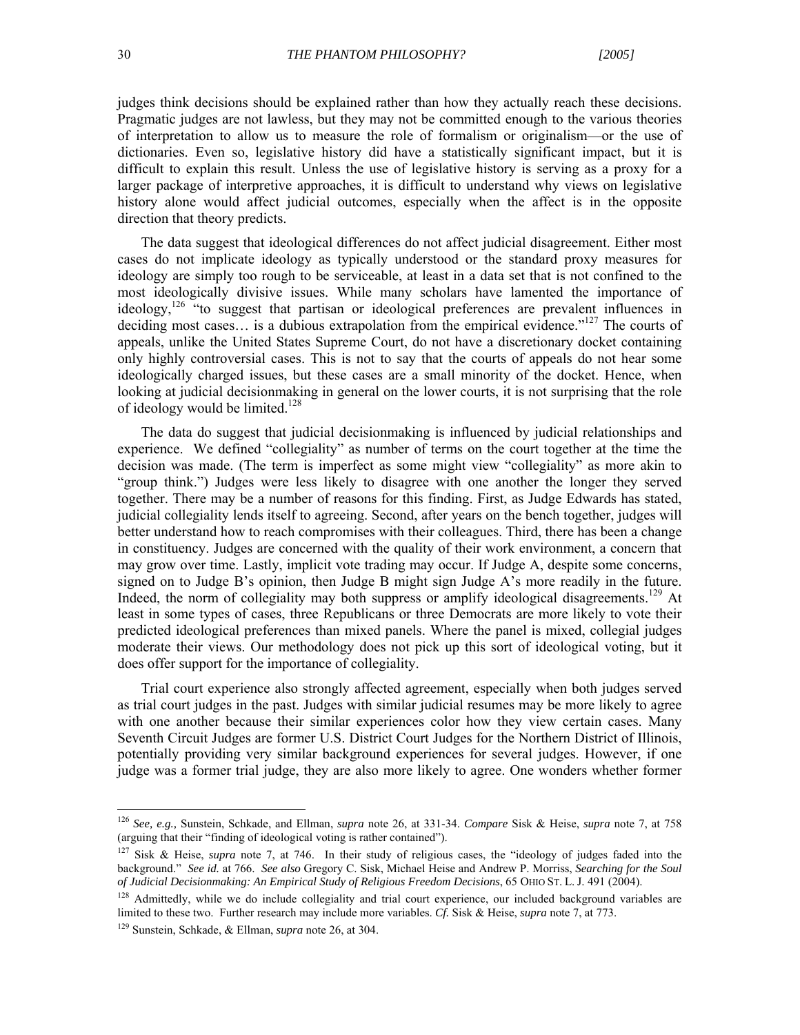judges think decisions should be explained rather than how they actually reach these decisions. Pragmatic judges are not lawless, but they may not be committed enough to the various theories of interpretation to allow us to measure the role of formalism or originalism—or the use of dictionaries. Even so, legislative history did have a statistically significant impact, but it is difficult to explain this result. Unless the use of legislative history is serving as a proxy for a larger package of interpretive approaches, it is difficult to understand why views on legislative history alone would affect judicial outcomes, especially when the affect is in the opposite direction that theory predicts.

The data suggest that ideological differences do not affect judicial disagreement. Either most cases do not implicate ideology as typically understood or the standard proxy measures for ideology are simply too rough to be serviceable, at least in a data set that is not confined to the most ideologically divisive issues. While many scholars have lamented the importance of ideology,[126] "to suggest that partisan or ideological preferences are prevalent influences in deciding most cases… is a dubious extrapolation from the empirical evidence."[127] The courts of appeals, unlike the United States Supreme Court, do not have a discretionary docket containing only highly controversial cases. This is not to say that the courts of appeals do not hear some ideologically charged issues, but these cases are a small minority of the docket. Hence, when looking at judicial decisionmaking in general on the lower courts, it is not surprising that the role of ideology would be limited.[128]

The data do suggest that judicial decisionmaking is influenced by judicial relationships and experience. We defined "collegiality" as number of terms on the court together at the time the decision was made. (The term is imperfect as some might view "collegiality" as more akin to "group think.") Judges were less likely to disagree with one another the longer they served together. There may be a number of reasons for this finding. First, as Judge Edwards has stated, judicial collegiality lends itself to agreeing. Second, after years on the bench together, judges will better understand how to reach compromises with their colleagues. Third, there has been a change in constituency. Judges are concerned with the quality of their work environment, a concern that may grow over time. Lastly, implicit vote trading may occur. If Judge A, despite some concerns, signed on to Judge B's opinion, then Judge B might sign Judge A's more readily in the future. Indeed, the norm of collegiality may both suppress or amplify ideological disagreements.[129] At least in some types of cases, three Republicans or three Democrats are more likely to vote their predicted ideological preferences than mixed panels. Where the panel is mixed, collegial judges moderate their views. Our methodology does not pick up this sort of ideological voting, but it does offer support for the importance of collegiality.

Trial court experience also strongly affected agreement, especially when both judges served as trial court judges in the past. Judges with similar judicial resumes may be more likely to agree with one another because their similar experiences color how they view certain cases. Many Seventh Circuit Judges are former U.S. District Court Judges for the Northern District of Illinois, potentially providing very similar background experiences for several judges. However, if one judge was a former trial judge, they are also more likely to agree. One wonders whether former

---

[126] *See, e.g.,* Sunstein, Schkade, and Ellman, *supra* note 26, at 331-34. *Compare* Sisk & Heise, *supra* note 7, at 758 (arguing that their "finding of ideological voting is rather contained").

[127] Sisk & Heise, *supra* note 7, at 746. In their study of religious cases, the "ideology of judges faded into the background." *See id.* at 766. *See also* Gregory C. Sisk, Michael Heise and Andrew P. Morriss, *Searching for the Soul of Judicial Decisionmaking: An Empirical Study of Religious Freedom Decisions*, 65 OHIO ST. L. J. 491 (2004).

[128] Admittedly, while we do include collegiality and trial court experience, our included background variables are limited to these two. Further research may include more variables. *Cf.* Sisk & Heise, *supra* note 7, at 773.

[129] Sunstein, Schkade, & Ellman, *supra* note 26, at 304.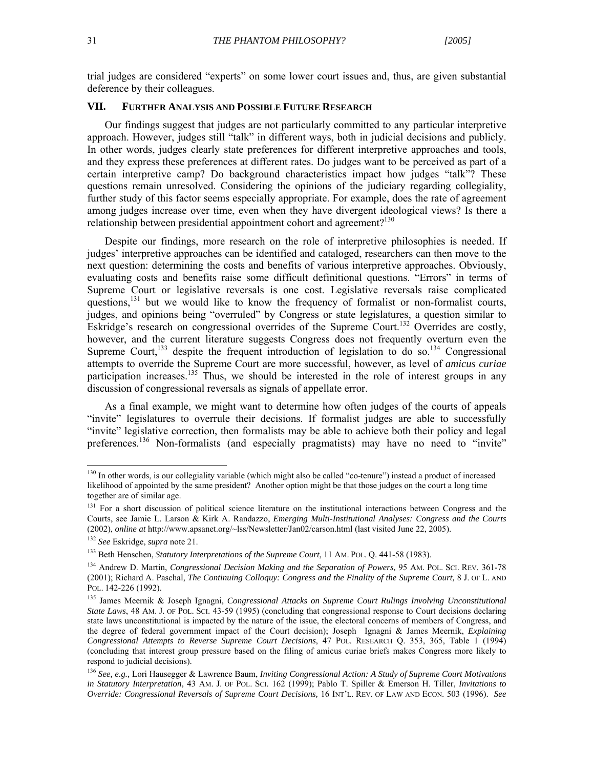trial judges are considered "experts" on some lower court issues and, thus, are given substantial deference by their colleagues.

## VII. FURTHER ANALYSIS AND POSSIBLE FUTURE RESEARCH

Our findings suggest that judges are not particularly committed to any particular interpretive approach. However, judges still "talk" in different ways, both in judicial decisions and publicly. In other words, judges clearly state preferences for different interpretive approaches and tools, and they express these preferences at different rates. Do judges want to be perceived as part of a certain interpretive camp? Do background characteristics impact how judges "talk"? These questions remain unresolved. Considering the opinions of the judiciary regarding collegiality, further study of this factor seems especially appropriate. For example, does the rate of agreement among judges increase over time, even when they have divergent ideological views? Is there a relationship between presidential appointment cohort and agreement?[130]

Despite our findings, more research on the role of interpretive philosophies is needed. If judges' interpretive approaches can be identified and cataloged, researchers can then move to the next question: determining the costs and benefits of various interpretive approaches. Obviously, evaluating costs and benefits raise some difficult definitional questions. "Errors" in terms of Supreme Court or legislative reversals is one cost. Legislative reversals raise complicated questions,[131] but we would like to know the frequency of formalist or non-formalist courts, judges, and opinions being "overruled" by Congress or state legislatures, a question similar to Eskridge's research on congressional overrides of the Supreme Court.[132] Overrides are costly, however, and the current literature suggests Congress does not frequently overturn even the Supreme Court,[133] despite the frequent introduction of legislation to do so.[134] Congressional attempts to override the Supreme Court are more successful, however, as level of *amicus curiae* participation increases.[135] Thus, we should be interested in the role of interest groups in any discussion of congressional reversals as signals of appellate error.

As a final example, we might want to determine how often judges of the courts of appeals "invite" legislatures to overrule their decisions. If formalist judges are able to successfully "invite" legislative correction, then formalists may be able to achieve both their policy and legal preferences.[136] Non-formalists (and especially pragmatists) may have no need to "invite"

---

[130] In other words, is our collegiality variable (which might also be called "co-tenure") instead a product of increased likelihood of appointed by the same president? Another option might be that those judges on the court a long time together are of similar age.

[131] For a short discussion of political science literature on the institutional interactions between Congress and the Courts, see Jamie L. Larson & Kirk A. Randazzo, *Emerging Multi-Institutional Analyses: Congress and the Courts* (2002), *online at* http://www.apsanet.org/~lss/Newsletter/Jan02/carson.html (last visited June 22, 2005).

[132] *See* Eskridge, *supra* note 21.

[133] Beth Henschen, *Statutory Interpretations of the Supreme Court*, 11 AM. POL. Q. 441-58 (1983).

[134] Andrew D. Martin, *Congressional Decision Making and the Separation of Powers,* 95 AM. POL. SCI. REV. 361-78 (2001); Richard A. Paschal, *The Continuing Colloquy: Congress and the Finality of the Supreme Court,* 8 J. OF L. AND POL. 142-226 (1992).

[135] James Meernik & Joseph Ignagni, *Congressional Attacks on Supreme Court Rulings Involving Unconstitutional State Laws*, 48 AM. J. OF POL. SCI. 43-59 (1995) (concluding that congressional response to Court decisions declaring state laws unconstitutional is impacted by the nature of the issue, the electoral concerns of members of Congress, and the degree of federal government impact of the Court decision); Joseph Ignagni & James Meernik, *Explaining Congressional Attempts to Reverse Supreme Court Decisions*, 47 POL. RESEARCH Q. 353, 365, Table 1 (1994) (concluding that interest group pressure based on the filing of amicus curiae briefs makes Congress more likely to respond to judicial decisions).

[136] *See, e.g.,* Lori Hausegger & Lawrence Baum, *Inviting Congressional Action: A Study of Supreme Court Motivations in Statutory Interpretation,* 43 AM. J. OF POL. SCI. 162 (1999); Pablo T. Spiller & Emerson H. Tiller, *Invitations to Override: Congressional Reversals of Supreme Court Decisions,* 16 INT'L. REV. OF LAW AND ECON. 503 (1996). *See*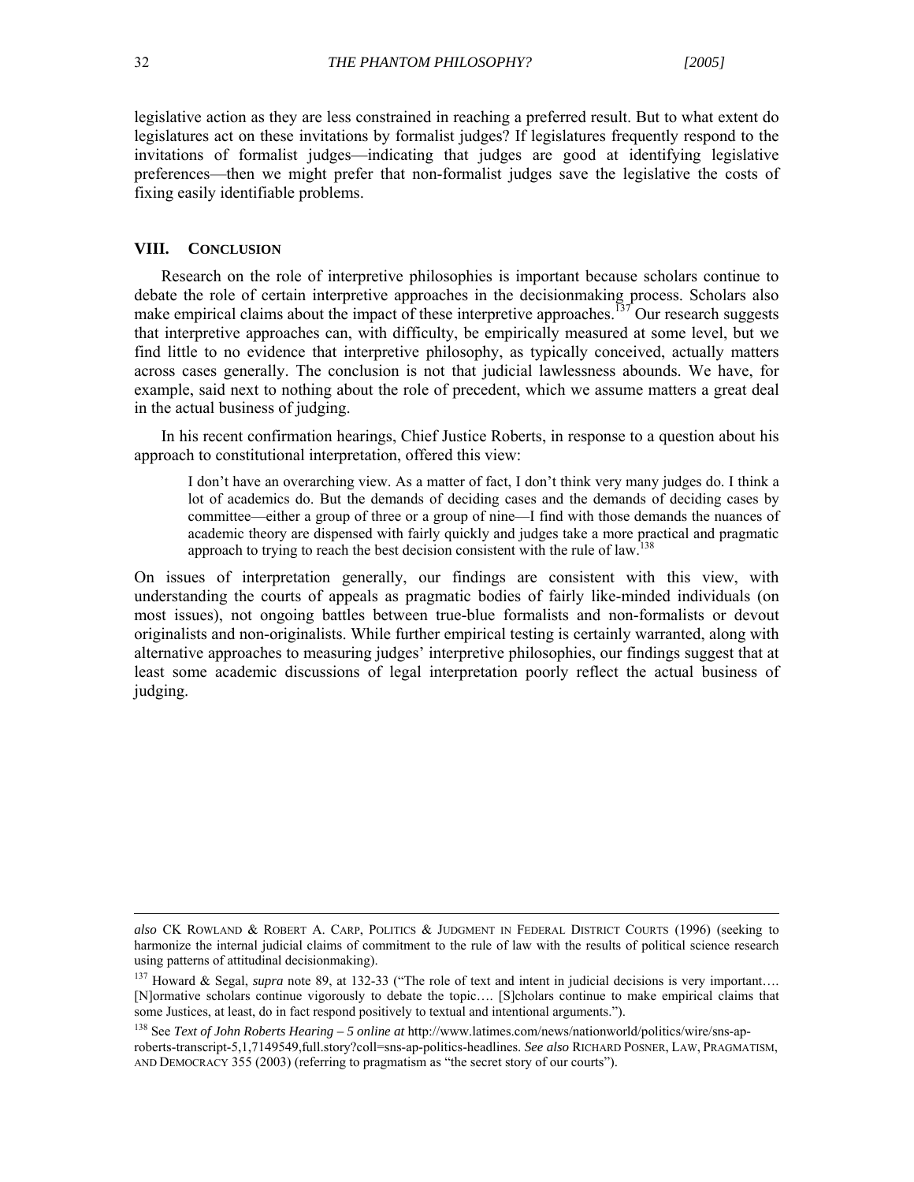legislative action as they are less constrained in reaching a preferred result. But to what extent do legislatures act on these invitations by formalist judges? If legislatures frequently respond to the invitations of formalist judges—indicating that judges are good at identifying legislative preferences—then we might prefer that non-formalist judges save the legislative the costs of fixing easily identifiable problems.

## VIII. CONCLUSION

Research on the role of interpretive philosophies is important because scholars continue to debate the role of certain interpretive approaches in the decisionmaking process. Scholars also make empirical claims about the impact of these interpretive approaches.[137] Our research suggests that interpretive approaches can, with difficulty, be empirically measured at some level, but we find little to no evidence that interpretive philosophy, as typically conceived, actually matters across cases generally. The conclusion is not that judicial lawlessness abounds. We have, for example, said next to nothing about the role of precedent, which we assume matters a great deal in the actual business of judging.

In his recent confirmation hearings, Chief Justice Roberts, in response to a question about his approach to constitutional interpretation, offered this view:

> I don't have an overarching view. As a matter of fact, I don't think very many judges do. I think a lot of academics do. But the demands of deciding cases and the demands of deciding cases by committee—either a group of three or a group of nine—I find with those demands the nuances of academic theory are dispensed with fairly quickly and judges take a more practical and pragmatic approach to trying to reach the best decision consistent with the rule of law.[138]

On issues of interpretation generally, our findings are consistent with this view, with understanding the courts of appeals as pragmatic bodies of fairly like-minded individuals (on most issues), not ongoing battles between true-blue formalists and non-formalists or devout originalists and non-originalists. While further empirical testing is certainly warranted, along with alternative approaches to measuring judges' interpretive philosophies, our findings suggest that at least some academic discussions of legal interpretation poorly reflect the actual business of judging.

---

*also* CK ROWLAND & ROBERT A. CARP, POLITICS & JUDGMENT IN FEDERAL DISTRICT COURTS (1996) (seeking to harmonize the internal judicial claims of commitment to the rule of law with the results of political science research using patterns of attitudinal decisionmaking).

[137] Howard & Segal, *supra* note 89, at 132-33 ("The role of text and intent in judicial decisions is very important…. [N]ormative scholars continue vigorously to debate the topic…. [S]cholars continue to make empirical claims that some Justices, at least, do in fact respond positively to textual and intentional arguments.").

[138] See *Text of John Roberts Hearing – 5 online at* http://www.latimes.com/news/nationworld/politics/wire/sns-ap-roberts-transcript-5,1,7149549,full.story?coll=sns-ap-politics-headlines. *See also* RICHARD POSNER, LAW, PRAGMATISM, AND DEMOCRACY 355 (2003) (referring to pragmatism as "the secret story of our courts").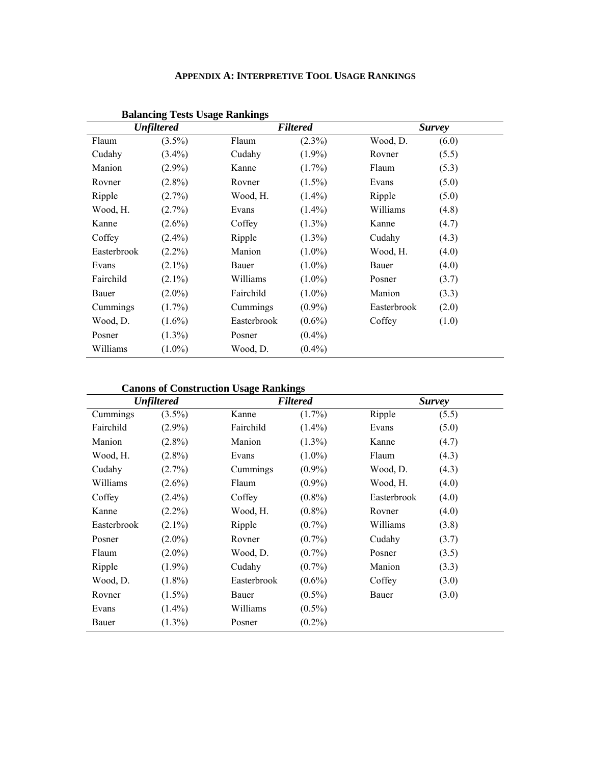## APPENDIX A: INTERPRETIVE TOOL USAGE RANKINGS

**Balancing Tests Usage Rankings**

| *Unfiltered* | | *Filtered* | | *Survey* | |
|---|---|---|---|---|---|
| Flaum | (3.5%) | Flaum | (2.3%) | Wood, D. | (6.0) |
| Cudahy | (3.4%) | Cudahy | (1.9%) | Rovner | (5.5) |
| Manion | (2.9%) | Kanne | (1.7%) | Flaum | (5.3) |
| Rovner | (2.8%) | Rovner | (1.5%) | Evans | (5.0) |
| Ripple | (2.7%) | Wood, H. | (1.4%) | Ripple | (5.0) |
| Wood, H. | (2.7%) | Evans | (1.4%) | Williams | (4.8) |
| Kanne | (2.6%) | Coffey | (1.3%) | Kanne | (4.7) |
| Coffey | (2.4%) | Ripple | (1.3%) | Cudahy | (4.3) |
| Easterbrook | (2.2%) | Manion | (1.0%) | Wood, H. | (4.0) |
| Evans | (2.1%) | Bauer | (1.0%) | Bauer | (4.0) |
| Fairchild | (2.1%) | Williams | (1.0%) | Posner | (3.7) |
| Bauer | (2.0%) | Fairchild | (1.0%) | Manion | (3.3) |
| Cummings | (1.7%) | Cummings | (0.9%) | Easterbrook | (2.0) |
| Wood, D. | (1.6%) | Easterbrook | (0.6%) | Coffey | (1.0) |
| Posner | (1.3%) | Posner | (0.4%) | | |
| Williams | (1.0%) | Wood, D. | (0.4%) | | |

**Canons of Construction Usage Rankings**

| *Unfiltered* | | *Filtered* | | *Survey* | |
|---|---|---|---|---|---|
| Cummings | (3.5%) | Kanne | (1.7%) | Ripple | (5.5) |
| Fairchild | (2.9%) | Fairchild | (1.4%) | Evans | (5.0) |
| Manion | (2.8%) | Manion | (1.3%) | Kanne | (4.7) |
| Wood, H. | (2.8%) | Evans | (1.0%) | Flaum | (4.3) |
| Cudahy | (2.7%) | Cummings | (0.9%) | Wood, D. | (4.3) |
| Williams | (2.6%) | Flaum | (0.9%) | Wood, H. | (4.0) |
| Coffey | (2.4%) | Coffey | (0.8%) | Easterbrook | (4.0) |
| Kanne | (2.2%) | Wood, H. | (0.8%) | Rovner | (4.0) |
| Easterbrook | (2.1%) | Ripple | (0.7%) | Williams | (3.8) |
| Posner | (2.0%) | Rovner | (0.7%) | Cudahy | (3.7) |
| Flaum | (2.0%) | Wood, D. | (0.7%) | Posner | (3.5) |
| Ripple | (1.9%) | Cudahy | (0.7%) | Manion | (3.3) |
| Wood, D. | (1.8%) | Easterbrook | (0.6%) | Coffey | (3.0) |
| Rovner | (1.5%) | Bauer | (0.5%) | Bauer | (3.0) |
| Evans | (1.4%) | Williams | (0.5%) | | |
| Bauer | (1.3%) | Posner | (0.2%) | | |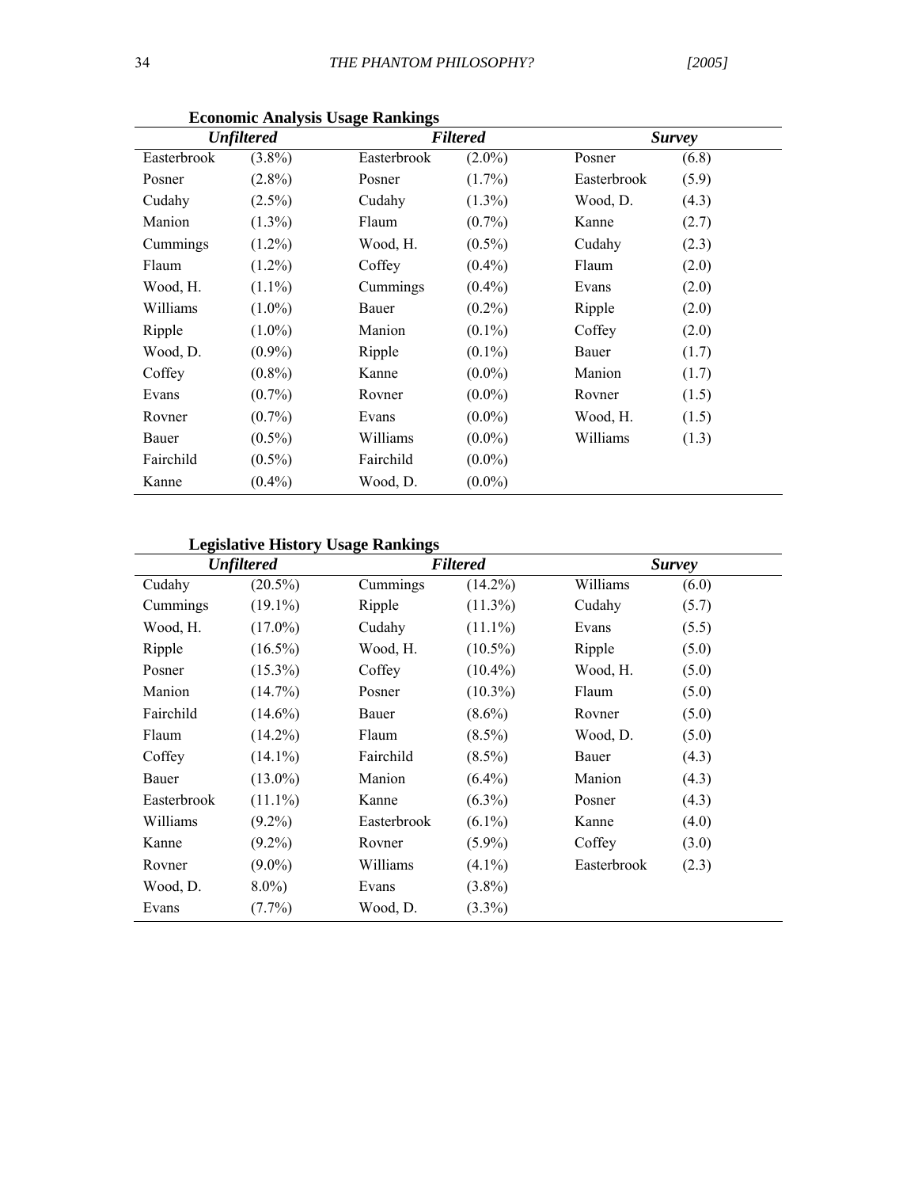**Economic Analysis Usage Rankings**

| *Unfiltered* | | *Filtered* | | *Survey* | |
|---|---|---|---|---|---|
| Easterbrook | (3.8%) | Easterbrook | (2.0%) | Posner | (6.8) |
| Posner | (2.8%) | Posner | (1.7%) | Easterbrook | (5.9) |
| Cudahy | (2.5%) | Cudahy | (1.3%) | Wood, D. | (4.3) |
| Manion | (1.3%) | Flaum | (0.7%) | Kanne | (2.7) |
| Cummings | (1.2%) | Wood, H. | (0.5%) | Cudahy | (2.3) |
| Flaum | (1.2%) | Coffey | (0.4%) | Flaum | (2.0) |
| Wood, H. | (1.1%) | Cummings | (0.4%) | Evans | (2.0) |
| Williams | (1.0%) | Bauer | (0.2%) | Ripple | (2.0) |
| Ripple | (1.0%) | Manion | (0.1%) | Coffey | (2.0) |
| Wood, D. | (0.9%) | Ripple | (0.1%) | Bauer | (1.7) |
| Coffey | (0.8%) | Kanne | (0.0%) | Manion | (1.7) |
| Evans | (0.7%) | Rovner | (0.0%) | Rovner | (1.5) |
| Rovner | (0.7%) | Evans | (0.0%) | Wood, H. | (1.5) |
| Bauer | (0.5%) | Williams | (0.0%) | Williams | (1.3) |
| Fairchild | (0.5%) | Fairchild | (0.0%) | | |
| Kanne | (0.4%) | Wood, D. | (0.0%) | | |

**Legislative History Usage Rankings**

| *Unfiltered* | | *Filtered* | | *Survey* | |
|---|---|---|---|---|---|
| Cudahy | (20.5%) | Cummings | (14.2%) | Williams | (6.0) |
| Cummings | (19.1%) | Ripple | (11.3%) | Cudahy | (5.7) |
| Wood, H. | (17.0%) | Cudahy | (11.1%) | Evans | (5.5) |
| Ripple | (16.5%) | Wood, H. | (10.5%) | Ripple | (5.0) |
| Posner | (15.3%) | Coffey | (10.4%) | Wood, H. | (5.0) |
| Manion | (14.7%) | Posner | (10.3%) | Flaum | (5.0) |
| Fairchild | (14.6%) | Bauer | (8.6%) | Rovner | (5.0) |
| Flaum | (14.2%) | Flaum | (8.5%) | Wood, D. | (5.0) |
| Coffey | (14.1%) | Fairchild | (8.5%) | Bauer | (4.3) |
| Bauer | (13.0%) | Manion | (6.4%) | Manion | (4.3) |
| Easterbrook | (11.1%) | Kanne | (6.3%) | Posner | (4.3) |
| Williams | (9.2%) | Easterbrook | (6.1%) | Kanne | (4.0) |
| Kanne | (9.2%) | Rovner | (5.9%) | Coffey | (3.0) |
| Rovner | (9.0%) | Williams | (4.1%) | Easterbrook | (2.3) |
| Wood, D. | 8.0%) | Evans | (3.8%) | | |
| Evans | (7.7%) | Wood, D. | (3.3%) | | |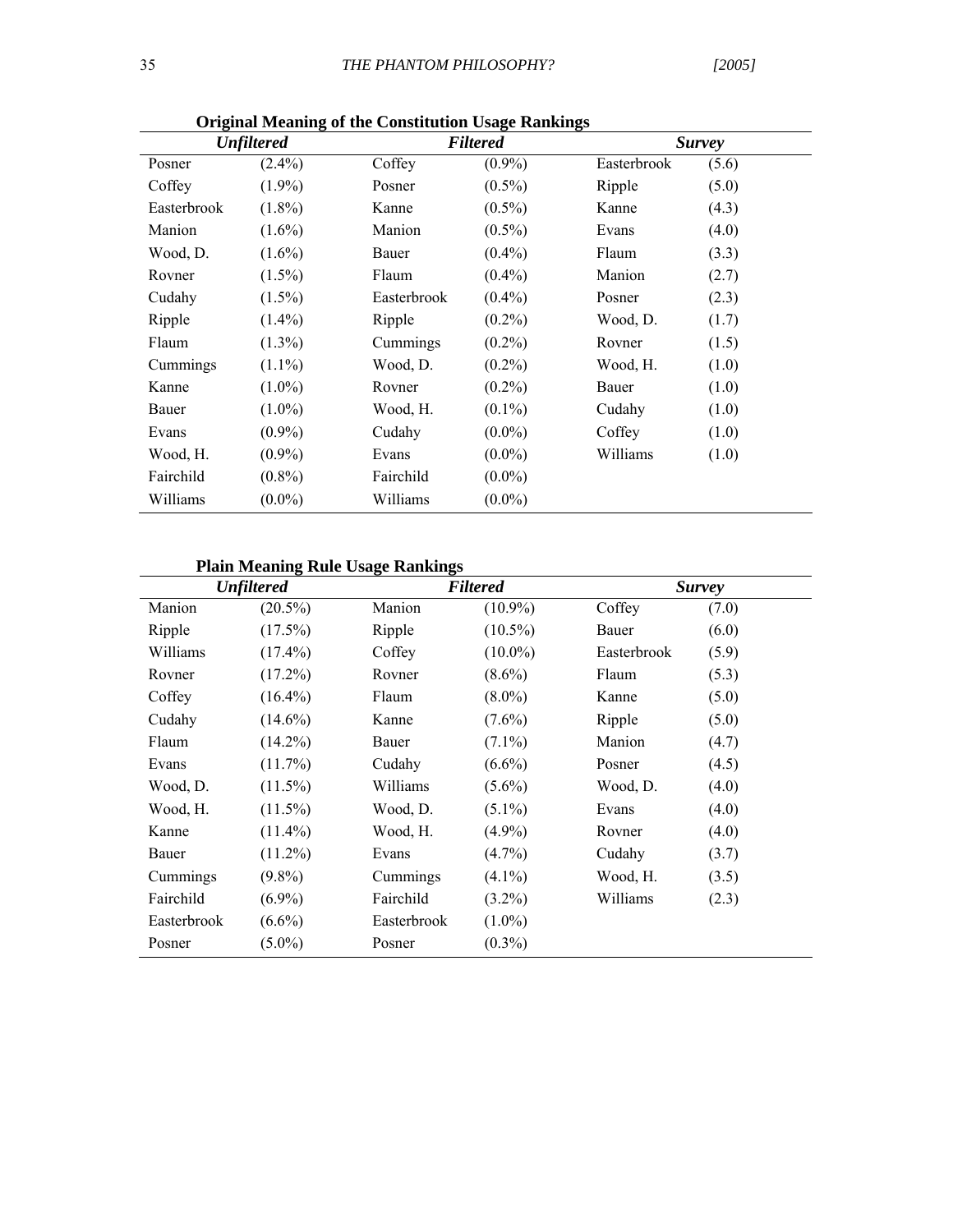**Original Meaning of the Constitution Usage Rankings**

| *Unfiltered* | | *Filtered* | | *Survey* | |
|---|---|---|---|---|---|
| Posner | (2.4%) | Coffey | (0.9%) | Easterbrook | (5.6) |
| Coffey | (1.9%) | Posner | (0.5%) | Ripple | (5.0) |
| Easterbrook | (1.8%) | Kanne | (0.5%) | Kanne | (4.3) |
| Manion | (1.6%) | Manion | (0.5%) | Evans | (4.0) |
| Wood, D. | (1.6%) | Bauer | (0.4%) | Flaum | (3.3) |
| Rovner | (1.5%) | Flaum | (0.4%) | Manion | (2.7) |
| Cudahy | (1.5%) | Easterbrook | (0.4%) | Posner | (2.3) |
| Ripple | (1.4%) | Ripple | (0.2%) | Wood, D. | (1.7) |
| Flaum | (1.3%) | Cummings | (0.2%) | Rovner | (1.5) |
| Cummings | (1.1%) | Wood, D. | (0.2%) | Wood, H. | (1.0) |
| Kanne | (1.0%) | Rovner | (0.2%) | Bauer | (1.0) |
| Bauer | (1.0%) | Wood, H. | (0.1%) | Cudahy | (1.0) |
| Evans | (0.9%) | Cudahy | (0.0%) | Coffey | (1.0) |
| Wood, H. | (0.9%) | Evans | (0.0%) | Williams | (1.0) |
| Fairchild | (0.8%) | Fairchild | (0.0%) | | |
| Williams | (0.0%) | Williams | (0.0%) | | |

**Plain Meaning Rule Usage Rankings**

| *Unfiltered* | | *Filtered* | | *Survey* | |
|---|---|---|---|---|---|
| Manion | (20.5%) | Manion | (10.9%) | Coffey | (7.0) |
| Ripple | (17.5%) | Ripple | (10.5%) | Bauer | (6.0) |
| Williams | (17.4%) | Coffey | (10.0%) | Easterbrook | (5.9) |
| Rovner | (17.2%) | Rovner | (8.6%) | Flaum | (5.3) |
| Coffey | (16.4%) | Flaum | (8.0%) | Kanne | (5.0) |
| Cudahy | (14.6%) | Kanne | (7.6%) | Ripple | (5.0) |
| Flaum | (14.2%) | Bauer | (7.1%) | Manion | (4.7) |
| Evans | (11.7%) | Cudahy | (6.6%) | Posner | (4.5) |
| Wood, D. | (11.5%) | Williams | (5.6%) | Wood, D. | (4.0) |
| Wood, H. | (11.5%) | Wood, D. | (5.1%) | Evans | (4.0) |
| Kanne | (11.4%) | Wood, H. | (4.9%) | Rovner | (4.0) |
| Bauer | (11.2%) | Evans | (4.7%) | Cudahy | (3.7) |
| Cummings | (9.8%) | Cummings | (4.1%) | Wood, H. | (3.5) |
| Fairchild | (6.9%) | Fairchild | (3.2%) | Williams | (2.3) |
| Easterbrook | (6.6%) | Easterbrook | (1.0%) | | |
| Posner | (5.0%) | Posner | (0.3%) | | |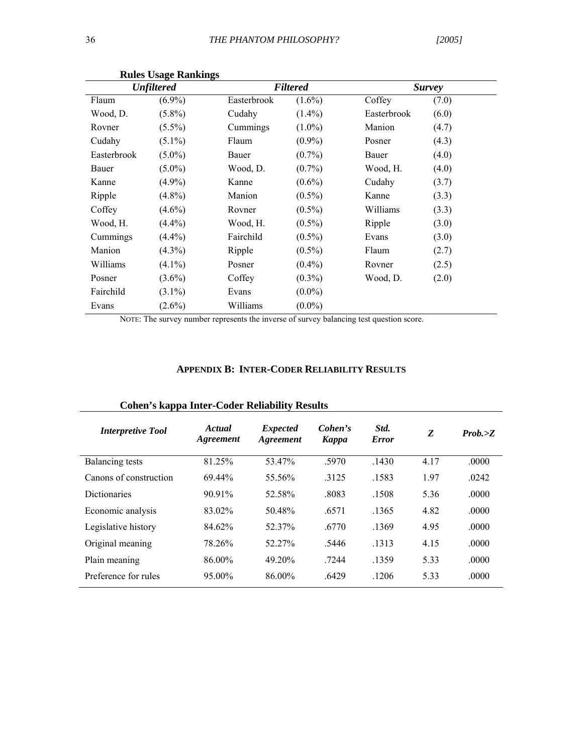**Rules Usage Rankings**

| *Unfiltered* | | *Filtered* | | *Survey* | |
|---|---|---|---|---|---|
| Flaum | (6.9%) | Easterbrook | (1.6%) | Coffey | (7.0) |
| Wood, D. | (5.8%) | Cudahy | (1.4%) | Easterbrook | (6.0) |
| Rovner | (5.5%) | Cummings | (1.0%) | Manion | (4.7) |
| Cudahy | (5.1%) | Flaum | (0.9%) | Posner | (4.3) |
| Easterbrook | (5.0%) | Bauer | (0.7%) | Bauer | (4.0) |
| Bauer | (5.0%) | Wood, D. | (0.7%) | Wood, H. | (4.0) |
| Kanne | (4.9%) | Kanne | (0.6%) | Cudahy | (3.7) |
| Ripple | (4.8%) | Manion | (0.5%) | Kanne | (3.3) |
| Coffey | (4.6%) | Rovner | (0.5%) | Williams | (3.3) |
| Wood, H. | (4.4%) | Wood, H. | (0.5%) | Ripple | (3.0) |
| Cummings | (4.4%) | Fairchild | (0.5%) | Evans | (3.0) |
| Manion | (4.3%) | Ripple | (0.5%) | Flaum | (2.7) |
| Williams | (4.1%) | Posner | (0.4%) | Rovner | (2.5) |
| Posner | (3.6%) | Coffey | (0.3%) | Wood, D. | (2.0) |
| Fairchild | (3.1%) | Evans | (0.0%) | | |
| Evans | (2.6%) | Williams | (0.0%) | | |

NOTE: The survey number represents the inverse of survey balancing test question score.

## APPENDIX B: INTER-CODER RELIABILITY RESULTS

**Cohen's kappa Inter-Coder Reliability Results**

| *Interpretive Tool* | *Actual Agreement* | *Expected Agreement* | *Cohen's Kappa* | *Std. Error* | *Z* | *Prob.>Z* |
|---|---|---|---|---|---|---|
| Balancing tests | 81.25% | 53.47% | .5970 | .1430 | 4.17 | .0000 |
| Canons of construction | 69.44% | 55.56% | .3125 | .1583 | 1.97 | .0242 |
| Dictionaries | 90.91% | 52.58% | .8083 | .1508 | 5.36 | .0000 |
| Economic analysis | 83.02% | 50.48% | .6571 | .1365 | 4.82 | .0000 |
| Legislative history | 84.62% | 52.37% | .6770 | .1369 | 4.95 | .0000 |
| Original meaning | 78.26% | 52.27% | .5446 | .1313 | 4.15 | .0000 |
| Plain meaning | 86.00% | 49.20% | .7244 | .1359 | 5.33 | .0000 |
| Preference for rules | 95.00% | 86.00% | .6429 | .1206 | 5.33 | .0000 |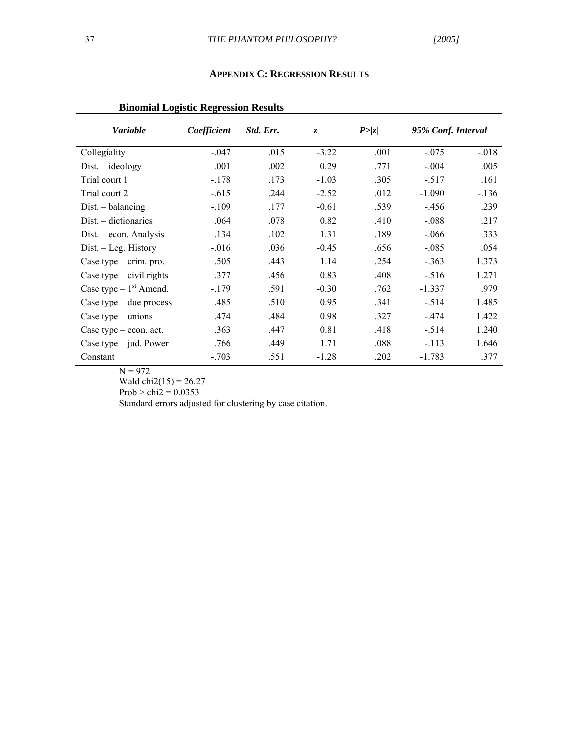## APPENDIX C: REGRESSION RESULTS

**Binomial Logistic Regression Results**

| *Variable* | *Coefficient* | *Std. Err.* | *z* | *P>\|z\|* | *95% Conf. Interval* | |
|---|---|---|---|---|---|---|
| Collegiality | -.047 | .015 | -3.22 | .001 | -.075 | -.018 |
| Dist. – ideology | .001 | .002 | 0.29 | .771 | -.004 | .005 |
| Trial court 1 | -.178 | .173 | -1.03 | .305 | -.517 | .161 |
| Trial court 2 | -.615 | .244 | -2.52 | .012 | -1.090 | -.136 |
| Dist. – balancing | -.109 | .177 | -0.61 | .539 | -.456 | .239 |
| Dist. – dictionaries | .064 | .078 | 0.82 | .410 | -.088 | .217 |
| Dist. – econ. Analysis | .134 | .102 | 1.31 | .189 | -.066 | .333 |
| Dist. – Leg. History | -.016 | .036 | -0.45 | .656 | -.085 | .054 |
| Case type – crim. pro. | .505 | .443 | 1.14 | .254 | -.363 | 1.373 |
| Case type – civil rights | .377 | .456 | 0.83 | .408 | -.516 | 1.271 |
| Case type – 1st Amend. | -.179 | .591 | -0.30 | .762 | -1.337 | .979 |
| Case type – due process | .485 | .510 | 0.95 | .341 | -.514 | 1.485 |
| Case type – unions | .474 | .484 | 0.98 | .327 | -.474 | 1.422 |
| Case type – econ. act. | .363 | .447 | 0.81 | .418 | -.514 | 1.240 |
| Case type – jud. Power | .766 | .449 | 1.71 | .088 | -.113 | 1.646 |
| Constant | -.703 | .551 | -1.28 | .202 | -1.783 | .377 |

N = 972
Wald chi2(15) = 26.27
Prob > chi2 = 0.0353
Standard errors adjusted for clustering by case citation.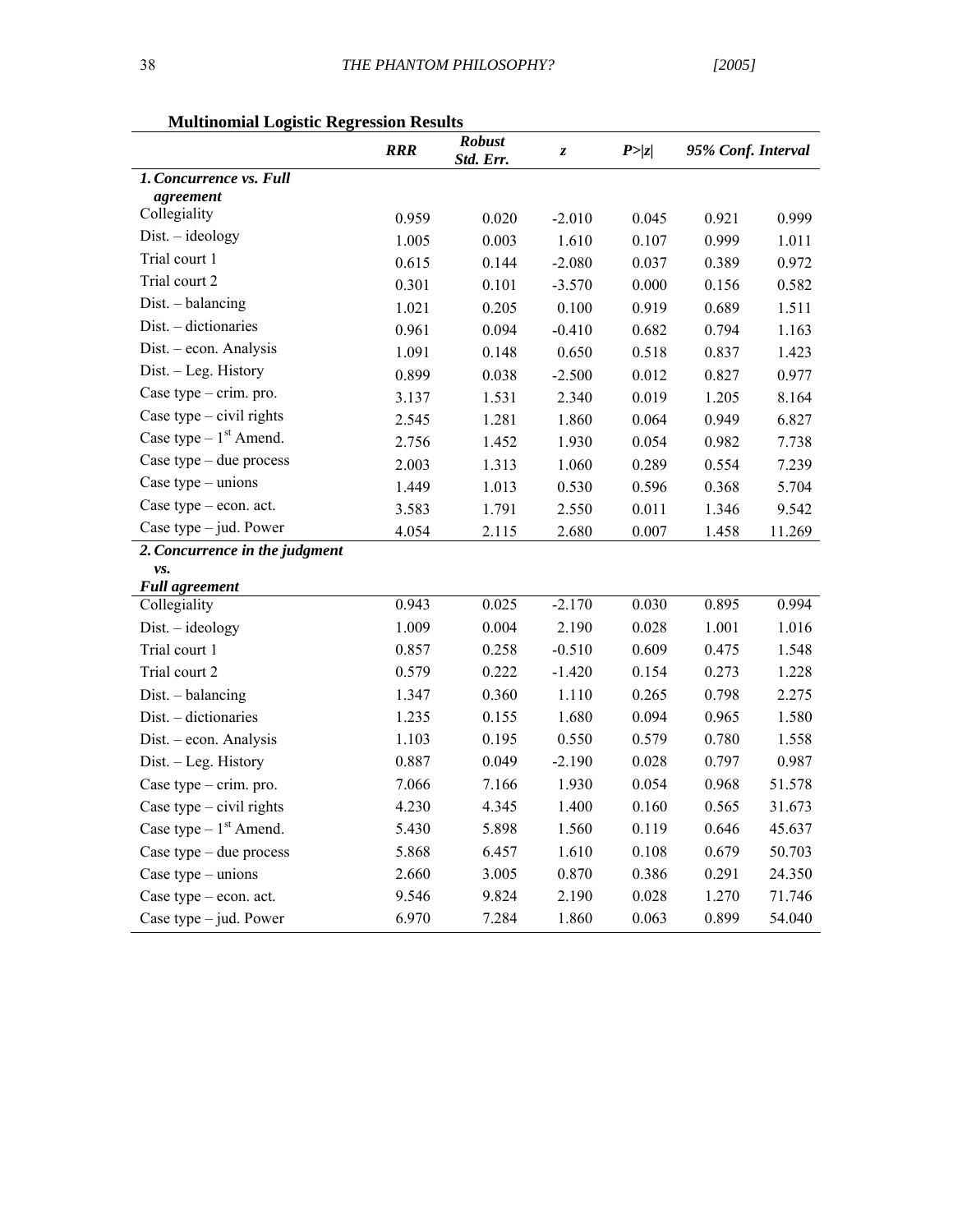**Multinomial Logistic Regression Results**

| | ***RRR*** | ***Robust Std. Err.*** | ***z*** | ***P>\|z\|*** | ***95% Conf. Interval*** | |
|---|---|---|---|---|---|---|
| ***1. Concurrence vs. Full agreement*** | | | | | | |
| Collegiality | 0.959 | 0.020 | -2.010 | 0.045 | 0.921 | 0.999 |
| Dist. – ideology | 1.005 | 0.003 | 1.610 | 0.107 | 0.999 | 1.011 |
| Trial court 1 | 0.615 | 0.144 | -2.080 | 0.037 | 0.389 | 0.972 |
| Trial court 2 | 0.301 | 0.101 | -3.570 | 0.000 | 0.156 | 0.582 |
| Dist. – balancing | 1.021 | 0.205 | 0.100 | 0.919 | 0.689 | 1.511 |
| Dist. – dictionaries | 0.961 | 0.094 | -0.410 | 0.682 | 0.794 | 1.163 |
| Dist. – econ. Analysis | 1.091 | 0.148 | 0.650 | 0.518 | 0.837 | 1.423 |
| Dist. – Leg. History | 0.899 | 0.038 | -2.500 | 0.012 | 0.827 | 0.977 |
| Case type – crim. pro. | 3.137 | 1.531 | 2.340 | 0.019 | 1.205 | 8.164 |
| Case type – civil rights | 2.545 | 1.281 | 1.860 | 0.064 | 0.949 | 6.827 |
| Case type – 1st Amend. | 2.756 | 1.452 | 1.930 | 0.054 | 0.982 | 7.738 |
| Case type – due process | 2.003 | 1.313 | 1.060 | 0.289 | 0.554 | 7.239 |
| Case type – unions | 1.449 | 1.013 | 0.530 | 0.596 | 0.368 | 5.704 |
| Case type – econ. act. | 3.583 | 1.791 | 2.550 | 0.011 | 1.346 | 9.542 |
| Case type – jud. Power | 4.054 | 2.115 | 2.680 | 0.007 | 1.458 | 11.269 |
| ***2. Concurrence in the judgment vs. Full agreement*** | | | | | | |
| Collegiality | 0.943 | 0.025 | -2.170 | 0.030 | 0.895 | 0.994 |
| Dist. – ideology | 1.009 | 0.004 | 2.190 | 0.028 | 1.001 | 1.016 |
| Trial court 1 | 0.857 | 0.258 | -0.510 | 0.609 | 0.475 | 1.548 |
| Trial court 2 | 0.579 | 0.222 | -1.420 | 0.154 | 0.273 | 1.228 |
| Dist. – balancing | 1.347 | 0.360 | 1.110 | 0.265 | 0.798 | 2.275 |
| Dist. – dictionaries | 1.235 | 0.155 | 1.680 | 0.094 | 0.965 | 1.580 |
| Dist. – econ. Analysis | 1.103 | 0.195 | 0.550 | 0.579 | 0.780 | 1.558 |
| Dist. – Leg. History | 0.887 | 0.049 | -2.190 | 0.028 | 0.797 | 0.987 |
| Case type – crim. pro. | 7.066 | 7.166 | 1.930 | 0.054 | 0.968 | 51.578 |
| Case type – civil rights | 4.230 | 4.345 | 1.400 | 0.160 | 0.565 | 31.673 |
| Case type – 1st Amend. | 5.430 | 5.898 | 1.560 | 0.119 | 0.646 | 45.637 |
| Case type – due process | 5.868 | 6.457 | 1.610 | 0.108 | 0.679 | 50.703 |
| Case type – unions | 2.660 | 3.005 | 0.870 | 0.386 | 0.291 | 24.350 |
| Case type – econ. act. | 9.546 | 9.824 | 2.190 | 0.028 | 1.270 | 71.746 |
| Case type – jud. Power | 6.970 | 7.284 | 1.860 | 0.063 | 0.899 | 54.040 |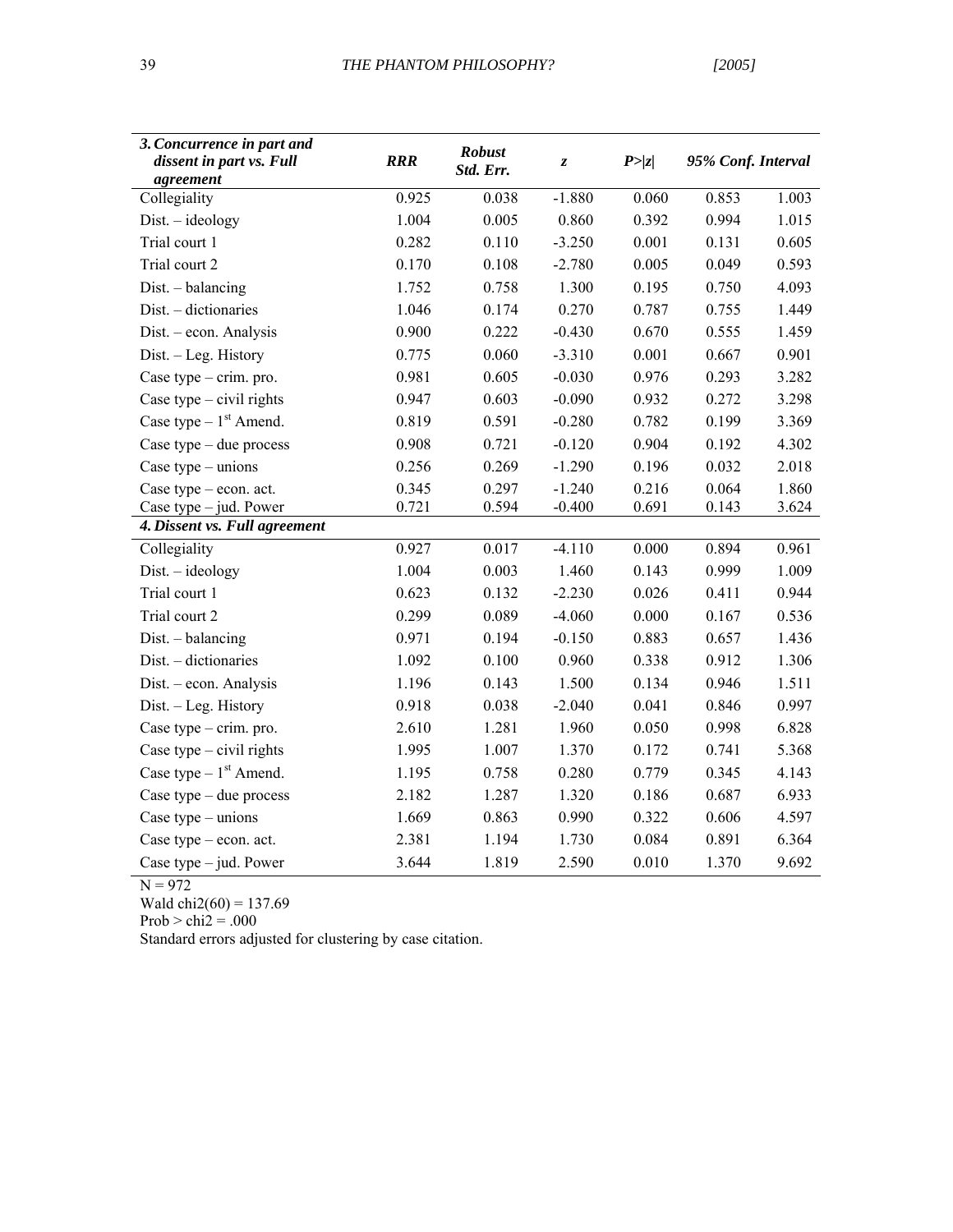| *3. Concurrence in part and dissent in part vs. Full agreement* | ***RRR*** | ***Robust Std. Err.*** | ***z*** | ***P>\|z\|*** | ***95% Conf. Interval*** | |
|---|---|---|---|---|---|---|
| Collegiality | 0.925 | 0.038 | -1.880 | 0.060 | 0.853 | 1.003 |
| Dist. – ideology | 1.004 | 0.005 | 0.860 | 0.392 | 0.994 | 1.015 |
| Trial court 1 | 0.282 | 0.110 | -3.250 | 0.001 | 0.131 | 0.605 |
| Trial court 2 | 0.170 | 0.108 | -2.780 | 0.005 | 0.049 | 0.593 |
| Dist. – balancing | 1.752 | 0.758 | 1.300 | 0.195 | 0.750 | 4.093 |
| Dist. – dictionaries | 1.046 | 0.174 | 0.270 | 0.787 | 0.755 | 1.449 |
| Dist. – econ. Analysis | 0.900 | 0.222 | -0.430 | 0.670 | 0.555 | 1.459 |
| Dist. – Leg. History | 0.775 | 0.060 | -3.310 | 0.001 | 0.667 | 0.901 |
| Case type – crim. pro. | 0.981 | 0.605 | -0.030 | 0.976 | 0.293 | 3.282 |
| Case type – civil rights | 0.947 | 0.603 | -0.090 | 0.932 | 0.272 | 3.298 |
| Case type – 1st Amend. | 0.819 | 0.591 | -0.280 | 0.782 | 0.199 | 3.369 |
| Case type – due process | 0.908 | 0.721 | -0.120 | 0.904 | 0.192 | 4.302 |
| Case type – unions | 0.256 | 0.269 | -1.290 | 0.196 | 0.032 | 2.018 |
| Case type – econ. act. | 0.345 | 0.297 | -1.240 | 0.216 | 0.064 | 1.860 |
| Case type – jud. Power | 0.721 | 0.594 | -0.400 | 0.691 | 0.143 | 3.624 |
| ***4. Dissent vs. Full agreement*** | | | | | | |
| Collegiality | 0.927 | 0.017 | -4.110 | 0.000 | 0.894 | 0.961 |
| Dist. – ideology | 1.004 | 0.003 | 1.460 | 0.143 | 0.999 | 1.009 |
| Trial court 1 | 0.623 | 0.132 | -2.230 | 0.026 | 0.411 | 0.944 |
| Trial court 2 | 0.299 | 0.089 | -4.060 | 0.000 | 0.167 | 0.536 |
| Dist. – balancing | 0.971 | 0.194 | -0.150 | 0.883 | 0.657 | 1.436 |
| Dist. – dictionaries | 1.092 | 0.100 | 0.960 | 0.338 | 0.912 | 1.306 |
| Dist. – econ. Analysis | 1.196 | 0.143 | 1.500 | 0.134 | 0.946 | 1.511 |
| Dist. – Leg. History | 0.918 | 0.038 | -2.040 | 0.041 | 0.846 | 0.997 |
| Case type – crim. pro. | 2.610 | 1.281 | 1.960 | 0.050 | 0.998 | 6.828 |
| Case type – civil rights | 1.995 | 1.007 | 1.370 | 0.172 | 0.741 | 5.368 |
| Case type – 1st Amend. | 1.195 | 0.758 | 0.280 | 0.779 | 0.345 | 4.143 |
| Case type – due process | 2.182 | 1.287 | 1.320 | 0.186 | 0.687 | 6.933 |
| Case type – unions | 1.669 | 0.863 | 0.990 | 0.322 | 0.606 | 4.597 |
| Case type – econ. act. | 2.381 | 1.194 | 1.730 | 0.084 | 0.891 | 6.364 |
| Case type – jud. Power | 3.644 | 1.819 | 2.590 | 0.010 | 1.370 | 9.692 |

N = 972

Wald chi2(60) = 137.69

Prob > chi2 = .000

Standard errors adjusted for clustering by case citation.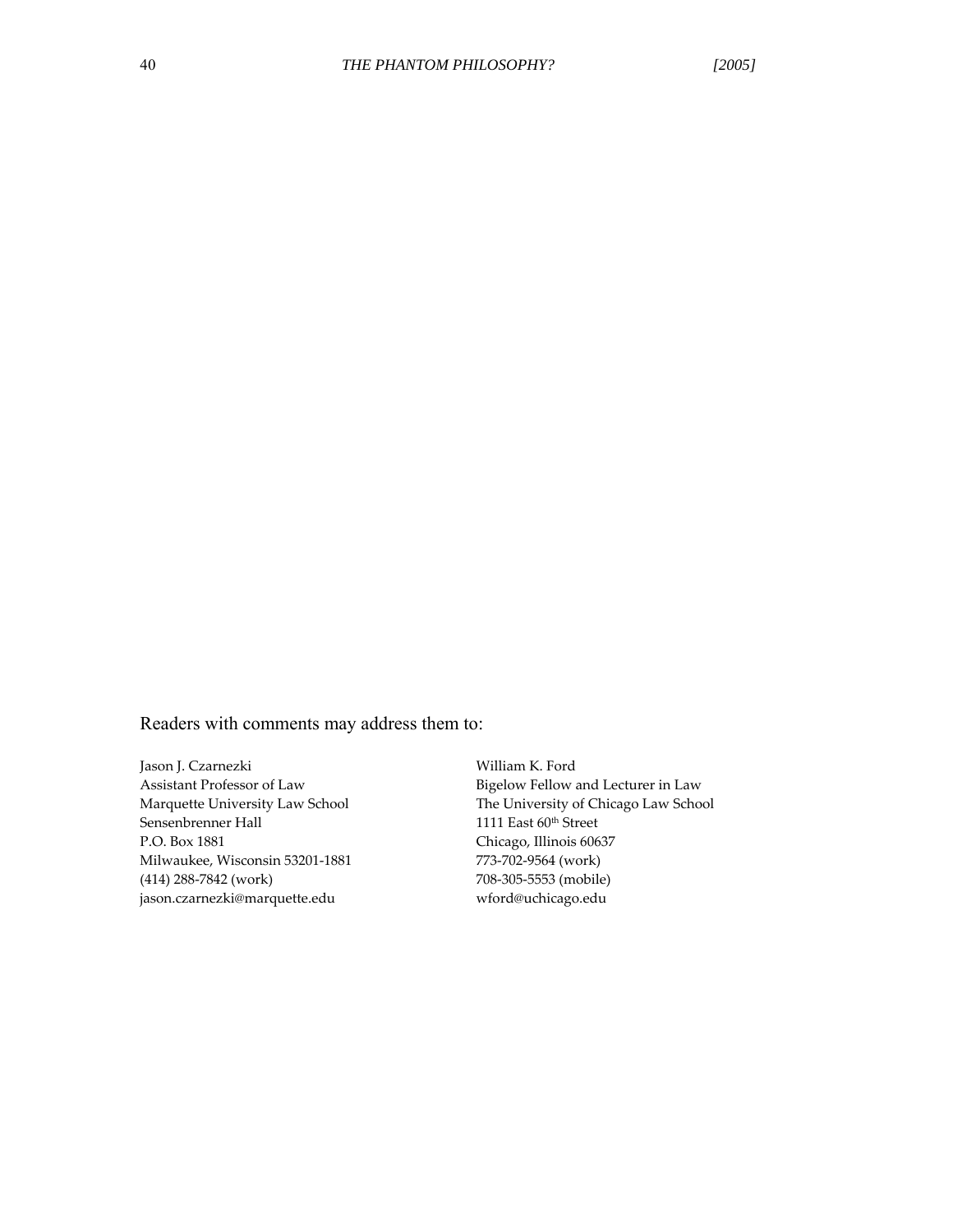Readers with comments may address them to:

Jason J. Czarnezki
Assistant Professor of Law
Marquette University Law School
Sensenbrenner Hall
P.O. Box 1881
Milwaukee, Wisconsin 53201-1881
(414) 288-7842 (work)
jason.czarnezki@marquette.edu

William K. Ford
Bigelow Fellow and Lecturer in Law
The University of Chicago Law School
1111 East 60th Street
Chicago, Illinois 60637
773-702-9564 (work)
708-305-5553 (mobile)
wford@uchicago.edu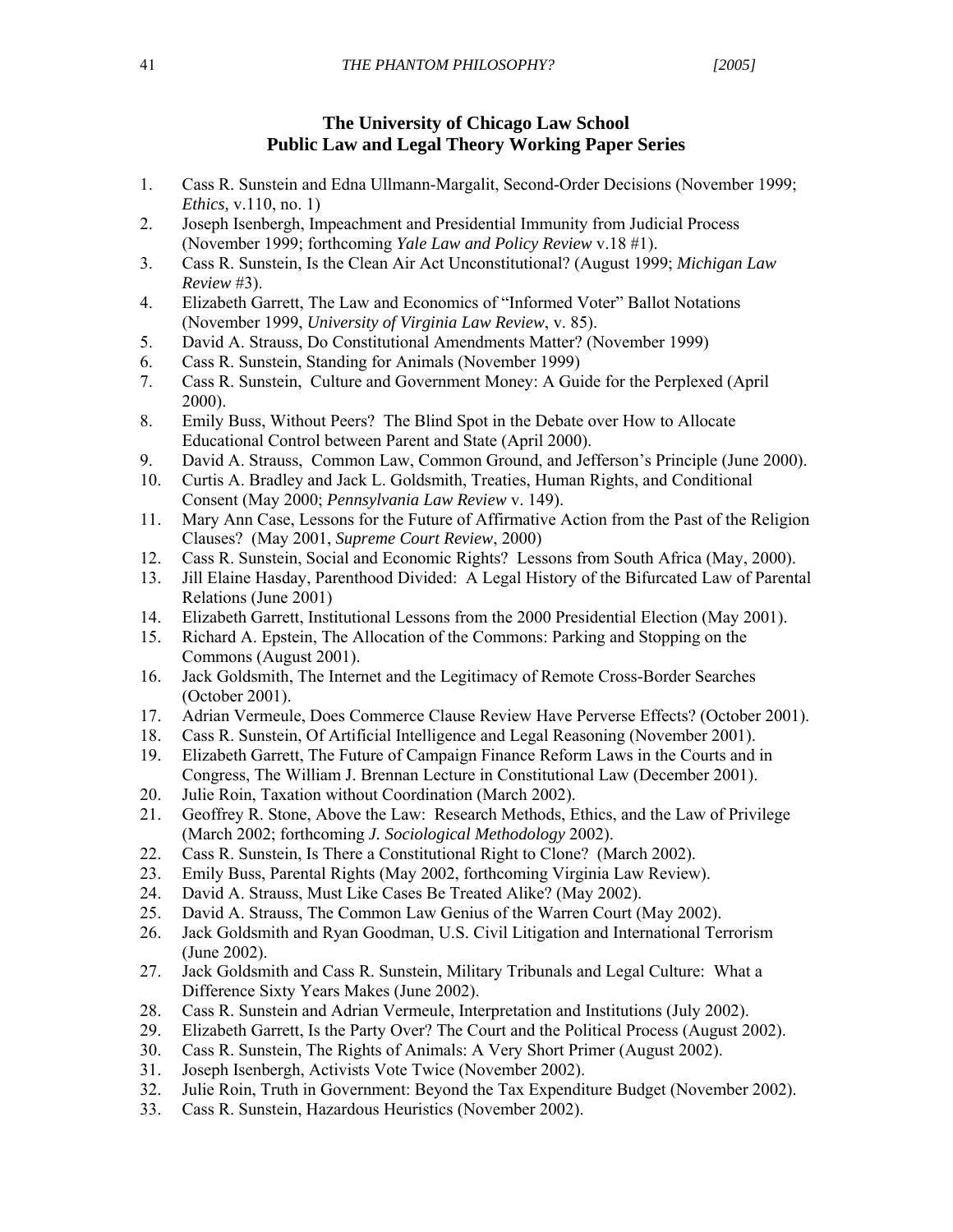## The University of Chicago Law School
## Public Law and Legal Theory Working Paper Series

1. Cass R. Sunstein and Edna Ullmann-Margalit, Second-Order Decisions (November 1999; *Ethics,* v.110, no. 1)
2. Joseph Isenbergh, Impeachment and Presidential Immunity from Judicial Process (November 1999; forthcoming *Yale Law and Policy Review* v.18 #1).
3. Cass R. Sunstein, Is the Clean Air Act Unconstitutional? (August 1999; *Michigan Law Review* #3).
4. Elizabeth Garrett, The Law and Economics of "Informed Voter" Ballot Notations (November 1999, *University of Virginia Law Review*, v. 85).
5. David A. Strauss, Do Constitutional Amendments Matter? (November 1999)
6. Cass R. Sunstein, Standing for Animals (November 1999)
7. Cass R. Sunstein, Culture and Government Money: A Guide for the Perplexed (April 2000).
8. Emily Buss, Without Peers? The Blind Spot in the Debate over How to Allocate Educational Control between Parent and State (April 2000).
9. David A. Strauss, Common Law, Common Ground, and Jefferson's Principle (June 2000).
10. Curtis A. Bradley and Jack L. Goldsmith, Treaties, Human Rights, and Conditional Consent (May 2000; *Pennsylvania Law Review* v. 149).
11. Mary Ann Case, Lessons for the Future of Affirmative Action from the Past of the Religion Clauses? (May 2001, *Supreme Court Review*, 2000)
12. Cass R. Sunstein, Social and Economic Rights? Lessons from South Africa (May, 2000).
13. Jill Elaine Hasday, Parenthood Divided: A Legal History of the Bifurcated Law of Parental Relations (June 2001)
14. Elizabeth Garrett, Institutional Lessons from the 2000 Presidential Election (May 2001).
15. Richard A. Epstein, The Allocation of the Commons: Parking and Stopping on the Commons (August 2001).
16. Jack Goldsmith, The Internet and the Legitimacy of Remote Cross-Border Searches (October 2001).
17. Adrian Vermeule, Does Commerce Clause Review Have Perverse Effects? (October 2001).
18. Cass R. Sunstein, Of Artificial Intelligence and Legal Reasoning (November 2001).
19. Elizabeth Garrett, The Future of Campaign Finance Reform Laws in the Courts and in Congress, The William J. Brennan Lecture in Constitutional Law (December 2001).
20. Julie Roin, Taxation without Coordination (March 2002).
21. Geoffrey R. Stone, Above the Law: Research Methods, Ethics, and the Law of Privilege (March 2002; forthcoming *J. Sociological Methodology* 2002).
22. Cass R. Sunstein, Is There a Constitutional Right to Clone? (March 2002).
23. Emily Buss, Parental Rights (May 2002, forthcoming Virginia Law Review).
24. David A. Strauss, Must Like Cases Be Treated Alike? (May 2002).
25. David A. Strauss, The Common Law Genius of the Warren Court (May 2002).
26. Jack Goldsmith and Ryan Goodman, U.S. Civil Litigation and International Terrorism (June 2002).
27. Jack Goldsmith and Cass R. Sunstein, Military Tribunals and Legal Culture: What a Difference Sixty Years Makes (June 2002).
28. Cass R. Sunstein and Adrian Vermeule, Interpretation and Institutions (July 2002).
29. Elizabeth Garrett, Is the Party Over? The Court and the Political Process (August 2002).
30. Cass R. Sunstein, The Rights of Animals: A Very Short Primer (August 2002).
31. Joseph Isenbergh, Activists Vote Twice (November 2002).
32. Julie Roin, Truth in Government: Beyond the Tax Expenditure Budget (November 2002).
33. Cass R. Sunstein, Hazardous Heuristics (November 2002).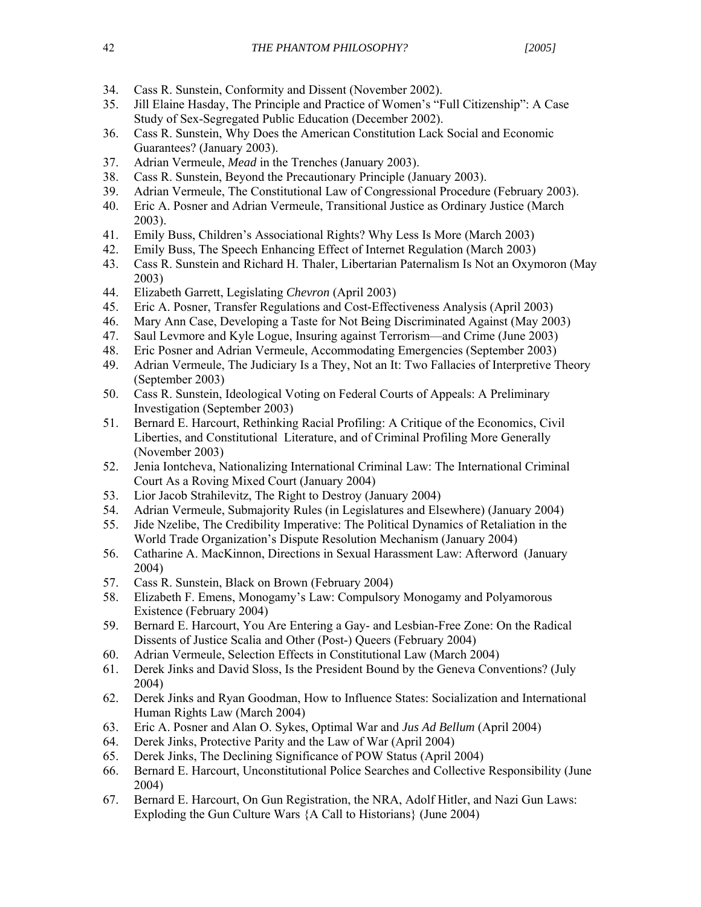34. Cass R. Sunstein, Conformity and Dissent (November 2002).
35. Jill Elaine Hasday, The Principle and Practice of Women's "Full Citizenship": A Case Study of Sex-Segregated Public Education (December 2002).
36. Cass R. Sunstein, Why Does the American Constitution Lack Social and Economic Guarantees? (January 2003).
37. Adrian Vermeule, *Mead* in the Trenches (January 2003).
38. Cass R. Sunstein, Beyond the Precautionary Principle (January 2003).
39. Adrian Vermeule, The Constitutional Law of Congressional Procedure (February 2003).
40. Eric A. Posner and Adrian Vermeule, Transitional Justice as Ordinary Justice (March 2003).
41. Emily Buss, Children's Associational Rights? Why Less Is More (March 2003)
42. Emily Buss, The Speech Enhancing Effect of Internet Regulation (March 2003)
43. Cass R. Sunstein and Richard H. Thaler, Libertarian Paternalism Is Not an Oxymoron (May 2003)
44. Elizabeth Garrett, Legislating *Chevron* (April 2003)
45. Eric A. Posner, Transfer Regulations and Cost-Effectiveness Analysis (April 2003)
46. Mary Ann Case, Developing a Taste for Not Being Discriminated Against (May 2003)
47. Saul Levmore and Kyle Logue, Insuring against Terrorism—and Crime (June 2003)
48. Eric Posner and Adrian Vermeule, Accommodating Emergencies (September 2003)
49. Adrian Vermeule, The Judiciary Is a They, Not an It: Two Fallacies of Interpretive Theory (September 2003)
50. Cass R. Sunstein, Ideological Voting on Federal Courts of Appeals: A Preliminary Investigation (September 2003)
51. Bernard E. Harcourt, Rethinking Racial Profiling: A Critique of the Economics, Civil Liberties, and Constitutional Literature, and of Criminal Profiling More Generally (November 2003)
52. Jenia Iontcheva, Nationalizing International Criminal Law: The International Criminal Court As a Roving Mixed Court (January 2004)
53. Lior Jacob Strahilevitz, The Right to Destroy (January 2004)
54. Adrian Vermeule, Submajority Rules (in Legislatures and Elsewhere) (January 2004)
55. Jide Nzelibe, The Credibility Imperative: The Political Dynamics of Retaliation in the World Trade Organization's Dispute Resolution Mechanism (January 2004)
56. Catharine A. MacKinnon, Directions in Sexual Harassment Law: Afterword (January 2004)
57. Cass R. Sunstein, Black on Brown (February 2004)
58. Elizabeth F. Emens, Monogamy's Law: Compulsory Monogamy and Polyamorous Existence (February 2004)
59. Bernard E. Harcourt, You Are Entering a Gay- and Lesbian-Free Zone: On the Radical Dissents of Justice Scalia and Other (Post-) Queers (February 2004)
60. Adrian Vermeule, Selection Effects in Constitutional Law (March 2004)
61. Derek Jinks and David Sloss, Is the President Bound by the Geneva Conventions? (July 2004)
62. Derek Jinks and Ryan Goodman, How to Influence States: Socialization and International Human Rights Law (March 2004)
63. Eric A. Posner and Alan O. Sykes, Optimal War and *Jus Ad Bellum* (April 2004)
64. Derek Jinks, Protective Parity and the Law of War (April 2004)
65. Derek Jinks, The Declining Significance of POW Status (April 2004)
66. Bernard E. Harcourt, Unconstitutional Police Searches and Collective Responsibility (June 2004)
67. Bernard E. Harcourt, On Gun Registration, the NRA, Adolf Hitler, and Nazi Gun Laws: Exploding the Gun Culture Wars {A Call to Historians} (June 2004)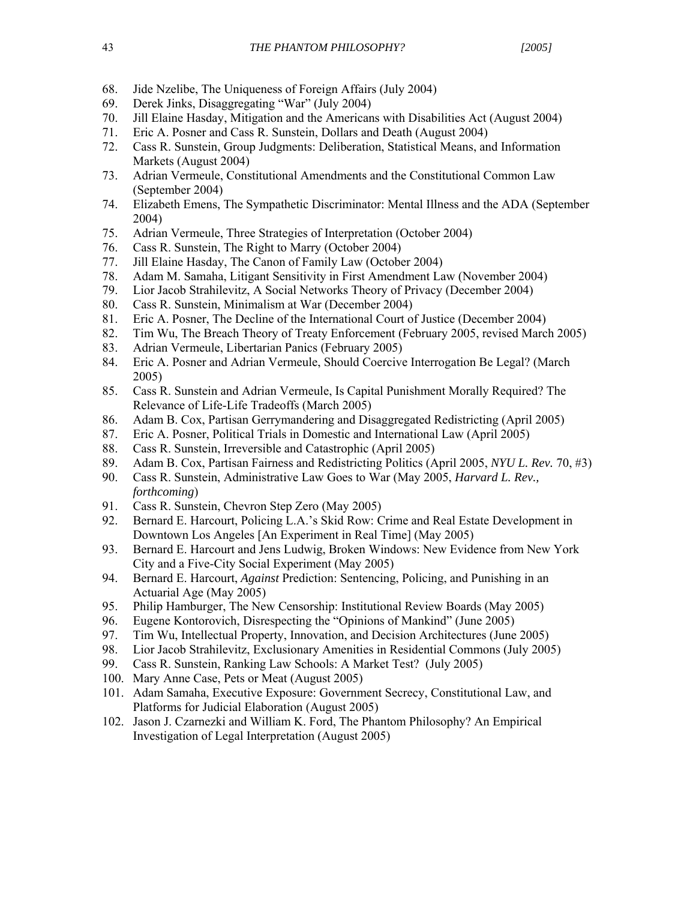68. Jide Nzelibe, The Uniqueness of Foreign Affairs (July 2004)
69. Derek Jinks, Disaggregating "War" (July 2004)
70. Jill Elaine Hasday, Mitigation and the Americans with Disabilities Act (August 2004)
71. Eric A. Posner and Cass R. Sunstein, Dollars and Death (August 2004)
72. Cass R. Sunstein, Group Judgments: Deliberation, Statistical Means, and Information Markets (August 2004)
73. Adrian Vermeule, Constitutional Amendments and the Constitutional Common Law (September 2004)
74. Elizabeth Emens, The Sympathetic Discriminator: Mental Illness and the ADA (September 2004)
75. Adrian Vermeule, Three Strategies of Interpretation (October 2004)
76. Cass R. Sunstein, The Right to Marry (October 2004)
77. Jill Elaine Hasday, The Canon of Family Law (October 2004)
78. Adam M. Samaha, Litigant Sensitivity in First Amendment Law (November 2004)
79. Lior Jacob Strahilevitz, A Social Networks Theory of Privacy (December 2004)
80. Cass R. Sunstein, Minimalism at War (December 2004)
81. Eric A. Posner, The Decline of the International Court of Justice (December 2004)
82. Tim Wu, The Breach Theory of Treaty Enforcement (February 2005, revised March 2005)
83. Adrian Vermeule, Libertarian Panics (February 2005)
84. Eric A. Posner and Adrian Vermeule, Should Coercive Interrogation Be Legal? (March 2005)
85. Cass R. Sunstein and Adrian Vermeule, Is Capital Punishment Morally Required? The Relevance of Life-Life Tradeoffs (March 2005)
86. Adam B. Cox, Partisan Gerrymandering and Disaggregated Redistricting (April 2005)
87. Eric A. Posner, Political Trials in Domestic and International Law (April 2005)
88. Cass R. Sunstein, Irreversible and Catastrophic (April 2005)
89. Adam B. Cox, Partisan Fairness and Redistricting Politics (April 2005, *NYU L. Rev.* 70, #3)
90. Cass R. Sunstein, Administrative Law Goes to War (May 2005, *Harvard L. Rev., forthcoming*)
91. Cass R. Sunstein, Chevron Step Zero (May 2005)
92. Bernard E. Harcourt, Policing L.A.'s Skid Row: Crime and Real Estate Development in Downtown Los Angeles [An Experiment in Real Time] (May 2005)
93. Bernard E. Harcourt and Jens Ludwig, Broken Windows: New Evidence from New York City and a Five-City Social Experiment (May 2005)
94. Bernard E. Harcourt, *Against* Prediction: Sentencing, Policing, and Punishing in an Actuarial Age (May 2005)
95. Philip Hamburger, The New Censorship: Institutional Review Boards (May 2005)
96. Eugene Kontorovich, Disrespecting the "Opinions of Mankind" (June 2005)
97. Tim Wu, Intellectual Property, Innovation, and Decision Architectures (June 2005)
98. Lior Jacob Strahilevitz, Exclusionary Amenities in Residential Commons (July 2005)
99. Cass R. Sunstein, Ranking Law Schools: A Market Test? (July 2005)
100. Mary Anne Case, Pets or Meat (August 2005)
101. Adam Samaha, Executive Exposure: Government Secrecy, Constitutional Law, and Platforms for Judicial Elaboration (August 2005)
102. Jason J. Czarnezki and William K. Ford, The Phantom Philosophy? An Empirical Investigation of Legal Interpretation (August 2005)